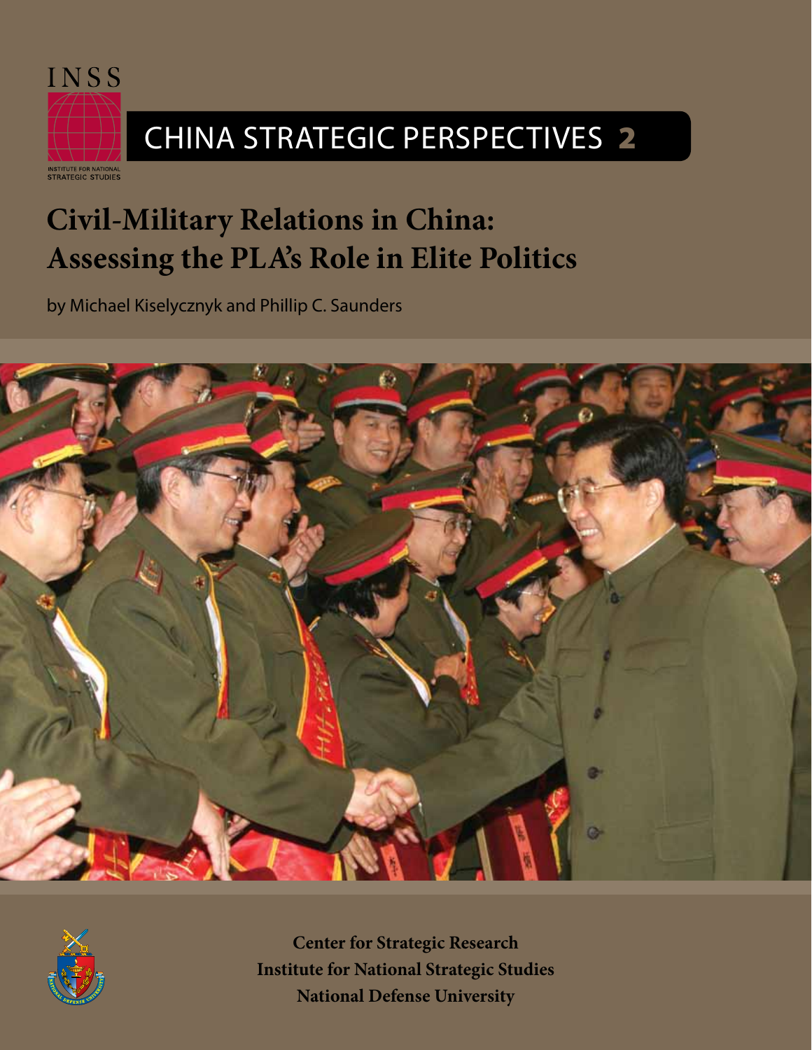INSS

INSTITUTE FOR NATIONAL STRATEGIC STUDIES

# CHINA STRATEGIC PERSPECTIVES 2

## Civil-Military Relations in China: Assessing the PLA's Role in Elite Politics

by Michael Kiselycznyk and Phillip C. Saunders

**Center for Strategic Research**
**Institute for National Strategic Studies**
**National Defense University**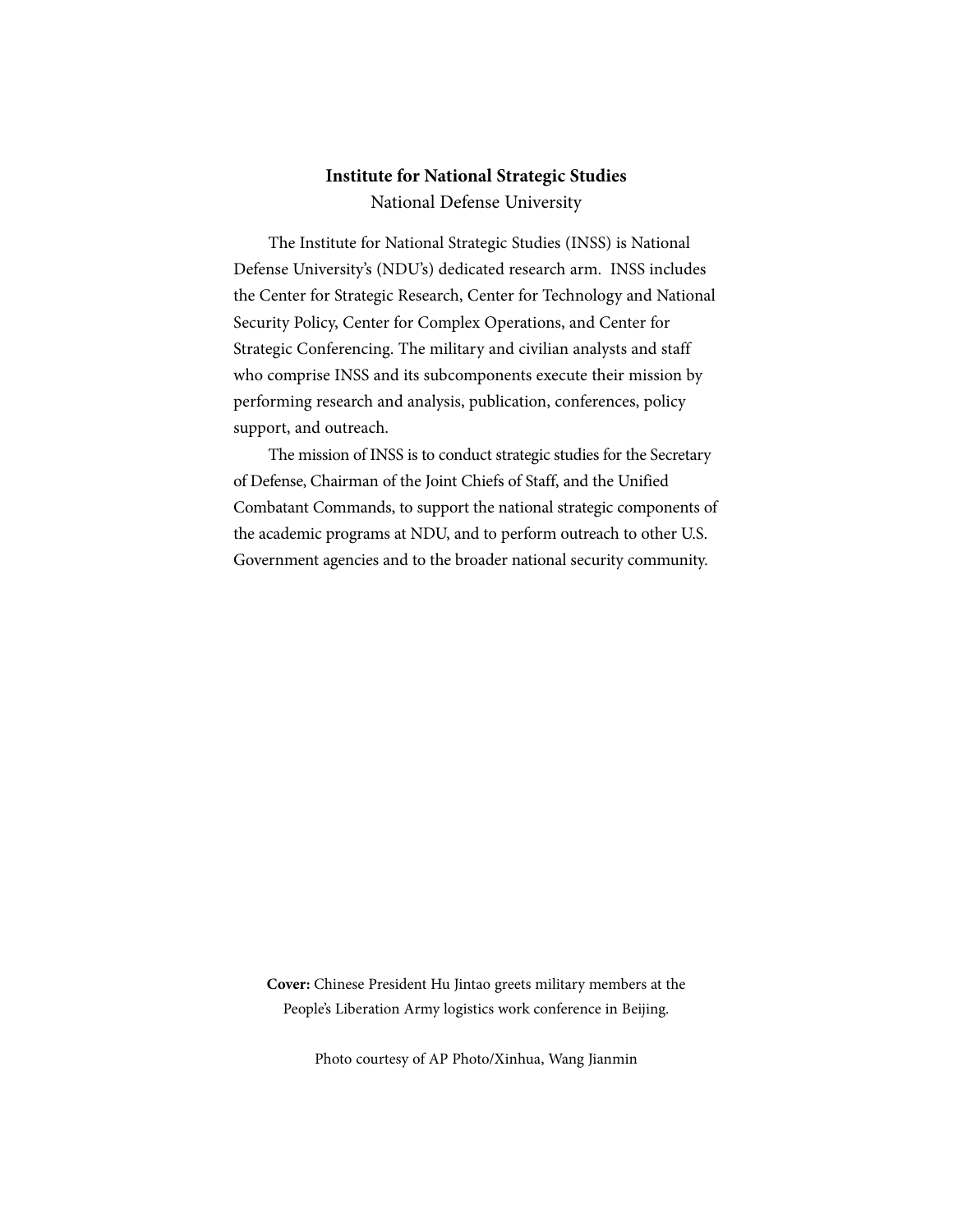**Institute for National Strategic Studies**

National Defense University

The Institute for National Strategic Studies (INSS) is National Defense University's (NDU's) dedicated research arm. INSS includes the Center for Strategic Research, Center for Technology and National Security Policy, Center for Complex Operations, and Center for Strategic Conferencing. The military and civilian analysts and staff who comprise INSS and its subcomponents execute their mission by performing research and analysis, publication, conferences, policy support, and outreach.

The mission of INSS is to conduct strategic studies for the Secretary of Defense, Chairman of the Joint Chiefs of Staff, and the Unified Combatant Commands, to support the national strategic components of the academic programs at NDU, and to perform outreach to other U.S. Government agencies and to the broader national security community.

**Cover:** Chinese President Hu Jintao greets military members at the People's Liberation Army logistics work conference in Beijing.

Photo courtesy of AP Photo/Xinhua, Wang Jianmin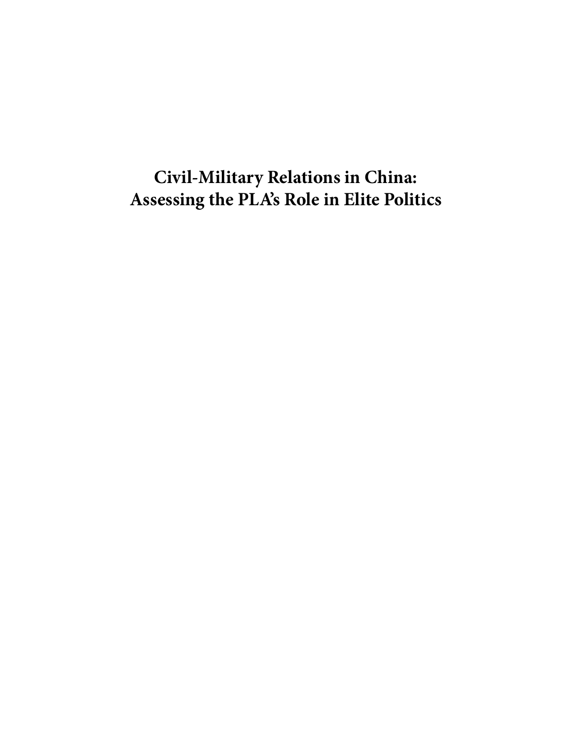# Civil-Military Relations in China: Assessing the PLA's Role in Elite Politics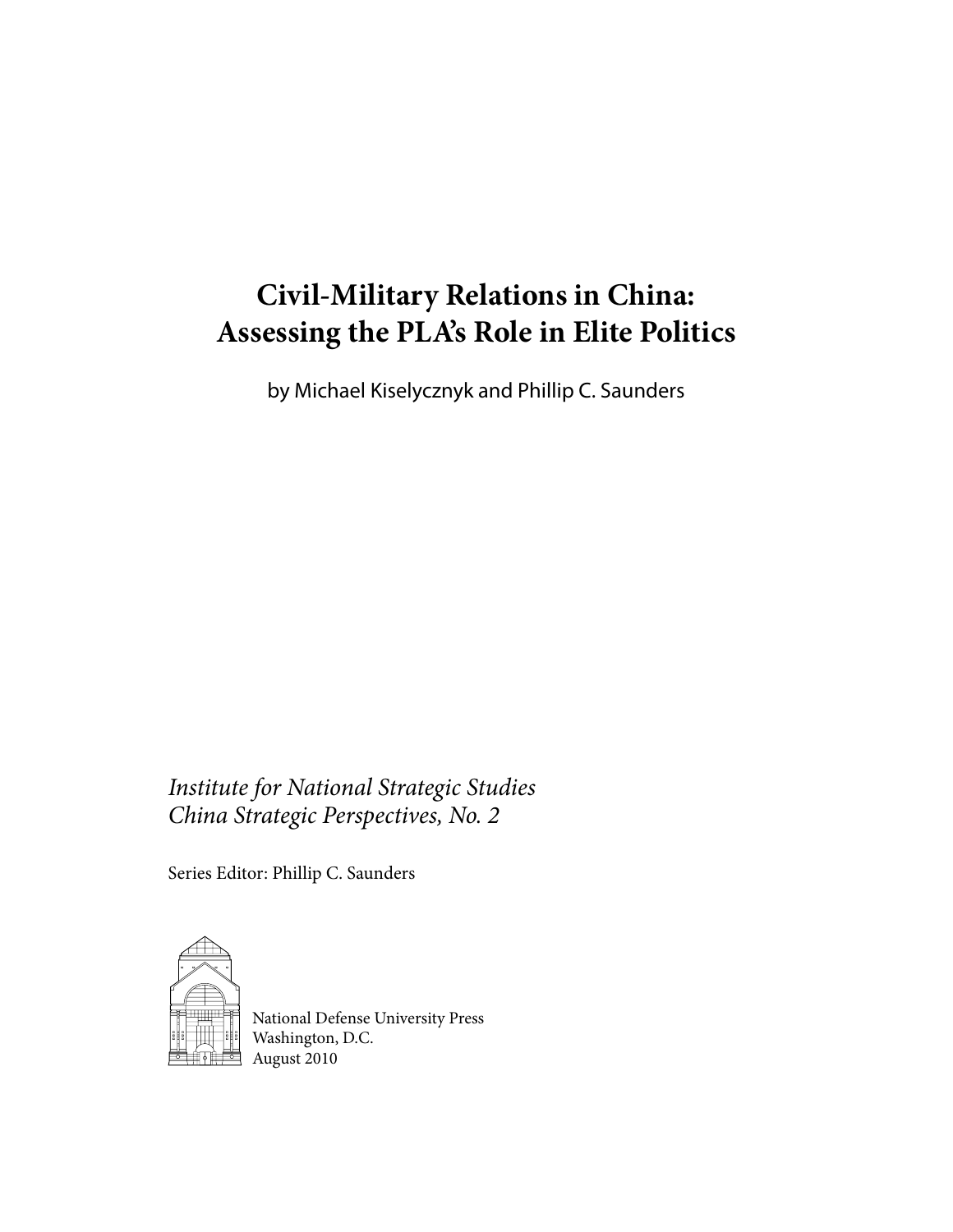# Civil-Military Relations in China: Assessing the PLA's Role in Elite Politics

by Michael Kiselycznyk and Phillip C. Saunders

*Institute for National Strategic Studies*
*China Strategic Perspectives, No. 2*

Series Editor: Phillip C. Saunders

National Defense University Press
Washington, D.C.
August 2010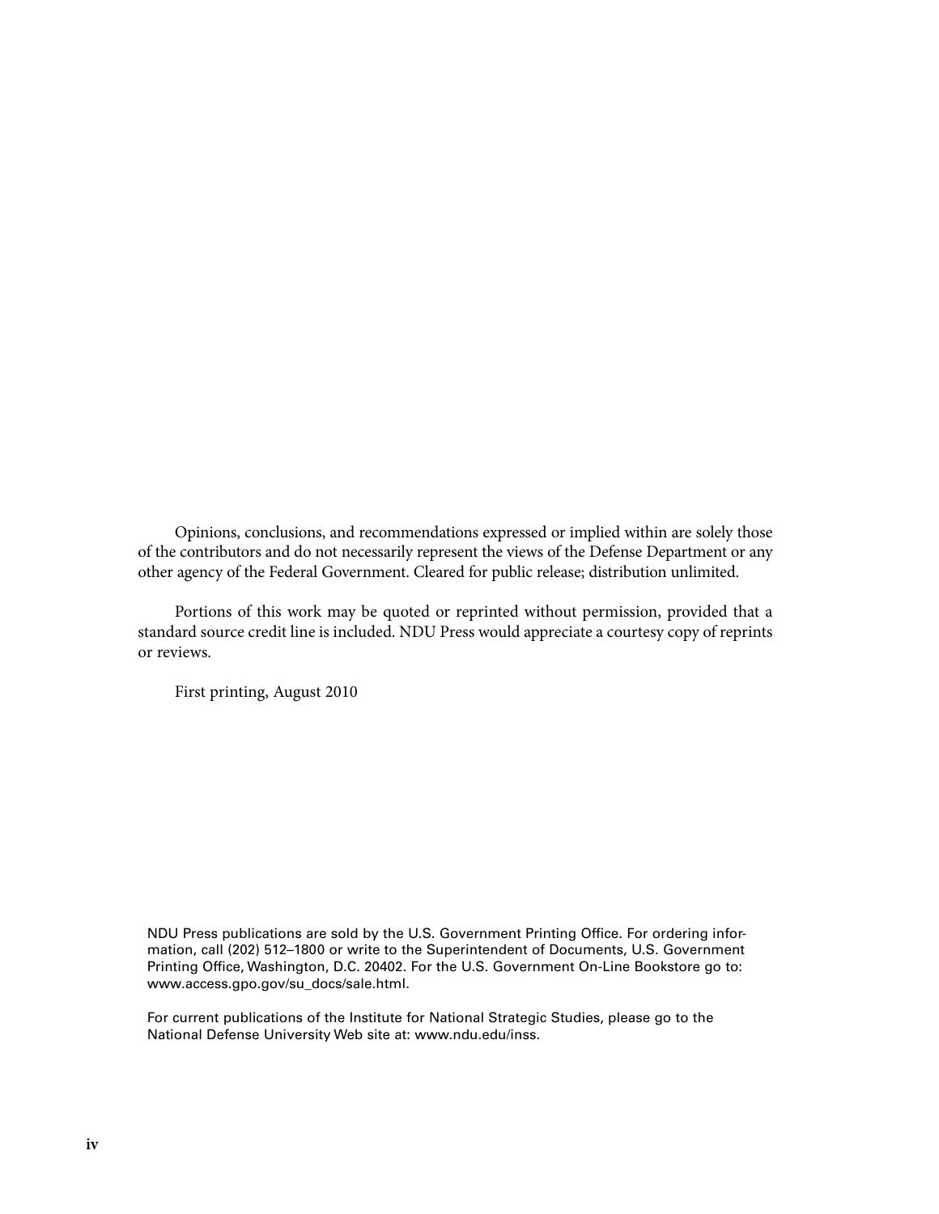Opinions, conclusions, and recommendations expressed or implied within are solely those of the contributors and do not necessarily represent the views of the Defense Department or any other agency of the Federal Government. Cleared for public release; distribution unlimited.

Portions of this work may be quoted or reprinted without permission, provided that a standard source credit line is included. NDU Press would appreciate a courtesy copy of reprints or reviews.

First printing, August 2010

NDU Press publications are sold by the U.S. Government Printing Office. For ordering information, call (202) 512–1800 or write to the Superintendent of Documents, U.S. Government Printing Office, Washington, D.C. 20402. For the U.S. Government On-Line Bookstore go to: www.access.gpo.gov/su_docs/sale.html.

For current publications of the Institute for National Strategic Studies, please go to the National Defense University Web site at: www.ndu.edu/inss.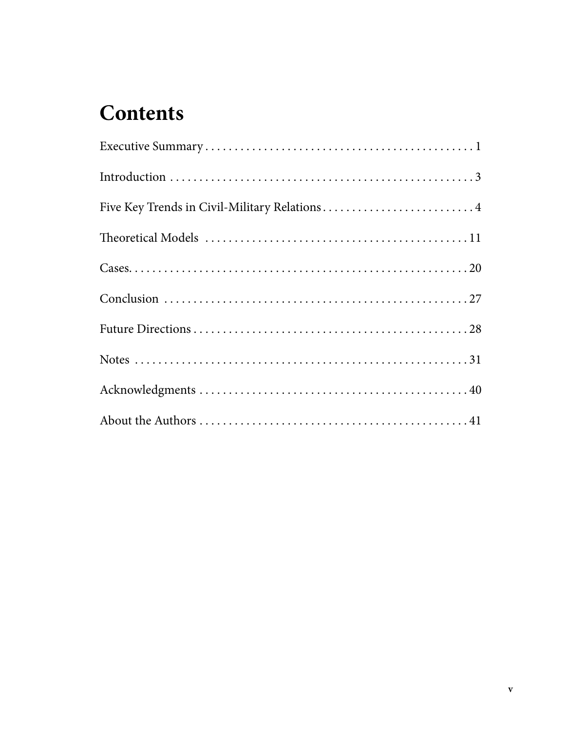# Contents

Executive Summary . . . . . . . . . . . . . . . . . . . . . . . . . . . . . . . . . . . . . . . . . . . . . 1

Introduction . . . . . . . . . . . . . . . . . . . . . . . . . . . . . . . . . . . . . . . . . . . . . . . . . 3

Five Key Trends in Civil-Military Relations . . . . . . . . . . . . . . . . . . . . . . . . . . 4

Theoretical Models . . . . . . . . . . . . . . . . . . . . . . . . . . . . . . . . . . . . . . . . . . . . 11

Cases. . . . . . . . . . . . . . . . . . . . . . . . . . . . . . . . . . . . . . . . . . . . . . . . . . . . . . 20

Conclusion . . . . . . . . . . . . . . . . . . . . . . . . . . . . . . . . . . . . . . . . . . . . . . . . . 27

Future Directions . . . . . . . . . . . . . . . . . . . . . . . . . . . . . . . . . . . . . . . . . . . . . 28

Notes . . . . . . . . . . . . . . . . . . . . . . . . . . . . . . . . . . . . . . . . . . . . . . . . . . . . . 31

Acknowledgments . . . . . . . . . . . . . . . . . . . . . . . . . . . . . . . . . . . . . . . . . . . . . 40

About the Authors . . . . . . . . . . . . . . . . . . . . . . . . . . . . . . . . . . . . . . . . . . . . 41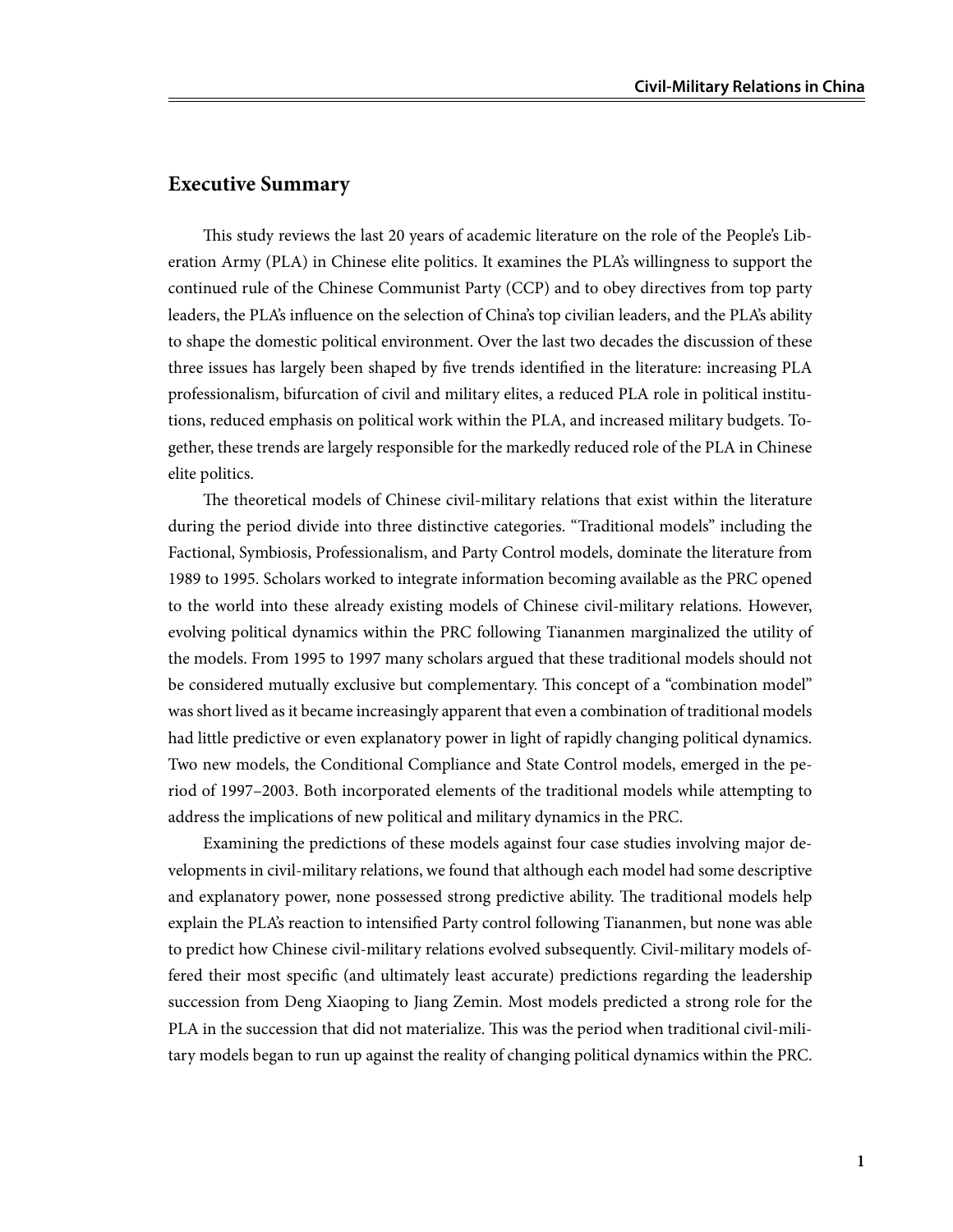## Executive Summary

This study reviews the last 20 years of academic literature on the role of the People's Liberation Army (PLA) in Chinese elite politics. It examines the PLA's willingness to support the continued rule of the Chinese Communist Party (CCP) and to obey directives from top party leaders, the PLA's influence on the selection of China's top civilian leaders, and the PLA's ability to shape the domestic political environment. Over the last two decades the discussion of these three issues has largely been shaped by five trends identified in the literature: increasing PLA professionalism, bifurcation of civil and military elites, a reduced PLA role in political institutions, reduced emphasis on political work within the PLA, and increased military budgets. Together, these trends are largely responsible for the markedly reduced role of the PLA in Chinese elite politics.

The theoretical models of Chinese civil-military relations that exist within the literature during the period divide into three distinctive categories. "Traditional models" including the Factional, Symbiosis, Professionalism, and Party Control models, dominate the literature from 1989 to 1995. Scholars worked to integrate information becoming available as the PRC opened to the world into these already existing models of Chinese civil-military relations. However, evolving political dynamics within the PRC following Tiananmen marginalized the utility of the models. From 1995 to 1997 many scholars argued that these traditional models should not be considered mutually exclusive but complementary. This concept of a "combination model" was short lived as it became increasingly apparent that even a combination of traditional models had little predictive or even explanatory power in light of rapidly changing political dynamics. Two new models, the Conditional Compliance and State Control models, emerged in the period of 1997–2003. Both incorporated elements of the traditional models while attempting to address the implications of new political and military dynamics in the PRC.

Examining the predictions of these models against four case studies involving major developments in civil-military relations, we found that although each model had some descriptive and explanatory power, none possessed strong predictive ability. The traditional models help explain the PLA's reaction to intensified Party control following Tiananmen, but none was able to predict how Chinese civil-military relations evolved subsequently. Civil-military models offered their most specific (and ultimately least accurate) predictions regarding the leadership succession from Deng Xiaoping to Jiang Zemin. Most models predicted a strong role for the PLA in the succession that did not materialize. This was the period when traditional civil-military models began to run up against the reality of changing political dynamics within the PRC.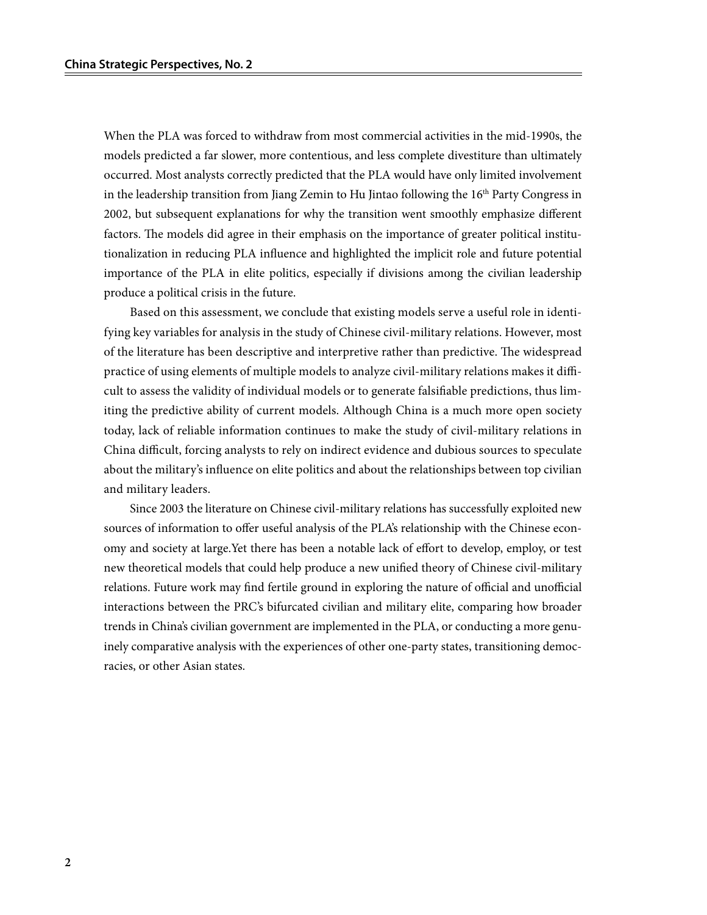When the PLA was forced to withdraw from most commercial activities in the mid-1990s, the models predicted a far slower, more contentious, and less complete divestiture than ultimately occurred. Most analysts correctly predicted that the PLA would have only limited involvement in the leadership transition from Jiang Zemin to Hu Jintao following the 16th Party Congress in 2002, but subsequent explanations for why the transition went smoothly emphasize different factors. The models did agree in their emphasis on the importance of greater political institutionalization in reducing PLA influence and highlighted the implicit role and future potential importance of the PLA in elite politics, especially if divisions among the civilian leadership produce a political crisis in the future.

Based on this assessment, we conclude that existing models serve a useful role in identifying key variables for analysis in the study of Chinese civil-military relations. However, most of the literature has been descriptive and interpretive rather than predictive. The widespread practice of using elements of multiple models to analyze civil-military relations makes it difficult to assess the validity of individual models or to generate falsifiable predictions, thus limiting the predictive ability of current models. Although China is a much more open society today, lack of reliable information continues to make the study of civil-military relations in China difficult, forcing analysts to rely on indirect evidence and dubious sources to speculate about the military's influence on elite politics and about the relationships between top civilian and military leaders.

Since 2003 the literature on Chinese civil-military relations has successfully exploited new sources of information to offer useful analysis of the PLA's relationship with the Chinese economy and society at large. Yet there has been a notable lack of effort to develop, employ, or test new theoretical models that could help produce a new unified theory of Chinese civil-military relations. Future work may find fertile ground in exploring the nature of official and unofficial interactions between the PRC's bifurcated civilian and military elite, comparing how broader trends in China's civilian government are implemented in the PLA, or conducting a more genuinely comparative analysis with the experiences of other one-party states, transitioning democracies, or other Asian states.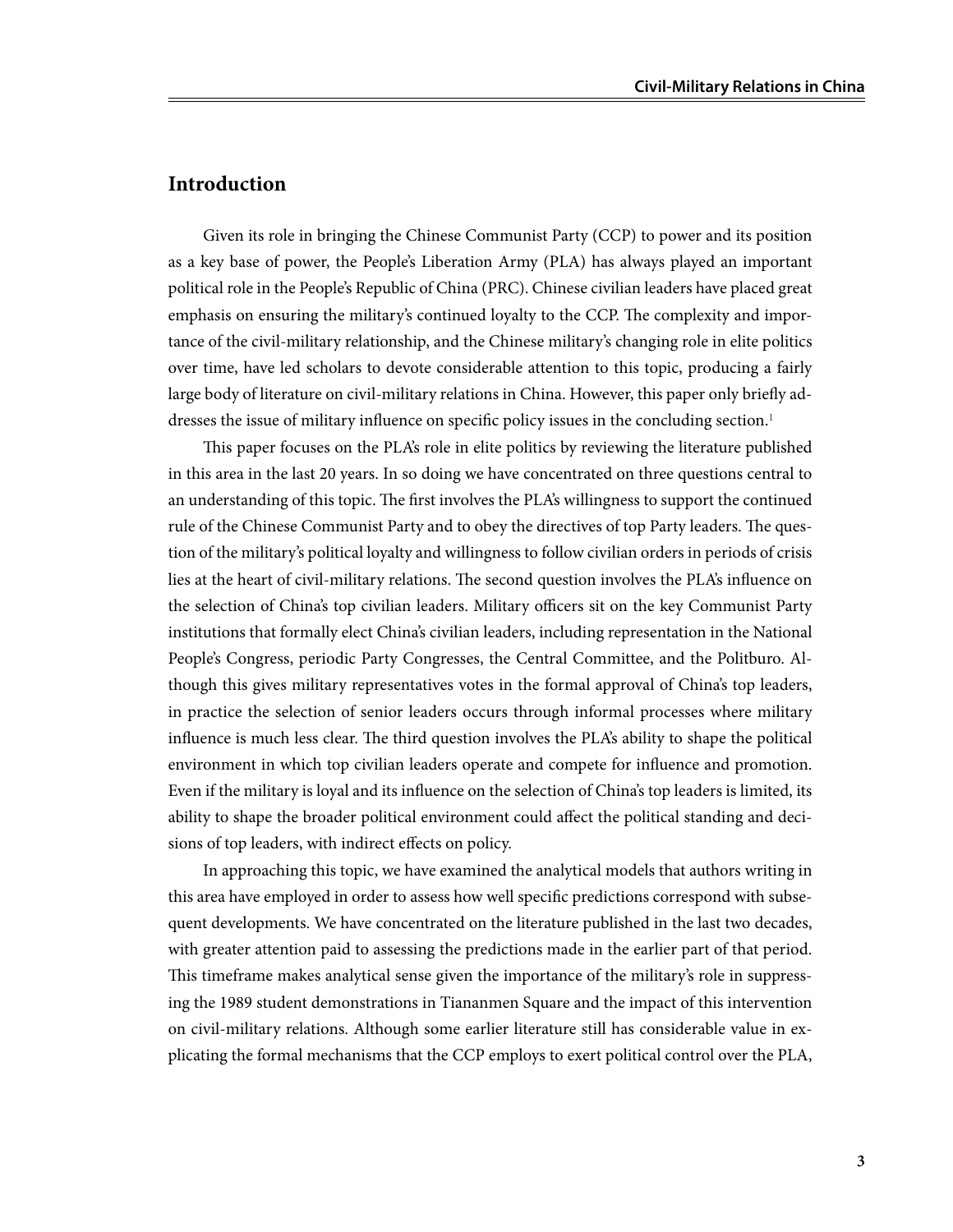## Introduction

Given its role in bringing the Chinese Communist Party (CCP) to power and its position as a key base of power, the People's Liberation Army (PLA) has always played an important political role in the People's Republic of China (PRC). Chinese civilian leaders have placed great emphasis on ensuring the military's continued loyalty to the CCP. The complexity and importance of the civil-military relationship, and the Chinese military's changing role in elite politics over time, have led scholars to devote considerable attention to this topic, producing a fairly large body of literature on civil-military relations in China. However, this paper only briefly addresses the issue of military influence on specific policy issues in the concluding section.[1]

This paper focuses on the PLA's role in elite politics by reviewing the literature published in this area in the last 20 years. In so doing we have concentrated on three questions central to an understanding of this topic. The first involves the PLA's willingness to support the continued rule of the Chinese Communist Party and to obey the directives of top Party leaders. The question of the military's political loyalty and willingness to follow civilian orders in periods of crisis lies at the heart of civil-military relations. The second question involves the PLA's influence on the selection of China's top civilian leaders. Military officers sit on the key Communist Party institutions that formally elect China's civilian leaders, including representation in the National People's Congress, periodic Party Congresses, the Central Committee, and the Politburo. Although this gives military representatives votes in the formal approval of China's top leaders, in practice the selection of senior leaders occurs through informal processes where military influence is much less clear. The third question involves the PLA's ability to shape the political environment in which top civilian leaders operate and compete for influence and promotion. Even if the military is loyal and its influence on the selection of China's top leaders is limited, its ability to shape the broader political environment could affect the political standing and decisions of top leaders, with indirect effects on policy.

In approaching this topic, we have examined the analytical models that authors writing in this area have employed in order to assess how well specific predictions correspond with subsequent developments. We have concentrated on the literature published in the last two decades, with greater attention paid to assessing the predictions made in the earlier part of that period. This timeframe makes analytical sense given the importance of the military's role in suppressing the 1989 student demonstrations in Tiananmen Square and the impact of this intervention on civil-military relations. Although some earlier literature still has considerable value in explicating the formal mechanisms that the CCP employs to exert political control over the PLA,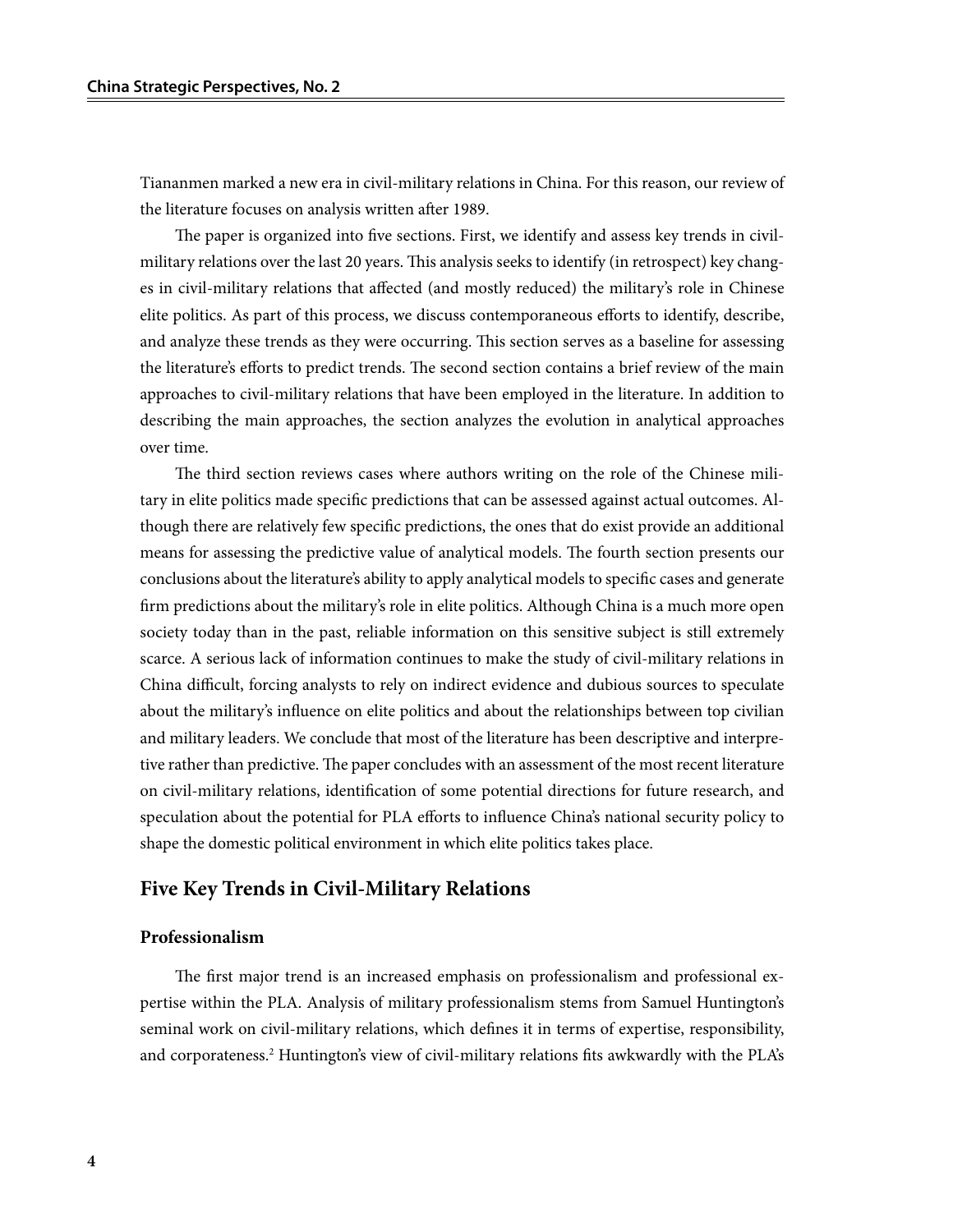Tiananmen marked a new era in civil-military relations in China. For this reason, our review of the literature focuses on analysis written after 1989.

The paper is organized into five sections. First, we identify and assess key trends in civil-military relations over the last 20 years. This analysis seeks to identify (in retrospect) key changes in civil-military relations that affected (and mostly reduced) the military's role in Chinese elite politics. As part of this process, we discuss contemporaneous efforts to identify, describe, and analyze these trends as they were occurring. This section serves as a baseline for assessing the literature's efforts to predict trends. The second section contains a brief review of the main approaches to civil-military relations that have been employed in the literature. In addition to describing the main approaches, the section analyzes the evolution in analytical approaches over time.

The third section reviews cases where authors writing on the role of the Chinese military in elite politics made specific predictions that can be assessed against actual outcomes. Although there are relatively few specific predictions, the ones that do exist provide an additional means for assessing the predictive value of analytical models. The fourth section presents our conclusions about the literature's ability to apply analytical models to specific cases and generate firm predictions about the military's role in elite politics. Although China is a much more open society today than in the past, reliable information on this sensitive subject is still extremely scarce. A serious lack of information continues to make the study of civil-military relations in China difficult, forcing analysts to rely on indirect evidence and dubious sources to speculate about the military's influence on elite politics and about the relationships between top civilian and military leaders. We conclude that most of the literature has been descriptive and interpretive rather than predictive. The paper concludes with an assessment of the most recent literature on civil-military relations, identification of some potential directions for future research, and speculation about the potential for PLA efforts to influence China's national security policy to shape the domestic political environment in which elite politics takes place.

## Five Key Trends in Civil-Military Relations

### Professionalism

The first major trend is an increased emphasis on professionalism and professional expertise within the PLA. Analysis of military professionalism stems from Samuel Huntington's seminal work on civil-military relations, which defines it in terms of expertise, responsibility, and corporateness.[2] Huntington's view of civil-military relations fits awkwardly with the PLA's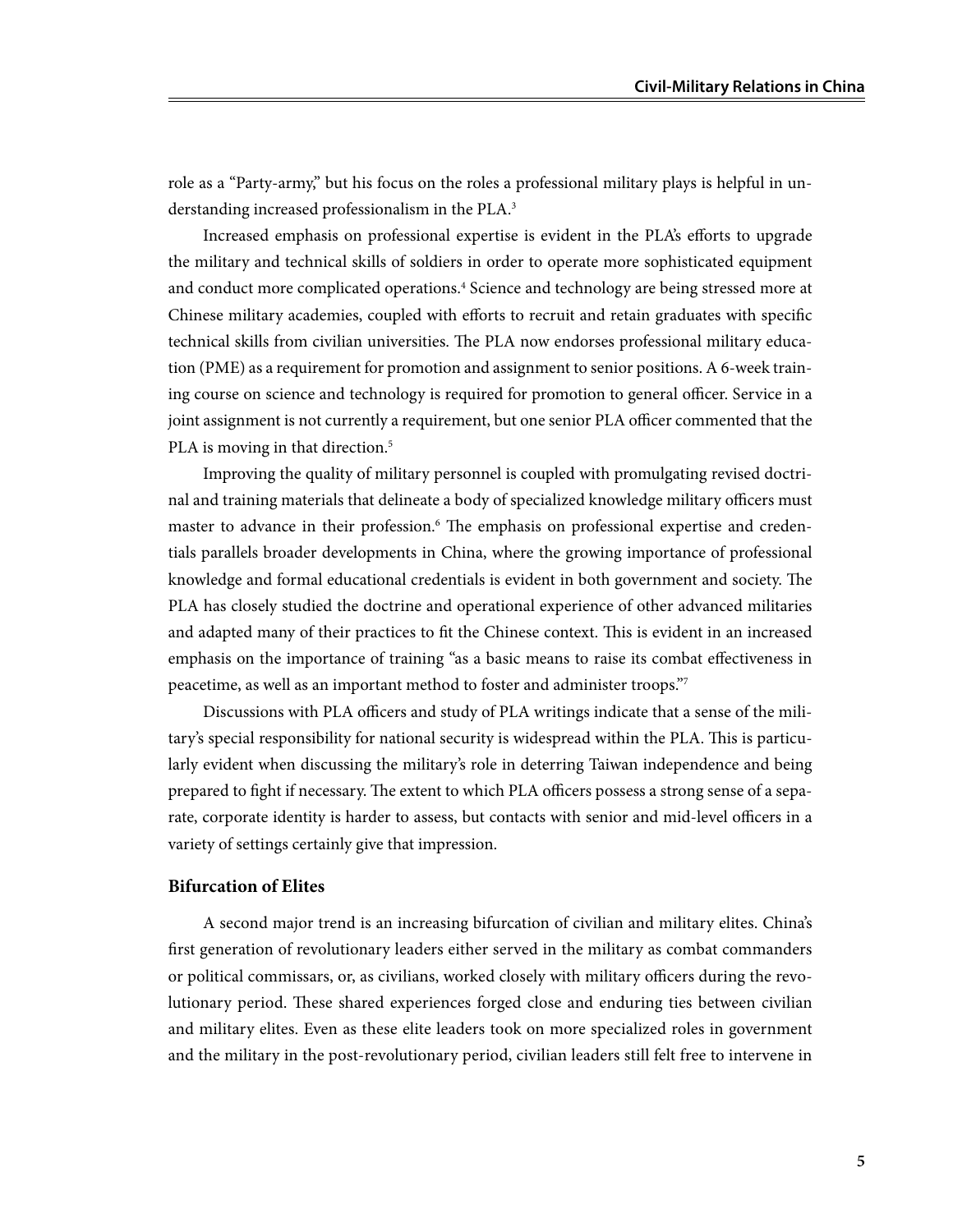role as a "Party-army," but his focus on the roles a professional military plays is helpful in understanding increased professionalism in the PLA.[3]

Increased emphasis on professional expertise is evident in the PLA's efforts to upgrade the military and technical skills of soldiers in order to operate more sophisticated equipment and conduct more complicated operations.[4] Science and technology are being stressed more at Chinese military academies, coupled with efforts to recruit and retain graduates with specific technical skills from civilian universities. The PLA now endorses professional military education (PME) as a requirement for promotion and assignment to senior positions. A 6-week training course on science and technology is required for promotion to general officer. Service in a joint assignment is not currently a requirement, but one senior PLA officer commented that the PLA is moving in that direction.[5]

Improving the quality of military personnel is coupled with promulgating revised doctrinal and training materials that delineate a body of specialized knowledge military officers must master to advance in their profession.[6] The emphasis on professional expertise and credentials parallels broader developments in China, where the growing importance of professional knowledge and formal educational credentials is evident in both government and society. The PLA has closely studied the doctrine and operational experience of other advanced militaries and adapted many of their practices to fit the Chinese context. This is evident in an increased emphasis on the importance of training "as a basic means to raise its combat effectiveness in peacetime, as well as an important method to foster and administer troops."[7]

Discussions with PLA officers and study of PLA writings indicate that a sense of the military's special responsibility for national security is widespread within the PLA. This is particularly evident when discussing the military's role in deterring Taiwan independence and being prepared to fight if necessary. The extent to which PLA officers possess a strong sense of a separate, corporate identity is harder to assess, but contacts with senior and mid-level officers in a variety of settings certainly give that impression.

### Bifurcation of Elites

A second major trend is an increasing bifurcation of civilian and military elites. China's first generation of revolutionary leaders either served in the military as combat commanders or political commissars, or, as civilians, worked closely with military officers during the revolutionary period. These shared experiences forged close and enduring ties between civilian and military elites. Even as these elite leaders took on more specialized roles in government and the military in the post-revolutionary period, civilian leaders still felt free to intervene in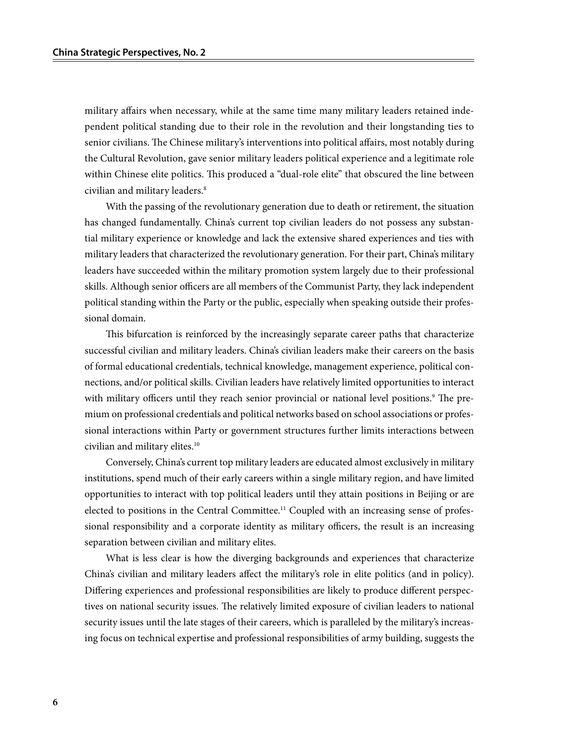military affairs when necessary, while at the same time many military leaders retained independent political standing due to their role in the revolution and their longstanding ties to senior civilians. The Chinese military's interventions into political affairs, most notably during the Cultural Revolution, gave senior military leaders political experience and a legitimate role within Chinese elite politics. This produced a "dual-role elite" that obscured the line between civilian and military leaders.[8]

With the passing of the revolutionary generation due to death or retirement, the situation has changed fundamentally. China's current top civilian leaders do not possess any substantial military experience or knowledge and lack the extensive shared experiences and ties with military leaders that characterized the revolutionary generation. For their part, China's military leaders have succeeded within the military promotion system largely due to their professional skills. Although senior officers are all members of the Communist Party, they lack independent political standing within the Party or the public, especially when speaking outside their professional domain.

This bifurcation is reinforced by the increasingly separate career paths that characterize successful civilian and military leaders. China's civilian leaders make their careers on the basis of formal educational credentials, technical knowledge, management experience, political connections, and/or political skills. Civilian leaders have relatively limited opportunities to interact with military officers until they reach senior provincial or national level positions.[9] The premium on professional credentials and political networks based on school associations or professional interactions within Party or government structures further limits interactions between civilian and military elites.[10]

Conversely, China's current top military leaders are educated almost exclusively in military institutions, spend much of their early careers within a single military region, and have limited opportunities to interact with top political leaders until they attain positions in Beijing or are elected to positions in the Central Committee.[11] Coupled with an increasing sense of professional responsibility and a corporate identity as military officers, the result is an increasing separation between civilian and military elites.

What is less clear is how the diverging backgrounds and experiences that characterize China's civilian and military leaders affect the military's role in elite politics (and in policy). Differing experiences and professional responsibilities are likely to produce different perspectives on national security issues. The relatively limited exposure of civilian leaders to national security issues until the late stages of their careers, which is paralleled by the military's increasing focus on technical expertise and professional responsibilities of army building, suggests the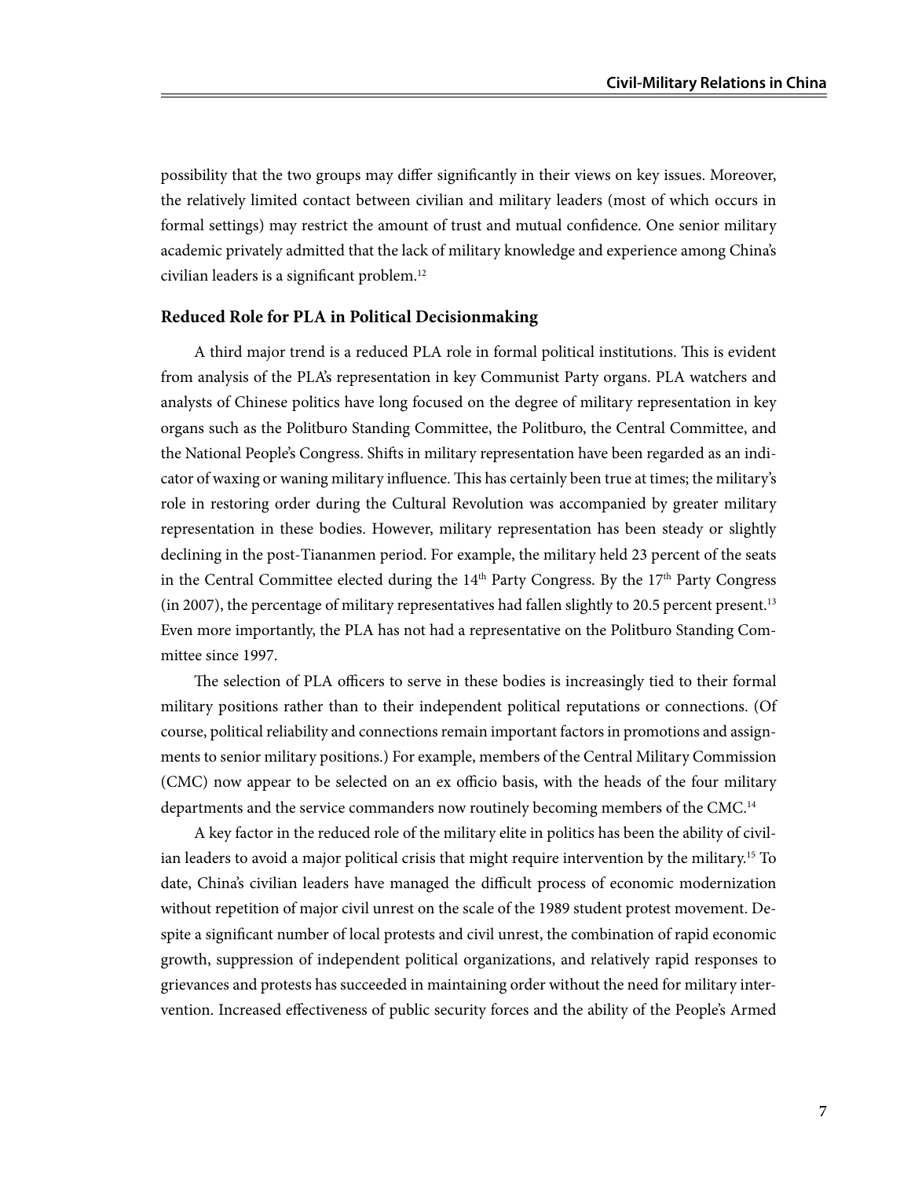possibility that the two groups may differ significantly in their views on key issues. Moreover, the relatively limited contact between civilian and military leaders (most of which occurs in formal settings) may restrict the amount of trust and mutual confidence. One senior military academic privately admitted that the lack of military knowledge and experience among China's civilian leaders is a significant problem.[12]

### Reduced Role for PLA in Political Decisionmaking

A third major trend is a reduced PLA role in formal political institutions. This is evident from analysis of the PLA's representation in key Communist Party organs. PLA watchers and analysts of Chinese politics have long focused on the degree of military representation in key organs such as the Politburo Standing Committee, the Politburo, the Central Committee, and the National People's Congress. Shifts in military representation have been regarded as an indicator of waxing or waning military influence. This has certainly been true at times; the military's role in restoring order during the Cultural Revolution was accompanied by greater military representation in these bodies. However, military representation has been steady or slightly declining in the post-Tiananmen period. For example, the military held 23 percent of the seats in the Central Committee elected during the 14th Party Congress. By the 17th Party Congress (in 2007), the percentage of military representatives had fallen slightly to 20.5 percent present.[13] Even more importantly, the PLA has not had a representative on the Politburo Standing Committee since 1997.

The selection of PLA officers to serve in these bodies is increasingly tied to their formal military positions rather than to their independent political reputations or connections. (Of course, political reliability and connections remain important factors in promotions and assignments to senior military positions.) For example, members of the Central Military Commission (CMC) now appear to be selected on an ex officio basis, with the heads of the four military departments and the service commanders now routinely becoming members of the CMC.[14]

A key factor in the reduced role of the military elite in politics has been the ability of civilian leaders to avoid a major political crisis that might require intervention by the military.[15] To date, China's civilian leaders have managed the difficult process of economic modernization without repetition of major civil unrest on the scale of the 1989 student protest movement. Despite a significant number of local protests and civil unrest, the combination of rapid economic growth, suppression of independent political organizations, and relatively rapid responses to grievances and protests has succeeded in maintaining order without the need for military intervention. Increased effectiveness of public security forces and the ability of the People's Armed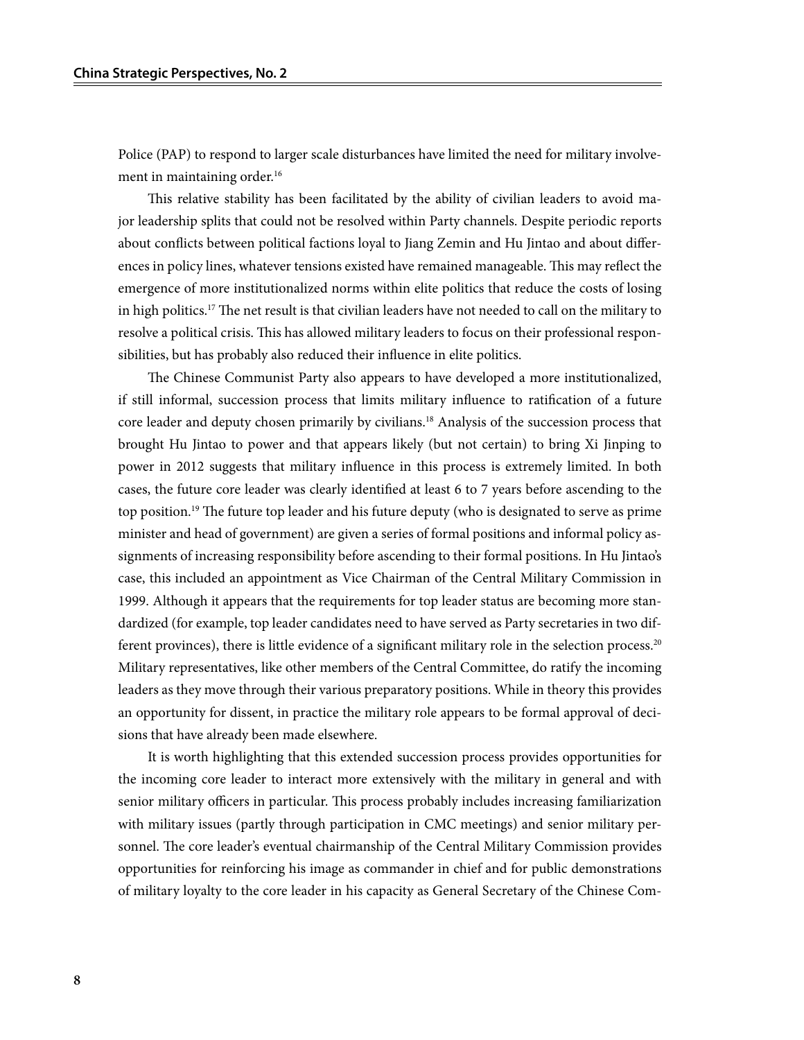Police (PAP) to respond to larger scale disturbances have limited the need for military involvement in maintaining order.[16]

This relative stability has been facilitated by the ability of civilian leaders to avoid major leadership splits that could not be resolved within Party channels. Despite periodic reports about conflicts between political factions loyal to Jiang Zemin and Hu Jintao and about differences in policy lines, whatever tensions existed have remained manageable. This may reflect the emergence of more institutionalized norms within elite politics that reduce the costs of losing in high politics.[17] The net result is that civilian leaders have not needed to call on the military to resolve a political crisis. This has allowed military leaders to focus on their professional responsibilities, but has probably also reduced their influence in elite politics.

The Chinese Communist Party also appears to have developed a more institutionalized, if still informal, succession process that limits military influence to ratification of a future core leader and deputy chosen primarily by civilians.[18] Analysis of the succession process that brought Hu Jintao to power and that appears likely (but not certain) to bring Xi Jinping to power in 2012 suggests that military influence in this process is extremely limited. In both cases, the future core leader was clearly identified at least 6 to 7 years before ascending to the top position.[19] The future top leader and his future deputy (who is designated to serve as prime minister and head of government) are given a series of formal positions and informal policy assignments of increasing responsibility before ascending to their formal positions. In Hu Jintao's case, this included an appointment as Vice Chairman of the Central Military Commission in 1999. Although it appears that the requirements for top leader status are becoming more standardized (for example, top leader candidates need to have served as Party secretaries in two different provinces), there is little evidence of a significant military role in the selection process.[20] Military representatives, like other members of the Central Committee, do ratify the incoming leaders as they move through their various preparatory positions. While in theory this provides an opportunity for dissent, in practice the military role appears to be formal approval of decisions that have already been made elsewhere.

It is worth highlighting that this extended succession process provides opportunities for the incoming core leader to interact more extensively with the military in general and with senior military officers in particular. This process probably includes increasing familiarization with military issues (partly through participation in CMC meetings) and senior military personnel. The core leader's eventual chairmanship of the Central Military Commission provides opportunities for reinforcing his image as commander in chief and for public demonstrations of military loyalty to the core leader in his capacity as General Secretary of the Chinese Com-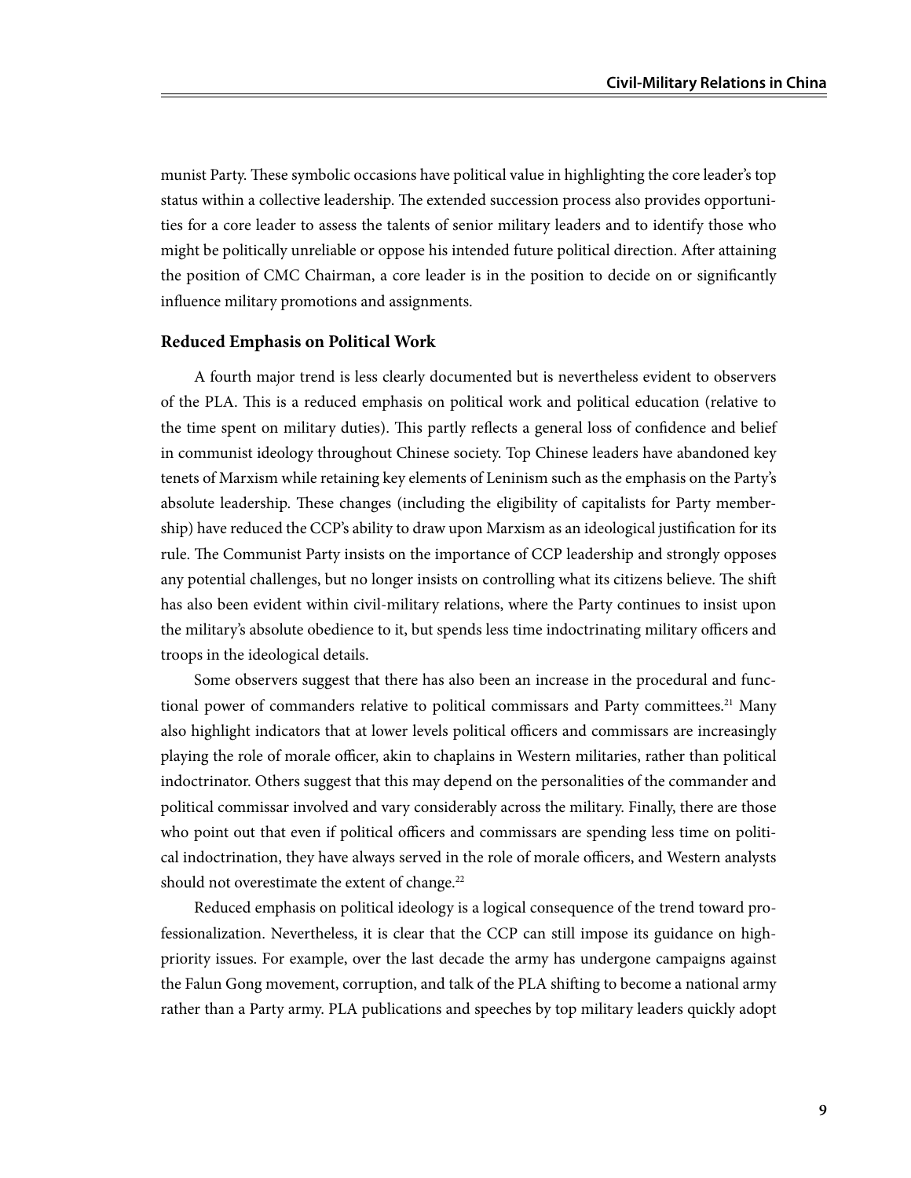munist Party. These symbolic occasions have political value in highlighting the core leader's top status within a collective leadership. The extended succession process also provides opportunities for a core leader to assess the talents of senior military leaders and to identify those who might be politically unreliable or oppose his intended future political direction. After attaining the position of CMC Chairman, a core leader is in the position to decide on or significantly influence military promotions and assignments.

### Reduced Emphasis on Political Work

A fourth major trend is less clearly documented but is nevertheless evident to observers of the PLA. This is a reduced emphasis on political work and political education (relative to the time spent on military duties). This partly reflects a general loss of confidence and belief in communist ideology throughout Chinese society. Top Chinese leaders have abandoned key tenets of Marxism while retaining key elements of Leninism such as the emphasis on the Party's absolute leadership. These changes (including the eligibility of capitalists for Party membership) have reduced the CCP's ability to draw upon Marxism as an ideological justification for its rule. The Communist Party insists on the importance of CCP leadership and strongly opposes any potential challenges, but no longer insists on controlling what its citizens believe. The shift has also been evident within civil-military relations, where the Party continues to insist upon the military's absolute obedience to it, but spends less time indoctrinating military officers and troops in the ideological details.

Some observers suggest that there has also been an increase in the procedural and functional power of commanders relative to political commissars and Party committees.[21] Many also highlight indicators that at lower levels political officers and commissars are increasingly playing the role of morale officer, akin to chaplains in Western militaries, rather than political indoctrinator. Others suggest that this may depend on the personalities of the commander and political commissar involved and vary considerably across the military. Finally, there are those who point out that even if political officers and commissars are spending less time on political indoctrination, they have always served in the role of morale officers, and Western analysts should not overestimate the extent of change.[22]

Reduced emphasis on political ideology is a logical consequence of the trend toward professionalization. Nevertheless, it is clear that the CCP can still impose its guidance on high-priority issues. For example, over the last decade the army has undergone campaigns against the Falun Gong movement, corruption, and talk of the PLA shifting to become a national army rather than a Party army. PLA publications and speeches by top military leaders quickly adopt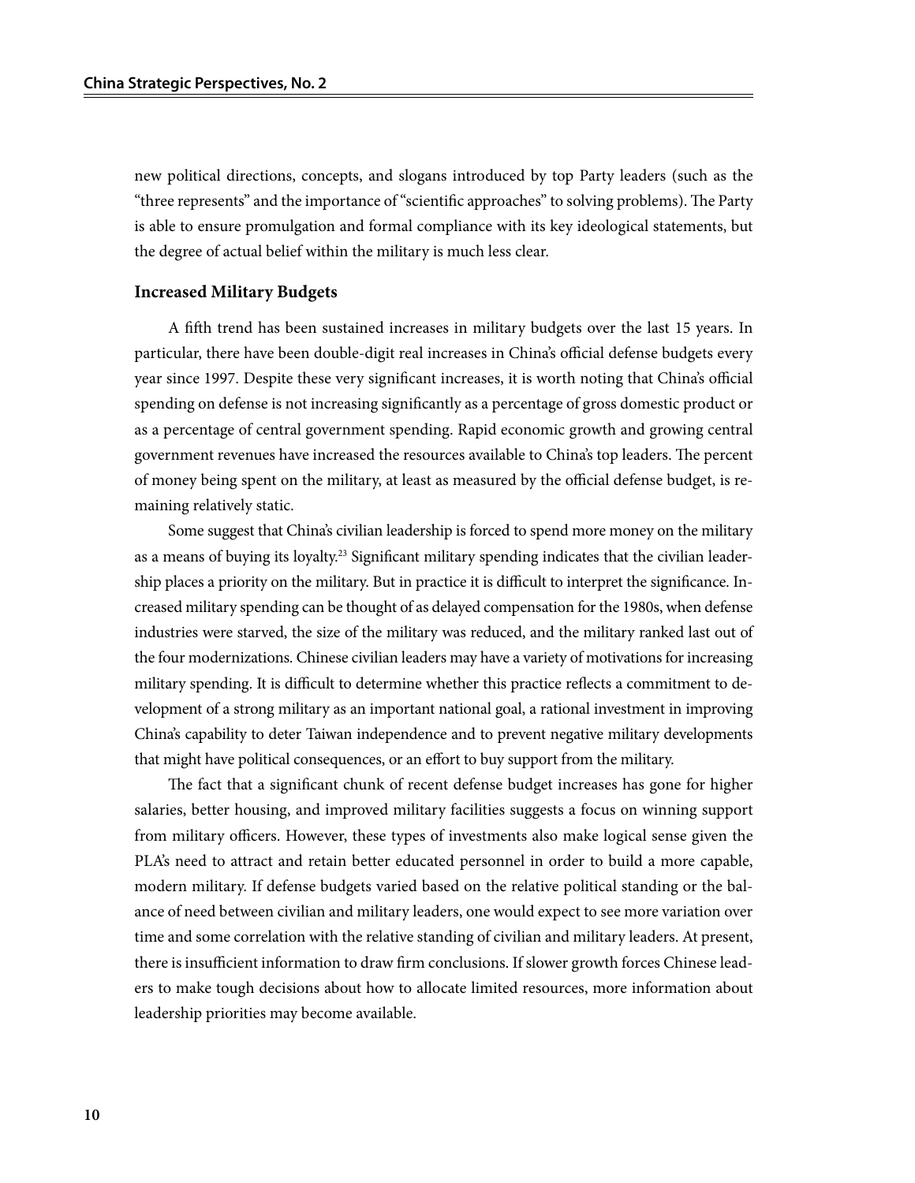new political directions, concepts, and slogans introduced by top Party leaders (such as the "three represents" and the importance of "scientific approaches" to solving problems). The Party is able to ensure promulgation and formal compliance with its key ideological statements, but the degree of actual belief within the military is much less clear.

### Increased Military Budgets

A fifth trend has been sustained increases in military budgets over the last 15 years. In particular, there have been double-digit real increases in China's official defense budgets every year since 1997. Despite these very significant increases, it is worth noting that China's official spending on defense is not increasing significantly as a percentage of gross domestic product or as a percentage of central government spending. Rapid economic growth and growing central government revenues have increased the resources available to China's top leaders. The percent of money being spent on the military, at least as measured by the official defense budget, is remaining relatively static.

Some suggest that China's civilian leadership is forced to spend more money on the military as a means of buying its loyalty.[23] Significant military spending indicates that the civilian leadership places a priority on the military. But in practice it is difficult to interpret the significance. Increased military spending can be thought of as delayed compensation for the 1980s, when defense industries were starved, the size of the military was reduced, and the military ranked last out of the four modernizations. Chinese civilian leaders may have a variety of motivations for increasing military spending. It is difficult to determine whether this practice reflects a commitment to development of a strong military as an important national goal, a rational investment in improving China's capability to deter Taiwan independence and to prevent negative military developments that might have political consequences, or an effort to buy support from the military.

The fact that a significant chunk of recent defense budget increases has gone for higher salaries, better housing, and improved military facilities suggests a focus on winning support from military officers. However, these types of investments also make logical sense given the PLA's need to attract and retain better educated personnel in order to build a more capable, modern military. If defense budgets varied based on the relative political standing or the balance of need between civilian and military leaders, one would expect to see more variation over time and some correlation with the relative standing of civilian and military leaders. At present, there is insufficient information to draw firm conclusions. If slower growth forces Chinese leaders to make tough decisions about how to allocate limited resources, more information about leadership priorities may become available.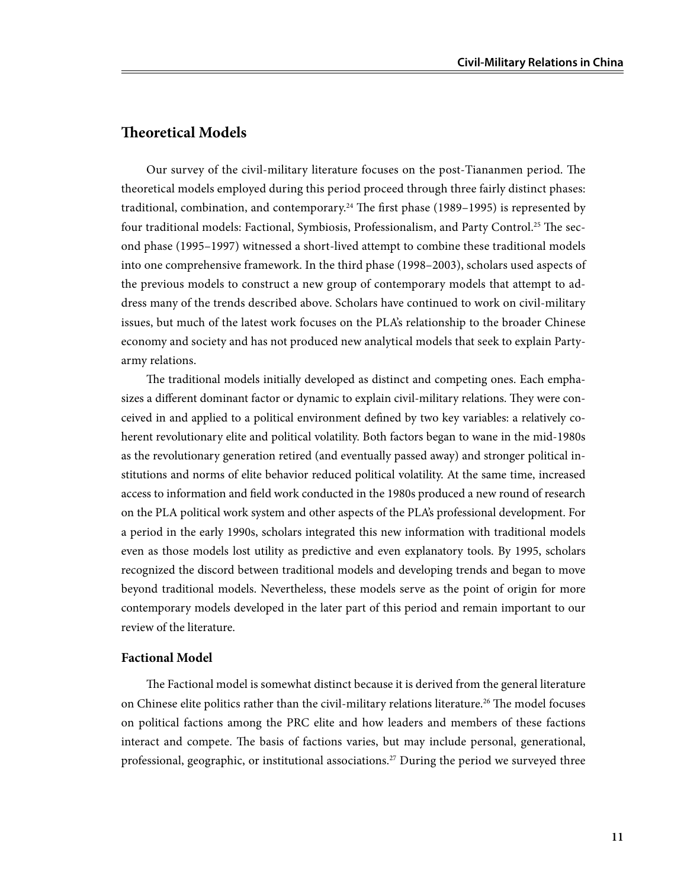## Theoretical Models

Our survey of the civil-military literature focuses on the post-Tiananmen period. The theoretical models employed during this period proceed through three fairly distinct phases: traditional, combination, and contemporary.[24] The first phase (1989–1995) is represented by four traditional models: Factional, Symbiosis, Professionalism, and Party Control.[25] The second phase (1995–1997) witnessed a short-lived attempt to combine these traditional models into one comprehensive framework. In the third phase (1998–2003), scholars used aspects of the previous models to construct a new group of contemporary models that attempt to address many of the trends described above. Scholars have continued to work on civil-military issues, but much of the latest work focuses on the PLA's relationship to the broader Chinese economy and society and has not produced new analytical models that seek to explain Party-army relations.

The traditional models initially developed as distinct and competing ones. Each emphasizes a different dominant factor or dynamic to explain civil-military relations. They were conceived in and applied to a political environment defined by two key variables: a relatively coherent revolutionary elite and political volatility. Both factors began to wane in the mid-1980s as the revolutionary generation retired (and eventually passed away) and stronger political institutions and norms of elite behavior reduced political volatility. At the same time, increased access to information and field work conducted in the 1980s produced a new round of research on the PLA political work system and other aspects of the PLA's professional development. For a period in the early 1990s, scholars integrated this new information with traditional models even as those models lost utility as predictive and even explanatory tools. By 1995, scholars recognized the discord between traditional models and developing trends and began to move beyond traditional models. Nevertheless, these models serve as the point of origin for more contemporary models developed in the later part of this period and remain important to our review of the literature.

### Factional Model

The Factional model is somewhat distinct because it is derived from the general literature on Chinese elite politics rather than the civil-military relations literature.[26] The model focuses on political factions among the PRC elite and how leaders and members of these factions interact and compete. The basis of factions varies, but may include personal, generational, professional, geographic, or institutional associations.[27] During the period we surveyed three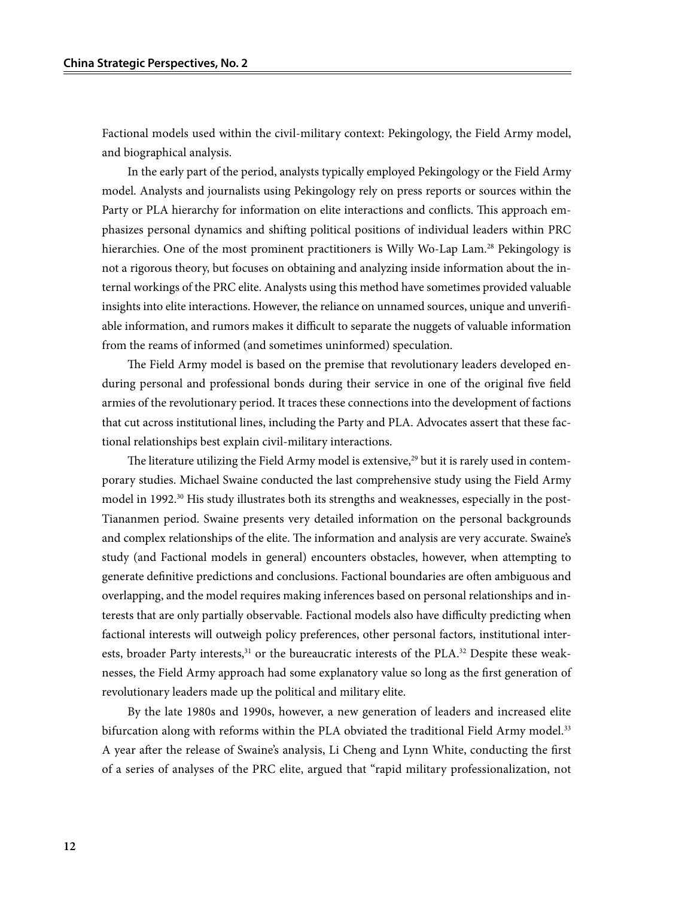Factional models used within the civil-military context: Pekingology, the Field Army model, and biographical analysis.

In the early part of the period, analysts typically employed Pekingology or the Field Army model. Analysts and journalists using Pekingology rely on press reports or sources within the Party or PLA hierarchy for information on elite interactions and conflicts. This approach emphasizes personal dynamics and shifting political positions of individual leaders within PRC hierarchies. One of the most prominent practitioners is Willy Wo-Lap Lam.[28] Pekingology is not a rigorous theory, but focuses on obtaining and analyzing inside information about the internal workings of the PRC elite. Analysts using this method have sometimes provided valuable insights into elite interactions. However, the reliance on unnamed sources, unique and unverifiable information, and rumors makes it difficult to separate the nuggets of valuable information from the reams of informed (and sometimes uninformed) speculation.

The Field Army model is based on the premise that revolutionary leaders developed enduring personal and professional bonds during their service in one of the original five field armies of the revolutionary period. It traces these connections into the development of factions that cut across institutional lines, including the Party and PLA. Advocates assert that these factional relationships best explain civil-military interactions.

The literature utilizing the Field Army model is extensive,[29] but it is rarely used in contemporary studies. Michael Swaine conducted the last comprehensive study using the Field Army model in 1992.[30] His study illustrates both its strengths and weaknesses, especially in the post-Tiananmen period. Swaine presents very detailed information on the personal backgrounds and complex relationships of the elite. The information and analysis are very accurate. Swaine's study (and Factional models in general) encounters obstacles, however, when attempting to generate definitive predictions and conclusions. Factional boundaries are often ambiguous and overlapping, and the model requires making inferences based on personal relationships and interests that are only partially observable. Factional models also have difficulty predicting when factional interests will outweigh policy preferences, other personal factors, institutional interests, broader Party interests,[31] or the bureaucratic interests of the PLA.[32] Despite these weaknesses, the Field Army approach had some explanatory value so long as the first generation of revolutionary leaders made up the political and military elite.

By the late 1980s and 1990s, however, a new generation of leaders and increased elite bifurcation along with reforms within the PLA obviated the traditional Field Army model.[33] A year after the release of Swaine's analysis, Li Cheng and Lynn White, conducting the first of a series of analyses of the PRC elite, argued that "rapid military professionalization, not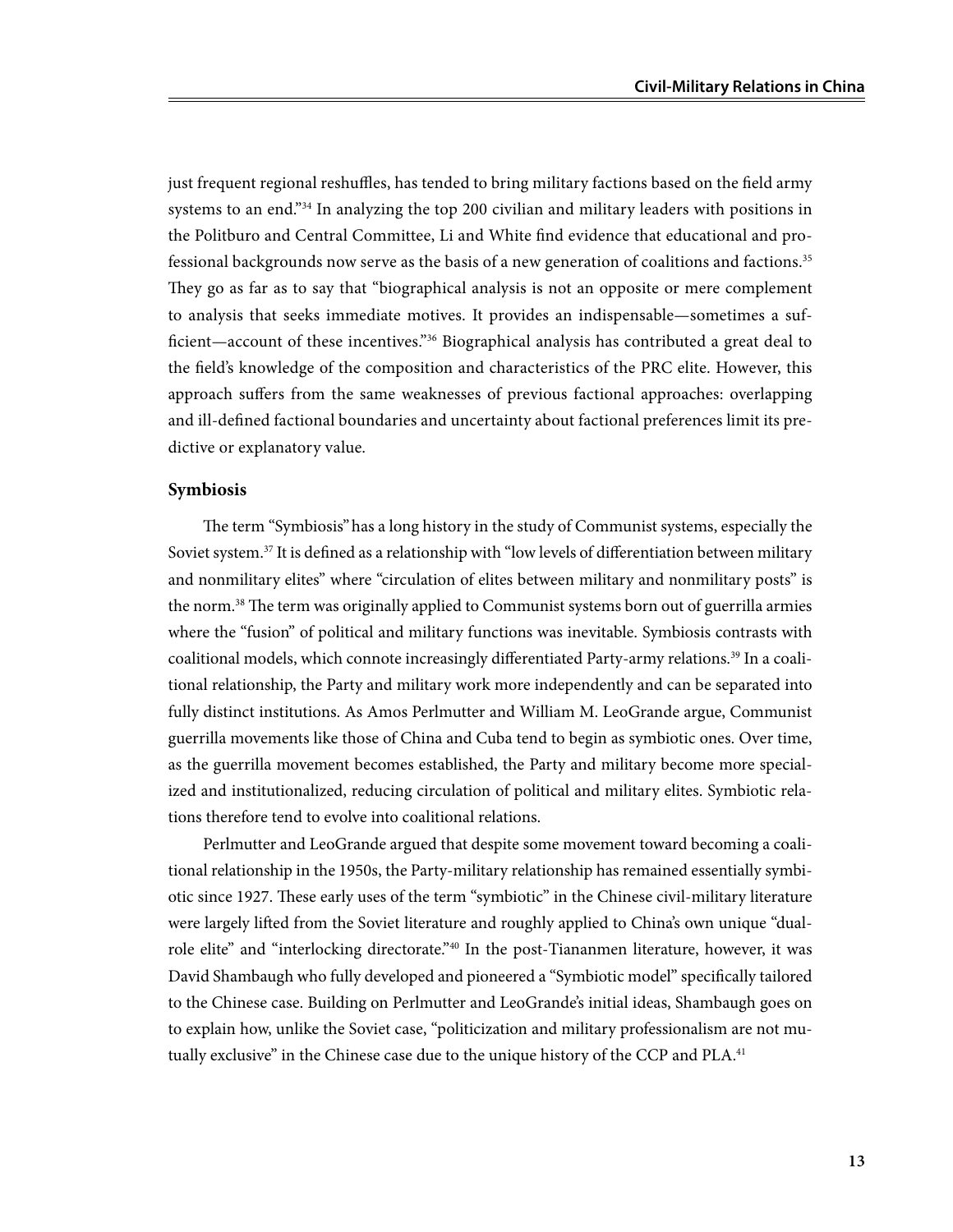just frequent regional reshuffles, has tended to bring military factions based on the field army systems to an end."[34] In analyzing the top 200 civilian and military leaders with positions in the Politburo and Central Committee, Li and White find evidence that educational and professional backgrounds now serve as the basis of a new generation of coalitions and factions.[35] They go as far as to say that "biographical analysis is not an opposite or mere complement to analysis that seeks immediate motives. It provides an indispensable—sometimes a sufficient—account of these incentives."[36] Biographical analysis has contributed a great deal to the field's knowledge of the composition and characteristics of the PRC elite. However, this approach suffers from the same weaknesses of previous factional approaches: overlapping and ill-defined factional boundaries and uncertainty about factional preferences limit its predictive or explanatory value.

### Symbiosis

The term "Symbiosis" has a long history in the study of Communist systems, especially the Soviet system.[37] It is defined as a relationship with "low levels of differentiation between military and nonmilitary elites" where "circulation of elites between military and nonmilitary posts" is the norm.[38] The term was originally applied to Communist systems born out of guerrilla armies where the "fusion" of political and military functions was inevitable. Symbiosis contrasts with coalitional models, which connote increasingly differentiated Party-army relations.[39] In a coalitional relationship, the Party and military work more independently and can be separated into fully distinct institutions. As Amos Perlmutter and William M. LeoGrande argue, Communist guerrilla movements like those of China and Cuba tend to begin as symbiotic ones. Over time, as the guerrilla movement becomes established, the Party and military become more specialized and institutionalized, reducing circulation of political and military elites. Symbiotic relations therefore tend to evolve into coalitional relations.

Perlmutter and LeoGrande argued that despite some movement toward becoming a coalitional relationship in the 1950s, the Party-military relationship has remained essentially symbiotic since 1927. These early uses of the term "symbiotic" in the Chinese civil-military literature were largely lifted from the Soviet literature and roughly applied to China's own unique "dual-role elite" and "interlocking directorate."[40] In the post-Tiananmen literature, however, it was David Shambaugh who fully developed and pioneered a "Symbiotic model" specifically tailored to the Chinese case. Building on Perlmutter and LeoGrande's initial ideas, Shambaugh goes on to explain how, unlike the Soviet case, "politicization and military professionalism are not mutually exclusive" in the Chinese case due to the unique history of the CCP and PLA.[41]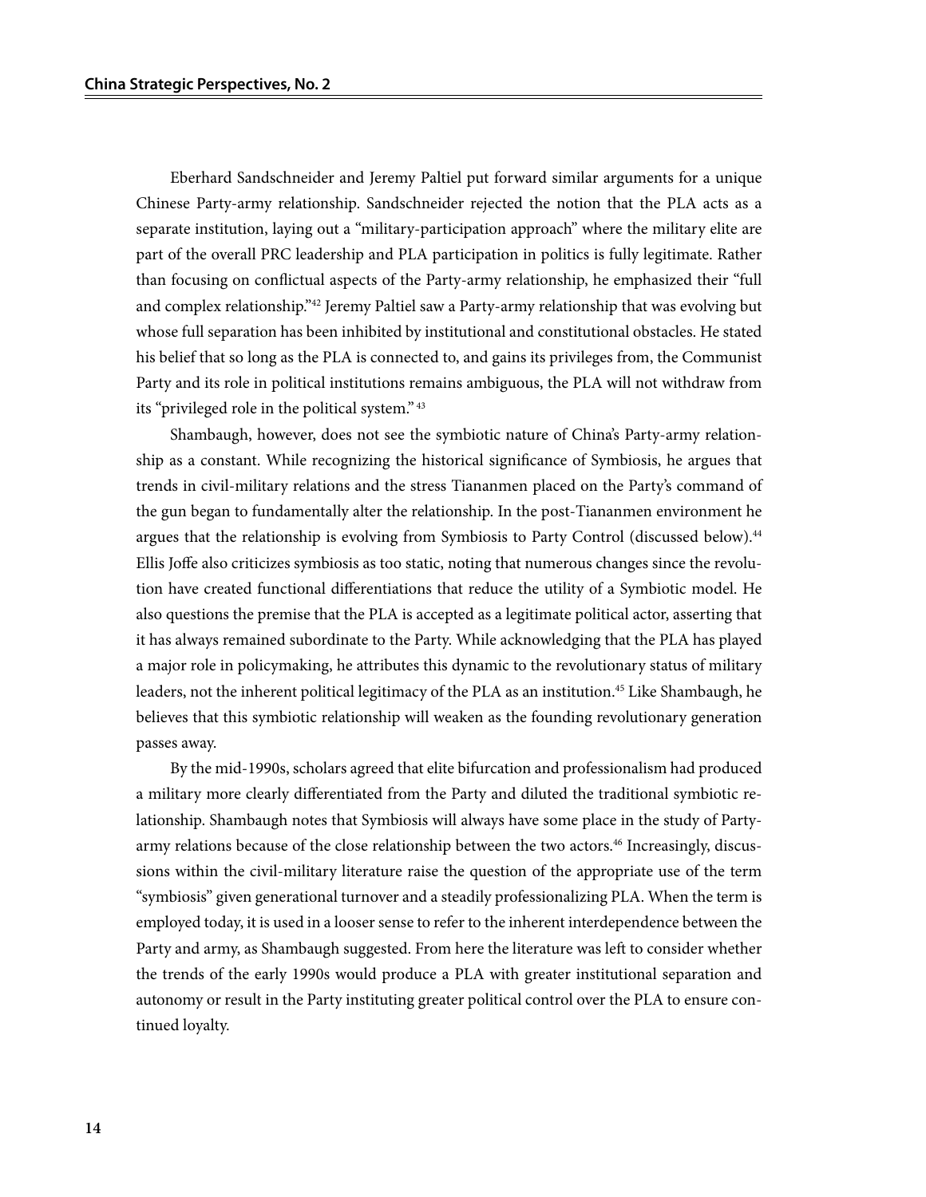Eberhard Sandschneider and Jeremy Paltiel put forward similar arguments for a unique Chinese Party-army relationship. Sandschneider rejected the notion that the PLA acts as a separate institution, laying out a "military-participation approach" where the military elite are part of the overall PRC leadership and PLA participation in politics is fully legitimate. Rather than focusing on conflictual aspects of the Party-army relationship, he emphasized their "full and complex relationship."[42] Jeremy Paltiel saw a Party-army relationship that was evolving but whose full separation has been inhibited by institutional and constitutional obstacles. He stated his belief that so long as the PLA is connected to, and gains its privileges from, the Communist Party and its role in political institutions remains ambiguous, the PLA will not withdraw from its "privileged role in the political system."[43]

Shambaugh, however, does not see the symbiotic nature of China's Party-army relationship as a constant. While recognizing the historical significance of Symbiosis, he argues that trends in civil-military relations and the stress Tiananmen placed on the Party's command of the gun began to fundamentally alter the relationship. In the post-Tiananmen environment he argues that the relationship is evolving from Symbiosis to Party Control (discussed below).[44] Ellis Joffe also criticizes symbiosis as too static, noting that numerous changes since the revolution have created functional differentiations that reduce the utility of a Symbiotic model. He also questions the premise that the PLA is accepted as a legitimate political actor, asserting that it has always remained subordinate to the Party. While acknowledging that the PLA has played a major role in policymaking, he attributes this dynamic to the revolutionary status of military leaders, not the inherent political legitimacy of the PLA as an institution.[45] Like Shambaugh, he believes that this symbiotic relationship will weaken as the founding revolutionary generation passes away.

By the mid-1990s, scholars agreed that elite bifurcation and professionalism had produced a military more clearly differentiated from the Party and diluted the traditional symbiotic relationship. Shambaugh notes that Symbiosis will always have some place in the study of Party-army relations because of the close relationship between the two actors.[46] Increasingly, discussions within the civil-military literature raise the question of the appropriate use of the term "symbiosis" given generational turnover and a steadily professionalizing PLA. When the term is employed today, it is used in a looser sense to refer to the inherent interdependence between the Party and army, as Shambaugh suggested. From here the literature was left to consider whether the trends of the early 1990s would produce a PLA with greater institutional separation and autonomy or result in the Party instituting greater political control over the PLA to ensure continued loyalty.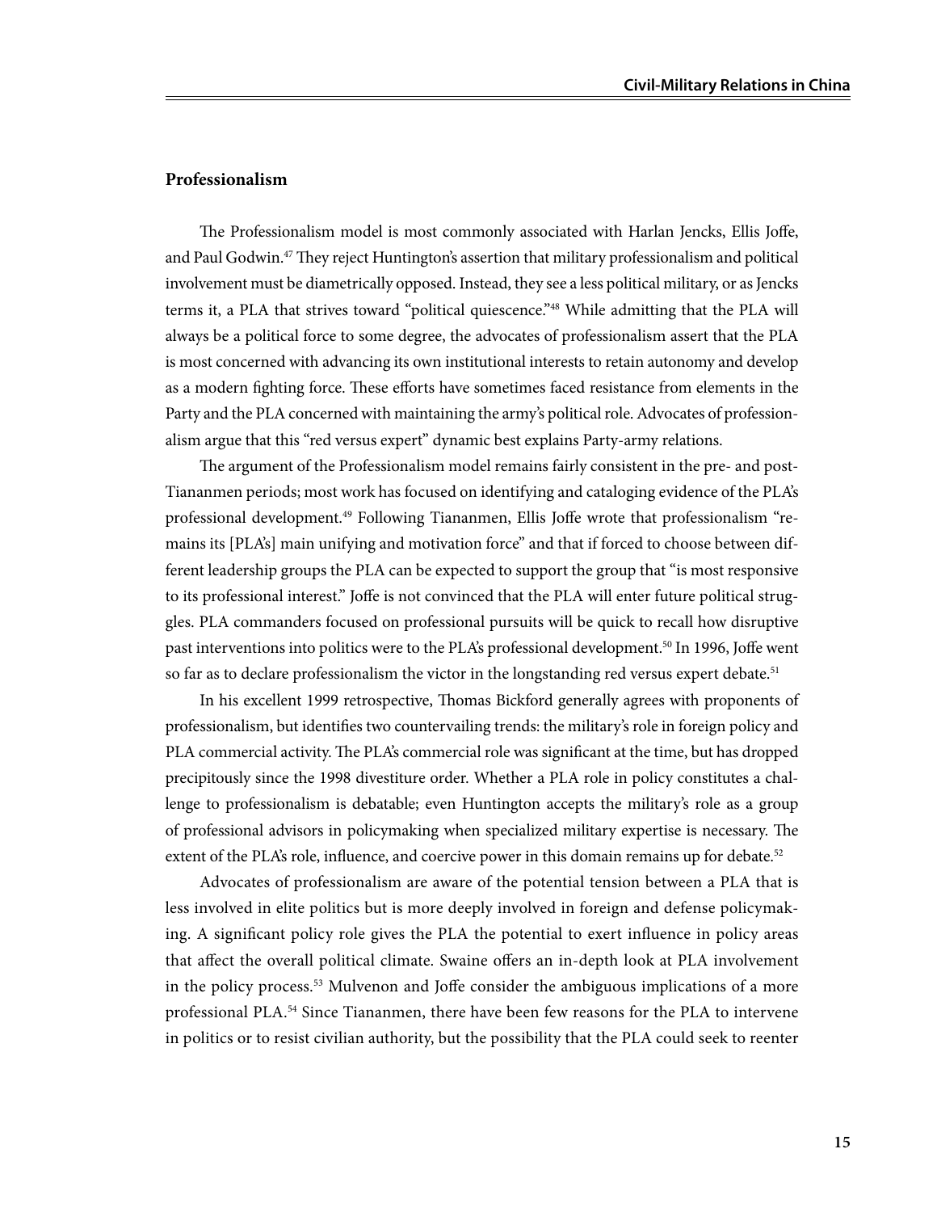### Professionalism

The Professionalism model is most commonly associated with Harlan Jencks, Ellis Joffe, and Paul Godwin.[47] They reject Huntington's assertion that military professionalism and political involvement must be diametrically opposed. Instead, they see a less political military, or as Jencks terms it, a PLA that strives toward "political quiescence."[48] While admitting that the PLA will always be a political force to some degree, the advocates of professionalism assert that the PLA is most concerned with advancing its own institutional interests to retain autonomy and develop as a modern fighting force. These efforts have sometimes faced resistance from elements in the Party and the PLA concerned with maintaining the army's political role. Advocates of professionalism argue that this "red versus expert" dynamic best explains Party-army relations.

The argument of the Professionalism model remains fairly consistent in the pre- and post-Tiananmen periods; most work has focused on identifying and cataloging evidence of the PLA's professional development.[49] Following Tiananmen, Ellis Joffe wrote that professionalism "remains its [PLA's] main unifying and motivation force" and that if forced to choose between different leadership groups the PLA can be expected to support the group that "is most responsive to its professional interest." Joffe is not convinced that the PLA will enter future political struggles. PLA commanders focused on professional pursuits will be quick to recall how disruptive past interventions into politics were to the PLA's professional development.[50] In 1996, Joffe went so far as to declare professionalism the victor in the longstanding red versus expert debate.[51]

In his excellent 1999 retrospective, Thomas Bickford generally agrees with proponents of professionalism, but identifies two countervailing trends: the military's role in foreign policy and PLA commercial activity. The PLA's commercial role was significant at the time, but has dropped precipitously since the 1998 divestiture order. Whether a PLA role in policy constitutes a challenge to professionalism is debatable; even Huntington accepts the military's role as a group of professional advisors in policymaking when specialized military expertise is necessary. The extent of the PLA's role, influence, and coercive power in this domain remains up for debate.[52]

Advocates of professionalism are aware of the potential tension between a PLA that is less involved in elite politics but is more deeply involved in foreign and defense policymaking. A significant policy role gives the PLA the potential to exert influence in policy areas that affect the overall political climate. Swaine offers an in-depth look at PLA involvement in the policy process.[53] Mulvenon and Joffe consider the ambiguous implications of a more professional PLA.[54] Since Tiananmen, there have been few reasons for the PLA to intervene in politics or to resist civilian authority, but the possibility that the PLA could seek to reenter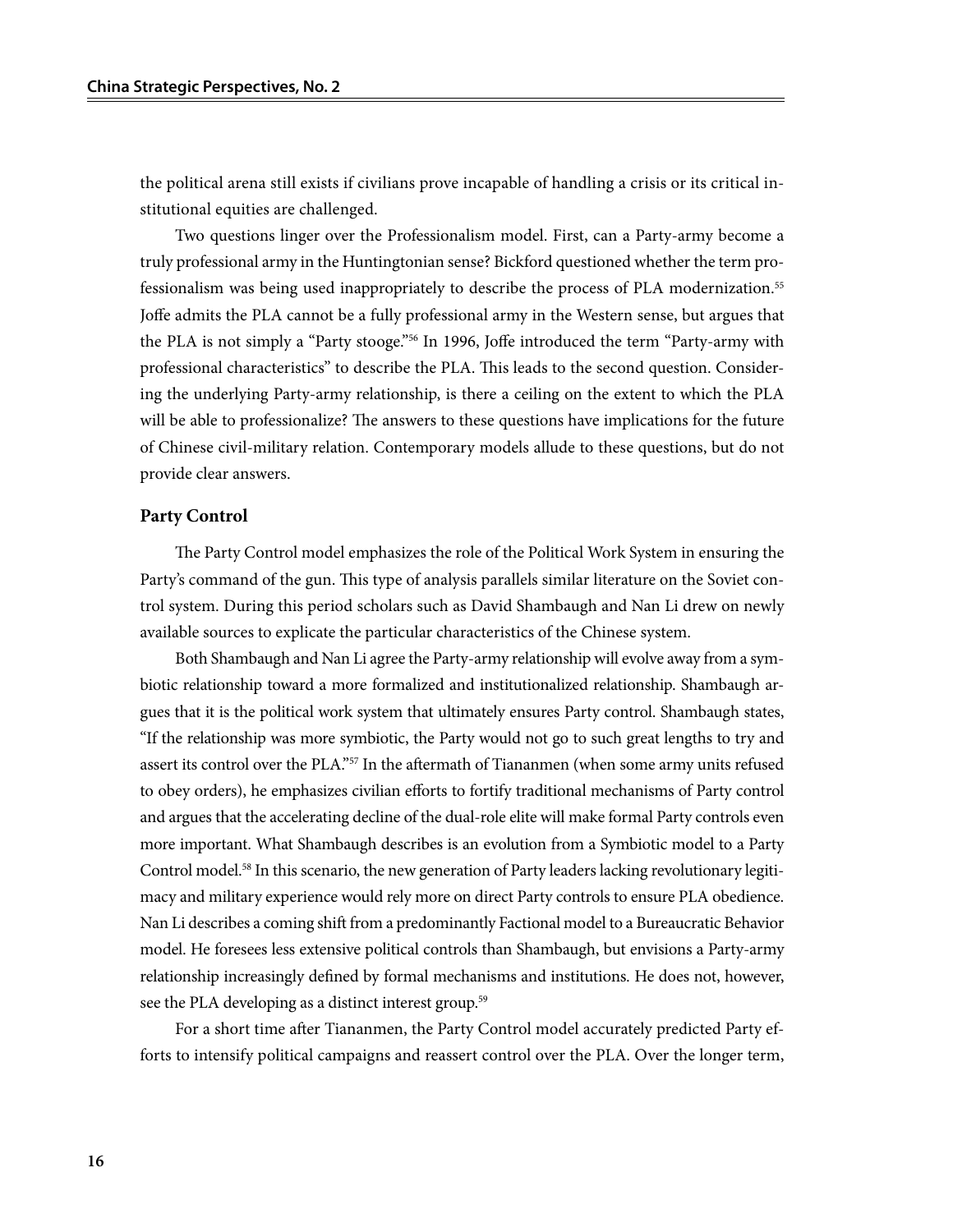the political arena still exists if civilians prove incapable of handling a crisis or its critical institutional equities are challenged.

Two questions linger over the Professionalism model. First, can a Party-army become a truly professional army in the Huntingtonian sense? Bickford questioned whether the term professionalism was being used inappropriately to describe the process of PLA modernization.[55] Joffe admits the PLA cannot be a fully professional army in the Western sense, but argues that the PLA is not simply a "Party stooge."[56] In 1996, Joffe introduced the term "Party-army with professional characteristics" to describe the PLA. This leads to the second question. Considering the underlying Party-army relationship, is there a ceiling on the extent to which the PLA will be able to professionalize? The answers to these questions have implications for the future of Chinese civil-military relation. Contemporary models allude to these questions, but do not provide clear answers.

### Party Control

The Party Control model emphasizes the role of the Political Work System in ensuring the Party's command of the gun. This type of analysis parallels similar literature on the Soviet control system. During this period scholars such as David Shambaugh and Nan Li drew on newly available sources to explicate the particular characteristics of the Chinese system.

Both Shambaugh and Nan Li agree the Party-army relationship will evolve away from a symbiotic relationship toward a more formalized and institutionalized relationship. Shambaugh argues that it is the political work system that ultimately ensures Party control. Shambaugh states, "If the relationship was more symbiotic, the Party would not go to such great lengths to try and assert its control over the PLA."[57] In the aftermath of Tiananmen (when some army units refused to obey orders), he emphasizes civilian efforts to fortify traditional mechanisms of Party control and argues that the accelerating decline of the dual-role elite will make formal Party controls even more important. What Shambaugh describes is an evolution from a Symbiotic model to a Party Control model.[58] In this scenario, the new generation of Party leaders lacking revolutionary legitimacy and military experience would rely more on direct Party controls to ensure PLA obedience. Nan Li describes a coming shift from a predominantly Factional model to a Bureaucratic Behavior model. He foresees less extensive political controls than Shambaugh, but envisions a Party-army relationship increasingly defined by formal mechanisms and institutions. He does not, however, see the PLA developing as a distinct interest group.[59]

For a short time after Tiananmen, the Party Control model accurately predicted Party efforts to intensify political campaigns and reassert control over the PLA. Over the longer term,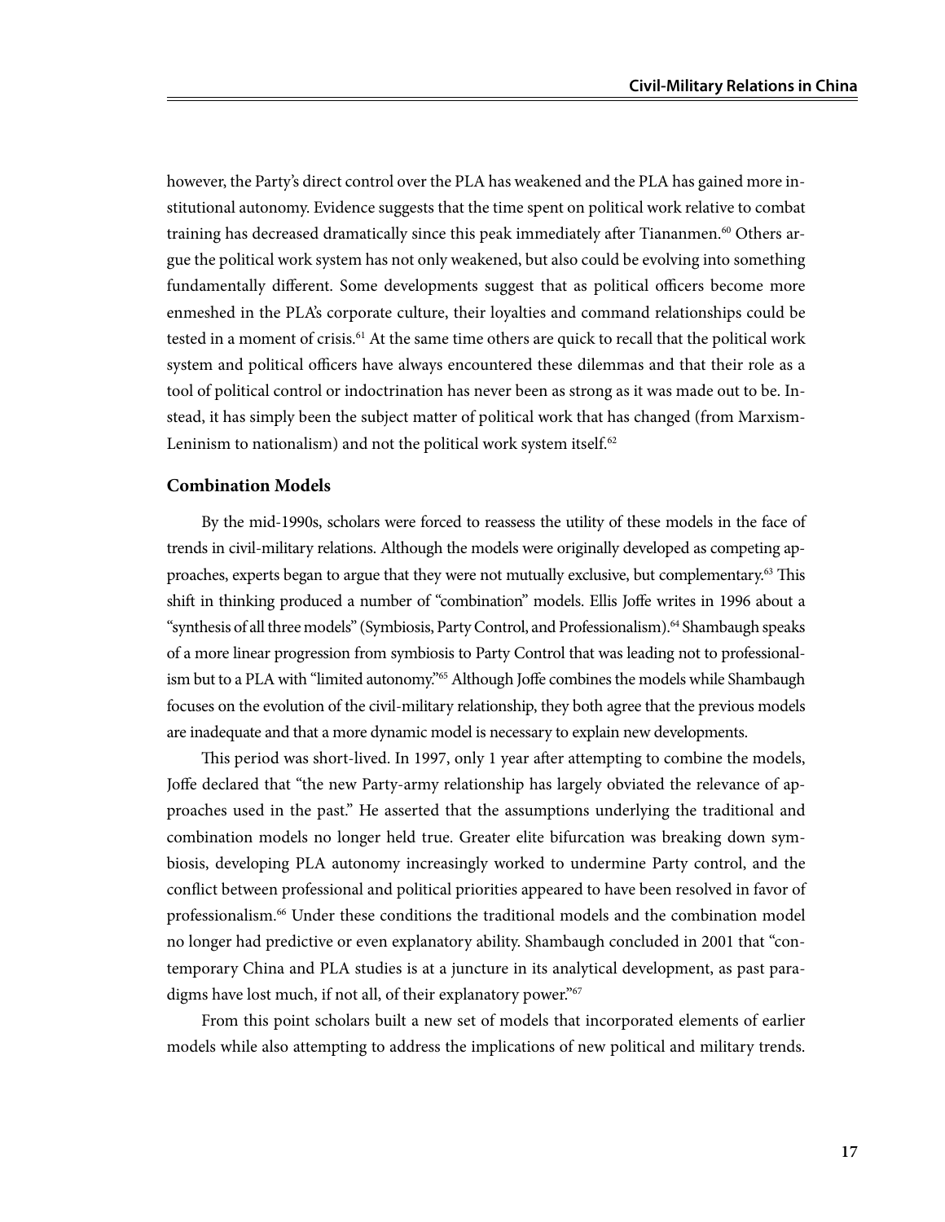however, the Party's direct control over the PLA has weakened and the PLA has gained more institutional autonomy. Evidence suggests that the time spent on political work relative to combat training has decreased dramatically since this peak immediately after Tiananmen.[60] Others argue the political work system has not only weakened, but also could be evolving into something fundamentally different. Some developments suggest that as political officers become more enmeshed in the PLA's corporate culture, their loyalties and command relationships could be tested in a moment of crisis.[61] At the same time others are quick to recall that the political work system and political officers have always encountered these dilemmas and that their role as a tool of political control or indoctrination has never been as strong as it was made out to be. Instead, it has simply been the subject matter of political work that has changed (from Marxism-Leninism to nationalism) and not the political work system itself.[62]

### Combination Models

By the mid-1990s, scholars were forced to reassess the utility of these models in the face of trends in civil-military relations. Although the models were originally developed as competing approaches, experts began to argue that they were not mutually exclusive, but complementary.[63] This shift in thinking produced a number of "combination" models. Ellis Joffe writes in 1996 about a "synthesis of all three models" (Symbiosis, Party Control, and Professionalism).[64] Shambaugh speaks of a more linear progression from symbiosis to Party Control that was leading not to professionalism but to a PLA with "limited autonomy."[65] Although Joffe combines the models while Shambaugh focuses on the evolution of the civil-military relationship, they both agree that the previous models are inadequate and that a more dynamic model is necessary to explain new developments.

This period was short-lived. In 1997, only 1 year after attempting to combine the models, Joffe declared that "the new Party-army relationship has largely obviated the relevance of approaches used in the past." He asserted that the assumptions underlying the traditional and combination models no longer held true. Greater elite bifurcation was breaking down symbiosis, developing PLA autonomy increasingly worked to undermine Party control, and the conflict between professional and political priorities appeared to have been resolved in favor of professionalism.[66] Under these conditions the traditional models and the combination model no longer had predictive or even explanatory ability. Shambaugh concluded in 2001 that "contemporary China and PLA studies is at a juncture in its analytical development, as past paradigms have lost much, if not all, of their explanatory power."[67]

From this point scholars built a new set of models that incorporated elements of earlier models while also attempting to address the implications of new political and military trends.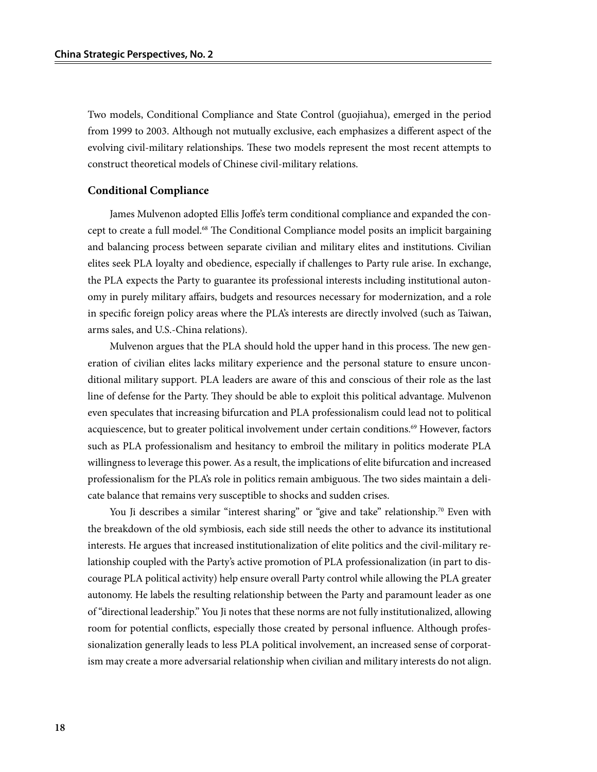Two models, Conditional Compliance and State Control (guojiahua), emerged in the period from 1999 to 2003. Although not mutually exclusive, each emphasizes a different aspect of the evolving civil-military relationships. These two models represent the most recent attempts to construct theoretical models of Chinese civil-military relations.

### Conditional Compliance

James Mulvenon adopted Ellis Joffe's term conditional compliance and expanded the concept to create a full model.[68] The Conditional Compliance model posits an implicit bargaining and balancing process between separate civilian and military elites and institutions. Civilian elites seek PLA loyalty and obedience, especially if challenges to Party rule arise. In exchange, the PLA expects the Party to guarantee its professional interests including institutional autonomy in purely military affairs, budgets and resources necessary for modernization, and a role in specific foreign policy areas where the PLA's interests are directly involved (such as Taiwan, arms sales, and U.S.-China relations).

Mulvenon argues that the PLA should hold the upper hand in this process. The new generation of civilian elites lacks military experience and the personal stature to ensure unconditional military support. PLA leaders are aware of this and conscious of their role as the last line of defense for the Party. They should be able to exploit this political advantage. Mulvenon even speculates that increasing bifurcation and PLA professionalism could lead not to political acquiescence, but to greater political involvement under certain conditions.[69] However, factors such as PLA professionalism and hesitancy to embroil the military in politics moderate PLA willingness to leverage this power. As a result, the implications of elite bifurcation and increased professionalism for the PLA's role in politics remain ambiguous. The two sides maintain a delicate balance that remains very susceptible to shocks and sudden crises.

You Ji describes a similar "interest sharing" or "give and take" relationship.[70] Even with the breakdown of the old symbiosis, each side still needs the other to advance its institutional interests. He argues that increased institutionalization of elite politics and the civil-military relationship coupled with the Party's active promotion of PLA professionalization (in part to discourage PLA political activity) help ensure overall Party control while allowing the PLA greater autonomy. He labels the resulting relationship between the Party and paramount leader as one of "directional leadership." You Ji notes that these norms are not fully institutionalized, allowing room for potential conflicts, especially those created by personal influence. Although professionalization generally leads to less PLA political involvement, an increased sense of corporatism may create a more adversarial relationship when civilian and military interests do not align.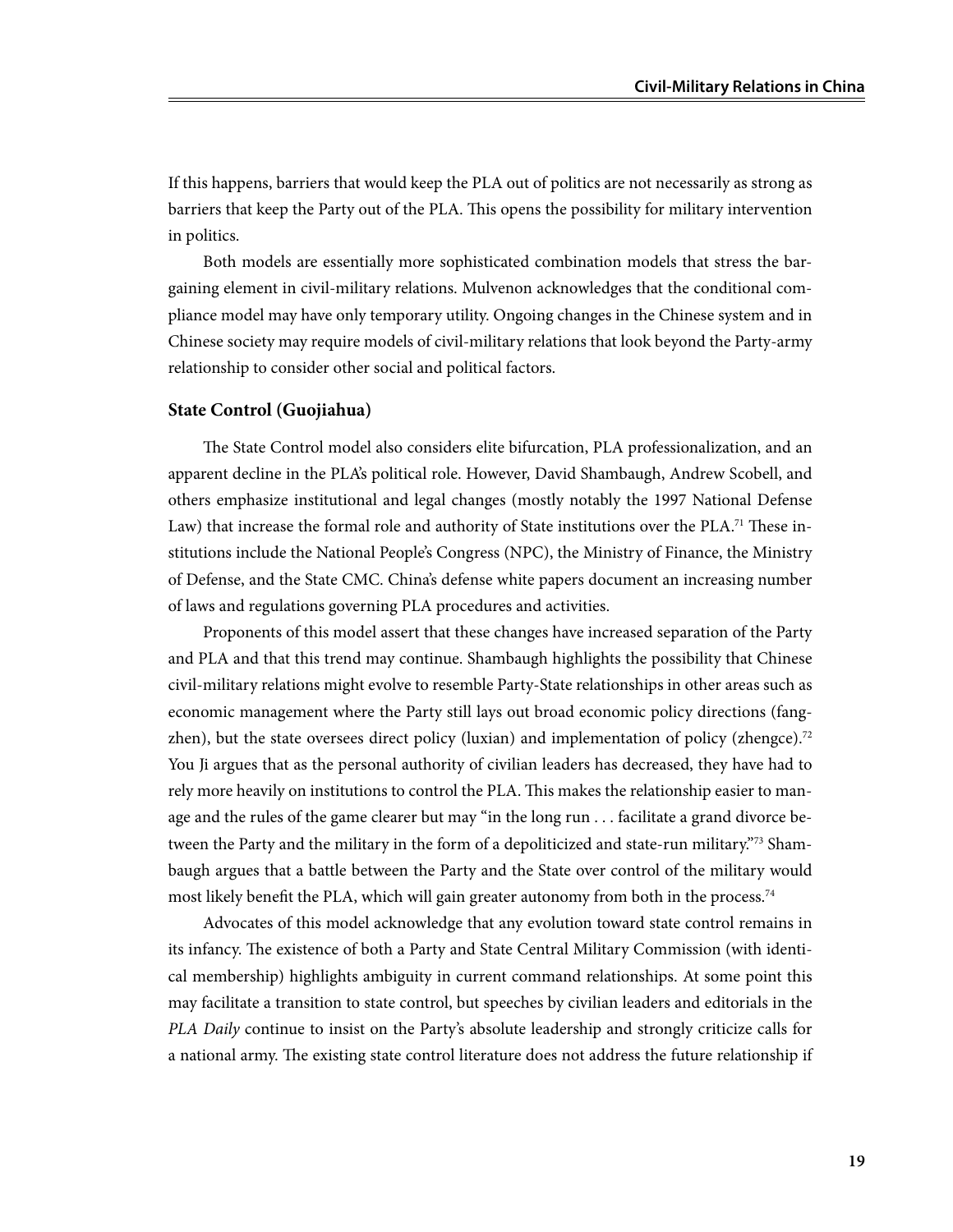If this happens, barriers that would keep the PLA out of politics are not necessarily as strong as barriers that keep the Party out of the PLA. This opens the possibility for military intervention in politics.

Both models are essentially more sophisticated combination models that stress the bargaining element in civil-military relations. Mulvenon acknowledges that the conditional compliance model may have only temporary utility. Ongoing changes in the Chinese system and in Chinese society may require models of civil-military relations that look beyond the Party-army relationship to consider other social and political factors.

### State Control (Guojiahua)

The State Control model also considers elite bifurcation, PLA professionalization, and an apparent decline in the PLA's political role. However, David Shambaugh, Andrew Scobell, and others emphasize institutional and legal changes (mostly notably the 1997 National Defense Law) that increase the formal role and authority of State institutions over the PLA.[71] These institutions include the National People's Congress (NPC), the Ministry of Finance, the Ministry of Defense, and the State CMC. China's defense white papers document an increasing number of laws and regulations governing PLA procedures and activities.

Proponents of this model assert that these changes have increased separation of the Party and PLA and that this trend may continue. Shambaugh highlights the possibility that Chinese civil-military relations might evolve to resemble Party-State relationships in other areas such as economic management where the Party still lays out broad economic policy directions (fangzhen), but the state oversees direct policy (luxian) and implementation of policy (zhengce).[72] You Ji argues that as the personal authority of civilian leaders has decreased, they have had to rely more heavily on institutions to control the PLA. This makes the relationship easier to manage and the rules of the game clearer but may "in the long run . . . facilitate a grand divorce between the Party and the military in the form of a depoliticized and state-run military."[73] Shambaugh argues that a battle between the Party and the State over control of the military would most likely benefit the PLA, which will gain greater autonomy from both in the process.[74]

Advocates of this model acknowledge that any evolution toward state control remains in its infancy. The existence of both a Party and State Central Military Commission (with identical membership) highlights ambiguity in current command relationships. At some point this may facilitate a transition to state control, but speeches by civilian leaders and editorials in the *PLA Daily* continue to insist on the Party's absolute leadership and strongly criticize calls for a national army. The existing state control literature does not address the future relationship if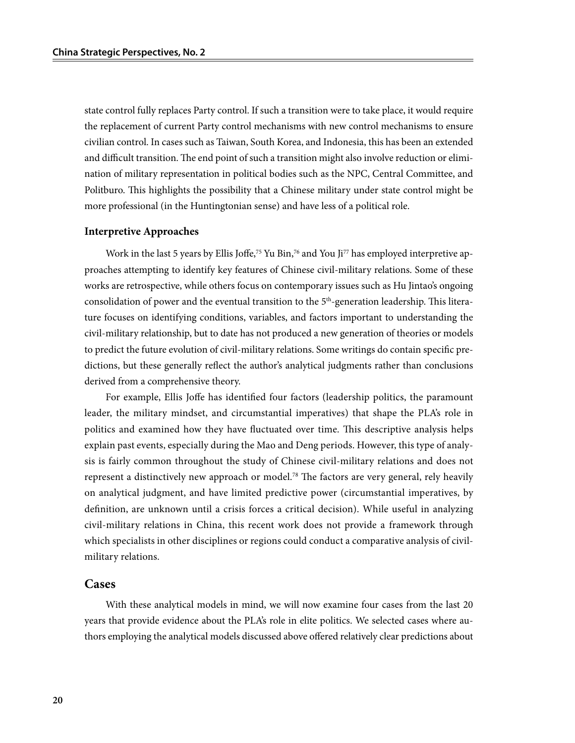state control fully replaces Party control. If such a transition were to take place, it would require the replacement of current Party control mechanisms with new control mechanisms to ensure civilian control. In cases such as Taiwan, South Korea, and Indonesia, this has been an extended and difficult transition. The end point of such a transition might also involve reduction or elimination of military representation in political bodies such as the NPC, Central Committee, and Politburo. This highlights the possibility that a Chinese military under state control might be more professional (in the Huntingtonian sense) and have less of a political role.

### Interpretive Approaches

Work in the last 5 years by Ellis Joffe,[75] Yu Bin,[76] and You Ji[77] has employed interpretive approaches attempting to identify key features of Chinese civil-military relations. Some of these works are retrospective, while others focus on contemporary issues such as Hu Jintao's ongoing consolidation of power and the eventual transition to the 5th-generation leadership. This literature focuses on identifying conditions, variables, and factors important to understanding the civil-military relationship, but to date has not produced a new generation of theories or models to predict the future evolution of civil-military relations. Some writings do contain specific predictions, but these generally reflect the author's analytical judgments rather than conclusions derived from a comprehensive theory.

For example, Ellis Joffe has identified four factors (leadership politics, the paramount leader, the military mindset, and circumstantial imperatives) that shape the PLA's role in politics and examined how they have fluctuated over time. This descriptive analysis helps explain past events, especially during the Mao and Deng periods. However, this type of analysis is fairly common throughout the study of Chinese civil-military relations and does not represent a distinctively new approach or model.[78] The factors are very general, rely heavily on analytical judgment, and have limited predictive power (circumstantial imperatives, by definition, are unknown until a crisis forces a critical decision). While useful in analyzing civil-military relations in China, this recent work does not provide a framework through which specialists in other disciplines or regions could conduct a comparative analysis of civil-military relations.

## Cases

With these analytical models in mind, we will now examine four cases from the last 20 years that provide evidence about the PLA's role in elite politics. We selected cases where authors employing the analytical models discussed above offered relatively clear predictions about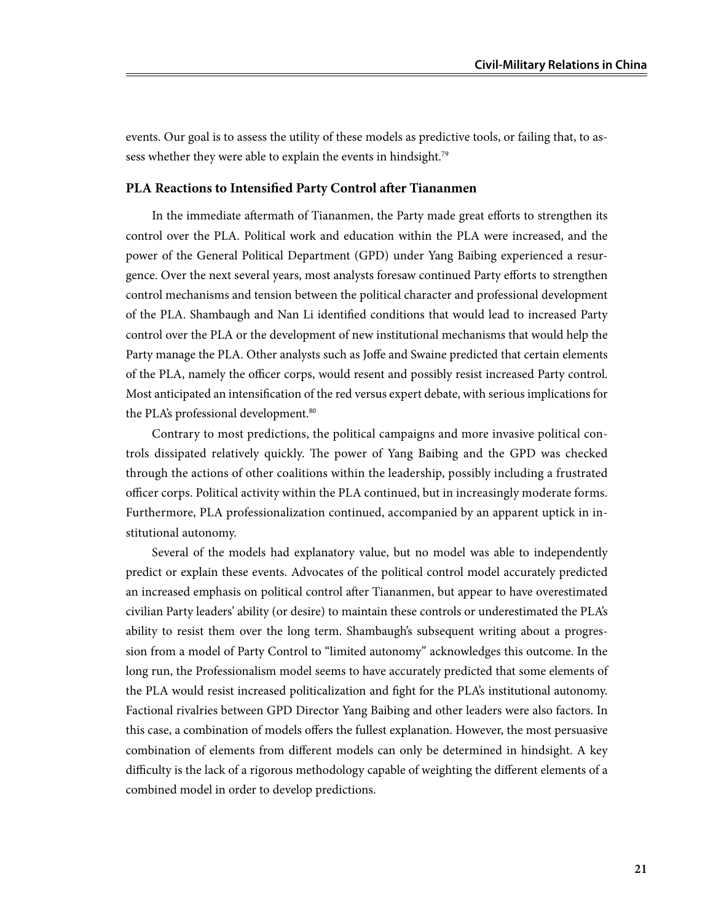events. Our goal is to assess the utility of these models as predictive tools, or failing that, to assess whether they were able to explain the events in hindsight.[79]

### PLA Reactions to Intensified Party Control after Tiananmen

In the immediate aftermath of Tiananmen, the Party made great efforts to strengthen its control over the PLA. Political work and education within the PLA were increased, and the power of the General Political Department (GPD) under Yang Baibing experienced a resurgence. Over the next several years, most analysts foresaw continued Party efforts to strengthen control mechanisms and tension between the political character and professional development of the PLA. Shambaugh and Nan Li identified conditions that would lead to increased Party control over the PLA or the development of new institutional mechanisms that would help the Party manage the PLA. Other analysts such as Joffe and Swaine predicted that certain elements of the PLA, namely the officer corps, would resent and possibly resist increased Party control. Most anticipated an intensification of the red versus expert debate, with serious implications for the PLA's professional development.[80]

Contrary to most predictions, the political campaigns and more invasive political controls dissipated relatively quickly. The power of Yang Baibing and the GPD was checked through the actions of other coalitions within the leadership, possibly including a frustrated officer corps. Political activity within the PLA continued, but in increasingly moderate forms. Furthermore, PLA professionalization continued, accompanied by an apparent uptick in institutional autonomy.

Several of the models had explanatory value, but no model was able to independently predict or explain these events. Advocates of the political control model accurately predicted an increased emphasis on political control after Tiananmen, but appear to have overestimated civilian Party leaders' ability (or desire) to maintain these controls or underestimated the PLA's ability to resist them over the long term. Shambaugh's subsequent writing about a progression from a model of Party Control to "limited autonomy" acknowledges this outcome. In the long run, the Professionalism model seems to have accurately predicted that some elements of the PLA would resist increased politicalization and fight for the PLA's institutional autonomy. Factional rivalries between GPD Director Yang Baibing and other leaders were also factors. In this case, a combination of models offers the fullest explanation. However, the most persuasive combination of elements from different models can only be determined in hindsight. A key difficulty is the lack of a rigorous methodology capable of weighting the different elements of a combined model in order to develop predictions.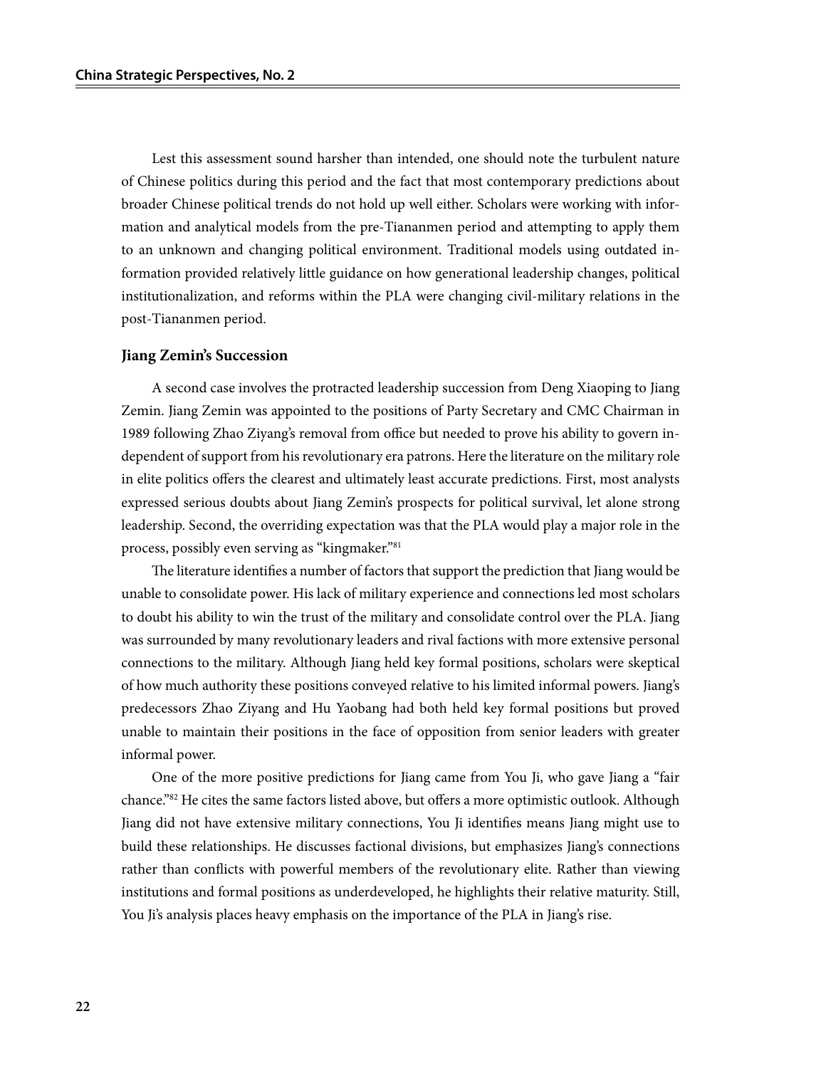Lest this assessment sound harsher than intended, one should note the turbulent nature of Chinese politics during this period and the fact that most contemporary predictions about broader Chinese political trends do not hold up well either. Scholars were working with information and analytical models from the pre-Tiananmen period and attempting to apply them to an unknown and changing political environment. Traditional models using outdated information provided relatively little guidance on how generational leadership changes, political institutionalization, and reforms within the PLA were changing civil-military relations in the post-Tiananmen period.

### Jiang Zemin's Succession

A second case involves the protracted leadership succession from Deng Xiaoping to Jiang Zemin. Jiang Zemin was appointed to the positions of Party Secretary and CMC Chairman in 1989 following Zhao Ziyang's removal from office but needed to prove his ability to govern independent of support from his revolutionary era patrons. Here the literature on the military role in elite politics offers the clearest and ultimately least accurate predictions. First, most analysts expressed serious doubts about Jiang Zemin's prospects for political survival, let alone strong leadership. Second, the overriding expectation was that the PLA would play a major role in the process, possibly even serving as "kingmaker."[81]

The literature identifies a number of factors that support the prediction that Jiang would be unable to consolidate power. His lack of military experience and connections led most scholars to doubt his ability to win the trust of the military and consolidate control over the PLA. Jiang was surrounded by many revolutionary leaders and rival factions with more extensive personal connections to the military. Although Jiang held key formal positions, scholars were skeptical of how much authority these positions conveyed relative to his limited informal powers. Jiang's predecessors Zhao Ziyang and Hu Yaobang had both held key formal positions but proved unable to maintain their positions in the face of opposition from senior leaders with greater informal power.

One of the more positive predictions for Jiang came from You Ji, who gave Jiang a "fair chance."[82] He cites the same factors listed above, but offers a more optimistic outlook. Although Jiang did not have extensive military connections, You Ji identifies means Jiang might use to build these relationships. He discusses factional divisions, but emphasizes Jiang's connections rather than conflicts with powerful members of the revolutionary elite. Rather than viewing institutions and formal positions as underdeveloped, he highlights their relative maturity. Still, You Ji's analysis places heavy emphasis on the importance of the PLA in Jiang's rise.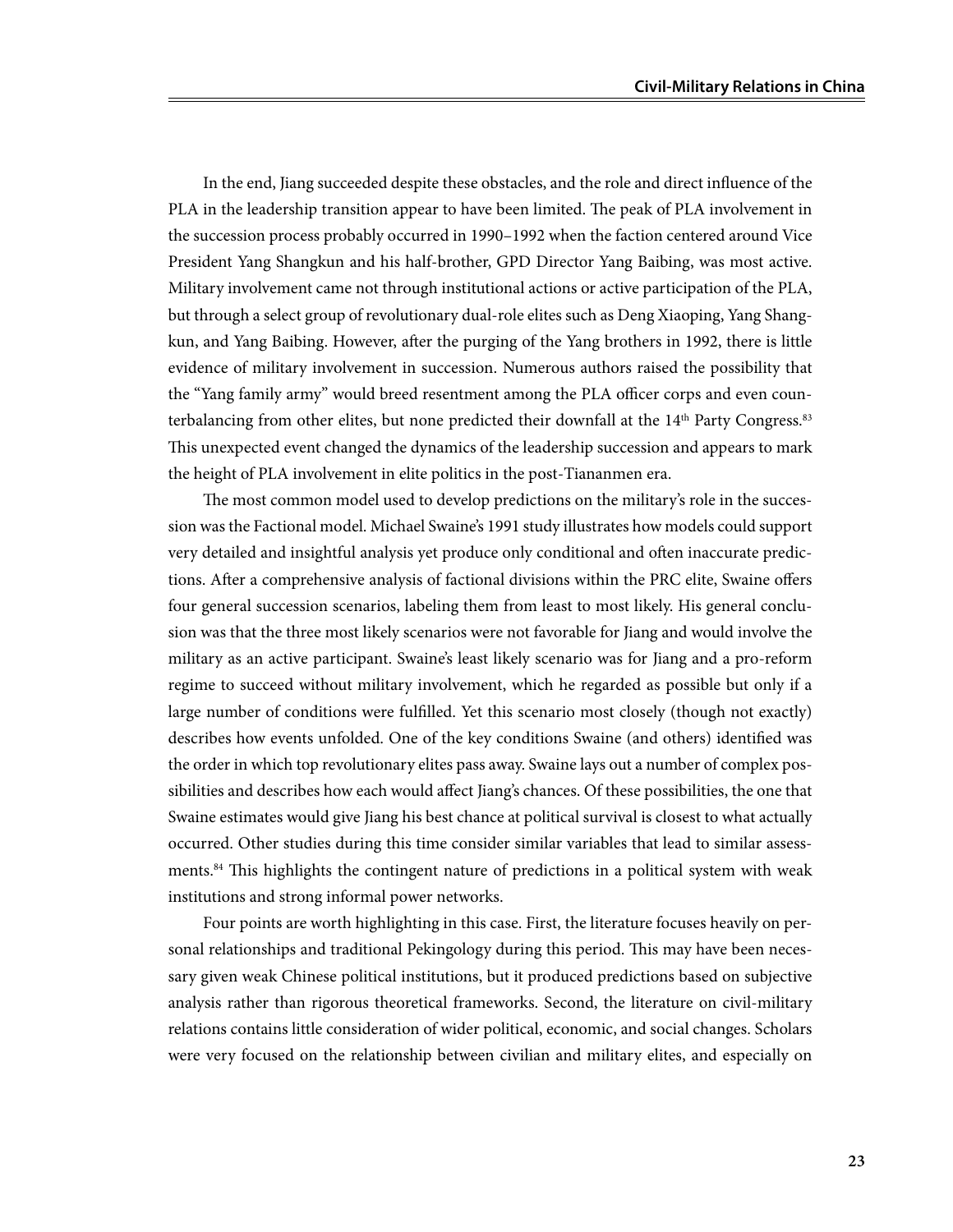In the end, Jiang succeeded despite these obstacles, and the role and direct influence of the PLA in the leadership transition appear to have been limited. The peak of PLA involvement in the succession process probably occurred in 1990–1992 when the faction centered around Vice President Yang Shangkun and his half-brother, GPD Director Yang Baibing, was most active. Military involvement came not through institutional actions or active participation of the PLA, but through a select group of revolutionary dual-role elites such as Deng Xiaoping, Yang Shangkun, and Yang Baibing. However, after the purging of the Yang brothers in 1992, there is little evidence of military involvement in succession. Numerous authors raised the possibility that the "Yang family army" would breed resentment among the PLA officer corps and even counterbalancing from other elites, but none predicted their downfall at the 14th Party Congress.[83] This unexpected event changed the dynamics of the leadership succession and appears to mark the height of PLA involvement in elite politics in the post-Tiananmen era.

The most common model used to develop predictions on the military's role in the succession was the Factional model. Michael Swaine's 1991 study illustrates how models could support very detailed and insightful analysis yet produce only conditional and often inaccurate predictions. After a comprehensive analysis of factional divisions within the PRC elite, Swaine offers four general succession scenarios, labeling them from least to most likely. His general conclusion was that the three most likely scenarios were not favorable for Jiang and would involve the military as an active participant. Swaine's least likely scenario was for Jiang and a pro-reform regime to succeed without military involvement, which he regarded as possible but only if a large number of conditions were fulfilled. Yet this scenario most closely (though not exactly) describes how events unfolded. One of the key conditions Swaine (and others) identified was the order in which top revolutionary elites pass away. Swaine lays out a number of complex possibilities and describes how each would affect Jiang's chances. Of these possibilities, the one that Swaine estimates would give Jiang his best chance at political survival is closest to what actually occurred. Other studies during this time consider similar variables that lead to similar assessments.[84] This highlights the contingent nature of predictions in a political system with weak institutions and strong informal power networks.

Four points are worth highlighting in this case. First, the literature focuses heavily on personal relationships and traditional Pekingology during this period. This may have been necessary given weak Chinese political institutions, but it produced predictions based on subjective analysis rather than rigorous theoretical frameworks. Second, the literature on civil-military relations contains little consideration of wider political, economic, and social changes. Scholars were very focused on the relationship between civilian and military elites, and especially on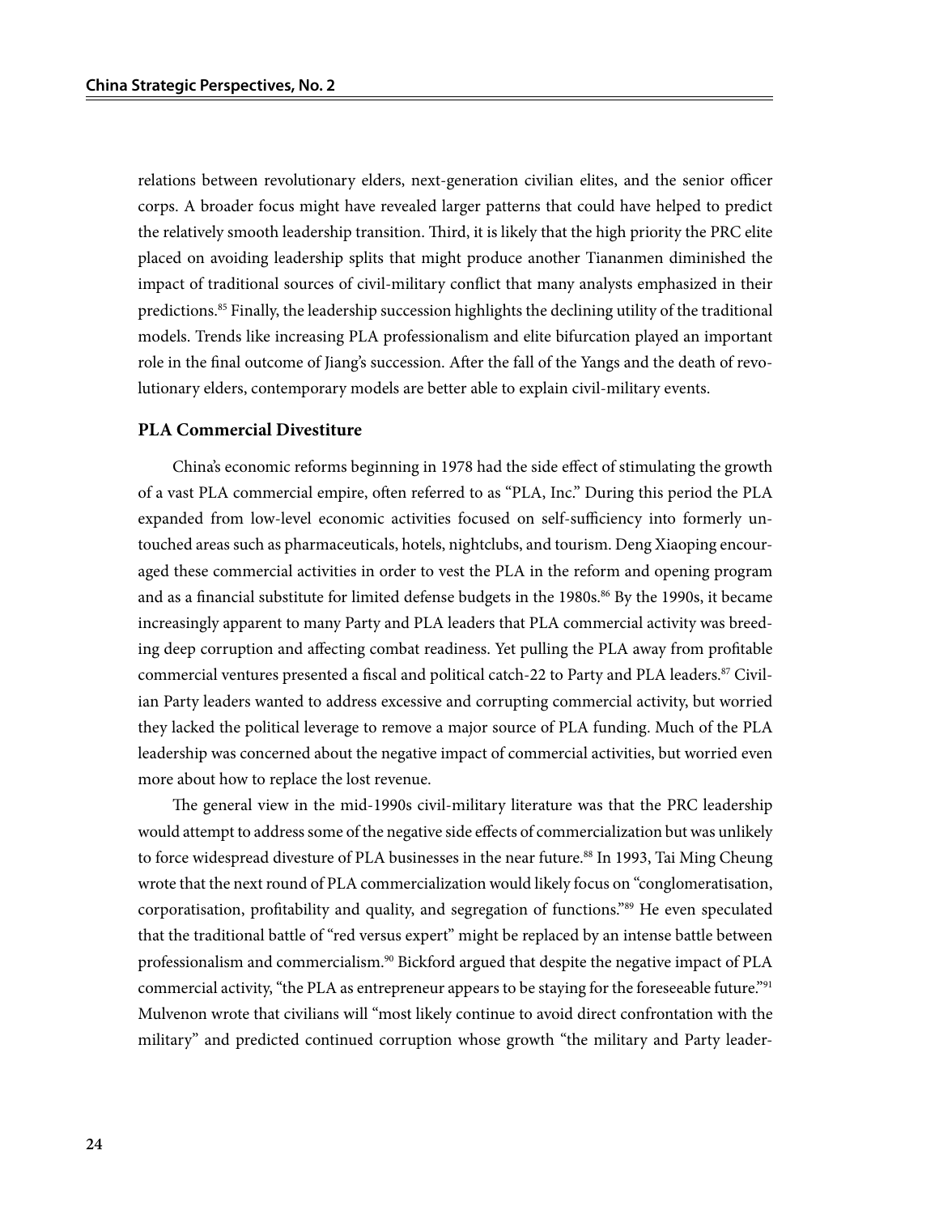relations between revolutionary elders, next-generation civilian elites, and the senior officer corps. A broader focus might have revealed larger patterns that could have helped to predict the relatively smooth leadership transition. Third, it is likely that the high priority the PRC elite placed on avoiding leadership splits that might produce another Tiananmen diminished the impact of traditional sources of civil-military conflict that many analysts emphasized in their predictions.[85] Finally, the leadership succession highlights the declining utility of the traditional models. Trends like increasing PLA professionalism and elite bifurcation played an important role in the final outcome of Jiang's succession. After the fall of the Yangs and the death of revolutionary elders, contemporary models are better able to explain civil-military events.

### PLA Commercial Divestiture

China's economic reforms beginning in 1978 had the side effect of stimulating the growth of a vast PLA commercial empire, often referred to as "PLA, Inc." During this period the PLA expanded from low-level economic activities focused on self-sufficiency into formerly untouched areas such as pharmaceuticals, hotels, nightclubs, and tourism. Deng Xiaoping encouraged these commercial activities in order to vest the PLA in the reform and opening program and as a financial substitute for limited defense budgets in the 1980s.[86] By the 1990s, it became increasingly apparent to many Party and PLA leaders that PLA commercial activity was breeding deep corruption and affecting combat readiness. Yet pulling the PLA away from profitable commercial ventures presented a fiscal and political catch-22 to Party and PLA leaders.[87] Civilian Party leaders wanted to address excessive and corrupting commercial activity, but worried they lacked the political leverage to remove a major source of PLA funding. Much of the PLA leadership was concerned about the negative impact of commercial activities, but worried even more about how to replace the lost revenue.

The general view in the mid-1990s civil-military literature was that the PRC leadership would attempt to address some of the negative side effects of commercialization but was unlikely to force widespread divesture of PLA businesses in the near future.[88] In 1993, Tai Ming Cheung wrote that the next round of PLA commercialization would likely focus on "conglomeratisation, corporatisation, profitability and quality, and segregation of functions."[89] He even speculated that the traditional battle of "red versus expert" might be replaced by an intense battle between professionalism and commercialism.[90] Bickford argued that despite the negative impact of PLA commercial activity, "the PLA as entrepreneur appears to be staying for the foreseeable future."[91] Mulvenon wrote that civilians will "most likely continue to avoid direct confrontation with the military" and predicted continued corruption whose growth "the military and Party leader-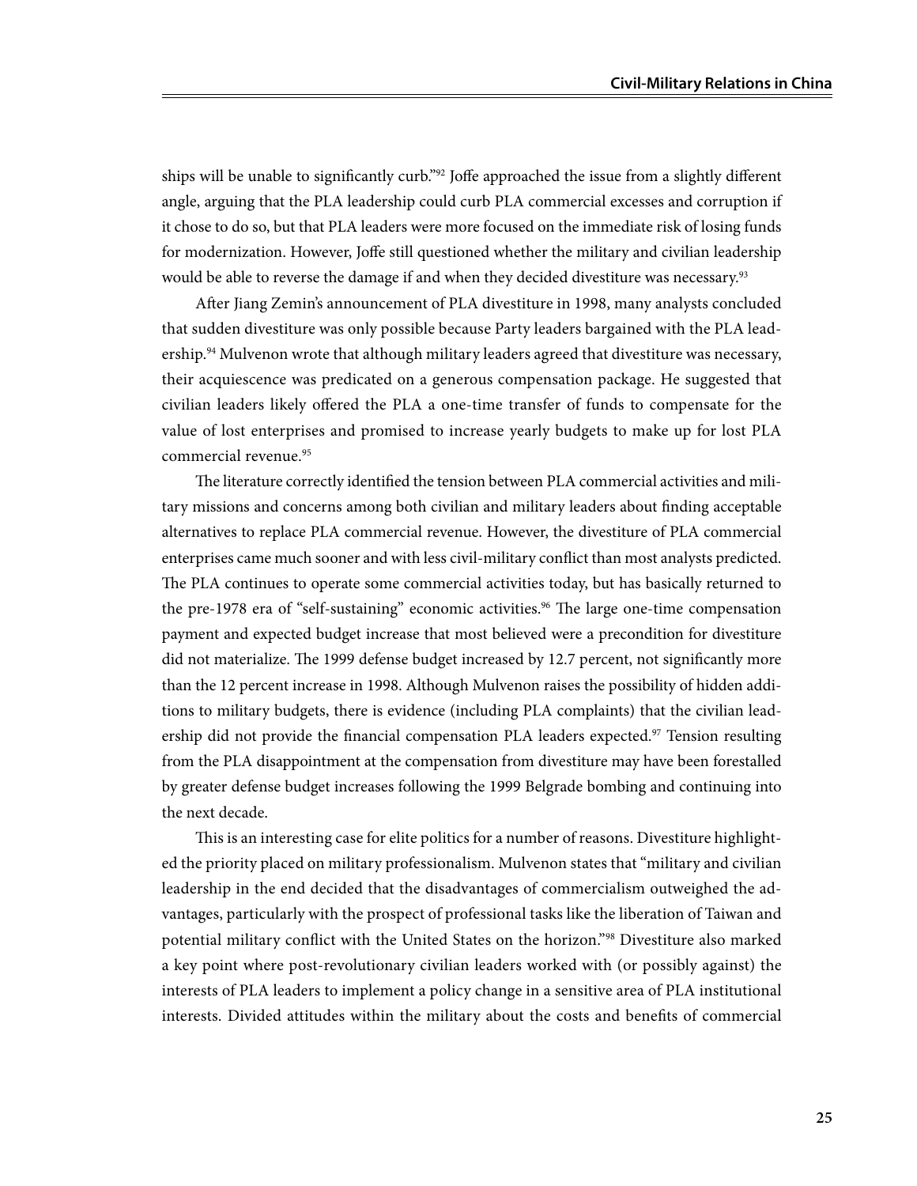ships will be unable to significantly curb."[92] Joffe approached the issue from a slightly different angle, arguing that the PLA leadership could curb PLA commercial excesses and corruption if it chose to do so, but that PLA leaders were more focused on the immediate risk of losing funds for modernization. However, Joffe still questioned whether the military and civilian leadership would be able to reverse the damage if and when they decided divestiture was necessary.[93]

After Jiang Zemin's announcement of PLA divestiture in 1998, many analysts concluded that sudden divestiture was only possible because Party leaders bargained with the PLA leadership.[94] Mulvenon wrote that although military leaders agreed that divestiture was necessary, their acquiescence was predicated on a generous compensation package. He suggested that civilian leaders likely offered the PLA a one-time transfer of funds to compensate for the value of lost enterprises and promised to increase yearly budgets to make up for lost PLA commercial revenue.[95]

The literature correctly identified the tension between PLA commercial activities and military missions and concerns among both civilian and military leaders about finding acceptable alternatives to replace PLA commercial revenue. However, the divestiture of PLA commercial enterprises came much sooner and with less civil-military conflict than most analysts predicted. The PLA continues to operate some commercial activities today, but has basically returned to the pre-1978 era of "self-sustaining" economic activities.[96] The large one-time compensation payment and expected budget increase that most believed were a precondition for divestiture did not materialize. The 1999 defense budget increased by 12.7 percent, not significantly more than the 12 percent increase in 1998. Although Mulvenon raises the possibility of hidden additions to military budgets, there is evidence (including PLA complaints) that the civilian leadership did not provide the financial compensation PLA leaders expected.[97] Tension resulting from the PLA disappointment at the compensation from divestiture may have been forestalled by greater defense budget increases following the 1999 Belgrade bombing and continuing into the next decade.

This is an interesting case for elite politics for a number of reasons. Divestiture highlighted the priority placed on military professionalism. Mulvenon states that "military and civilian leadership in the end decided that the disadvantages of commercialism outweighed the advantages, particularly with the prospect of professional tasks like the liberation of Taiwan and potential military conflict with the United States on the horizon."[98] Divestiture also marked a key point where post-revolutionary civilian leaders worked with (or possibly against) the interests of PLA leaders to implement a policy change in a sensitive area of PLA institutional interests. Divided attitudes within the military about the costs and benefits of commercial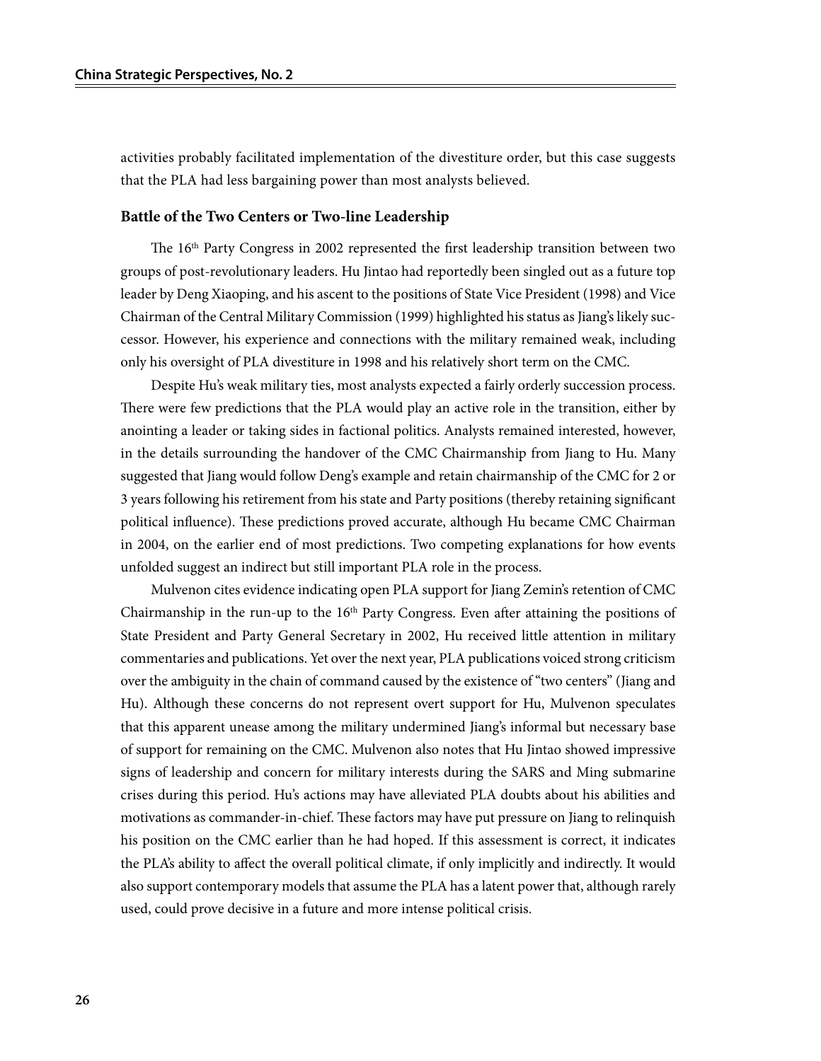activities probably facilitated implementation of the divestiture order, but this case suggests that the PLA had less bargaining power than most analysts believed.

### Battle of the Two Centers or Two-line Leadership

The 16th Party Congress in 2002 represented the first leadership transition between two groups of post-revolutionary leaders. Hu Jintao had reportedly been singled out as a future top leader by Deng Xiaoping, and his ascent to the positions of State Vice President (1998) and Vice Chairman of the Central Military Commission (1999) highlighted his status as Jiang's likely successor. However, his experience and connections with the military remained weak, including only his oversight of PLA divestiture in 1998 and his relatively short term on the CMC.

Despite Hu's weak military ties, most analysts expected a fairly orderly succession process. There were few predictions that the PLA would play an active role in the transition, either by anointing a leader or taking sides in factional politics. Analysts remained interested, however, in the details surrounding the handover of the CMC Chairmanship from Jiang to Hu. Many suggested that Jiang would follow Deng's example and retain chairmanship of the CMC for 2 or 3 years following his retirement from his state and Party positions (thereby retaining significant political influence). These predictions proved accurate, although Hu became CMC Chairman in 2004, on the earlier end of most predictions. Two competing explanations for how events unfolded suggest an indirect but still important PLA role in the process.

Mulvenon cites evidence indicating open PLA support for Jiang Zemin's retention of CMC Chairmanship in the run-up to the 16th Party Congress. Even after attaining the positions of State President and Party General Secretary in 2002, Hu received little attention in military commentaries and publications. Yet over the next year, PLA publications voiced strong criticism over the ambiguity in the chain of command caused by the existence of "two centers" (Jiang and Hu). Although these concerns do not represent overt support for Hu, Mulvenon speculates that this apparent unease among the military undermined Jiang's informal but necessary base of support for remaining on the CMC. Mulvenon also notes that Hu Jintao showed impressive signs of leadership and concern for military interests during the SARS and Ming submarine crises during this period. Hu's actions may have alleviated PLA doubts about his abilities and motivations as commander-in-chief. These factors may have put pressure on Jiang to relinquish his position on the CMC earlier than he had hoped. If this assessment is correct, it indicates the PLA's ability to affect the overall political climate, if only implicitly and indirectly. It would also support contemporary models that assume the PLA has a latent power that, although rarely used, could prove decisive in a future and more intense political crisis.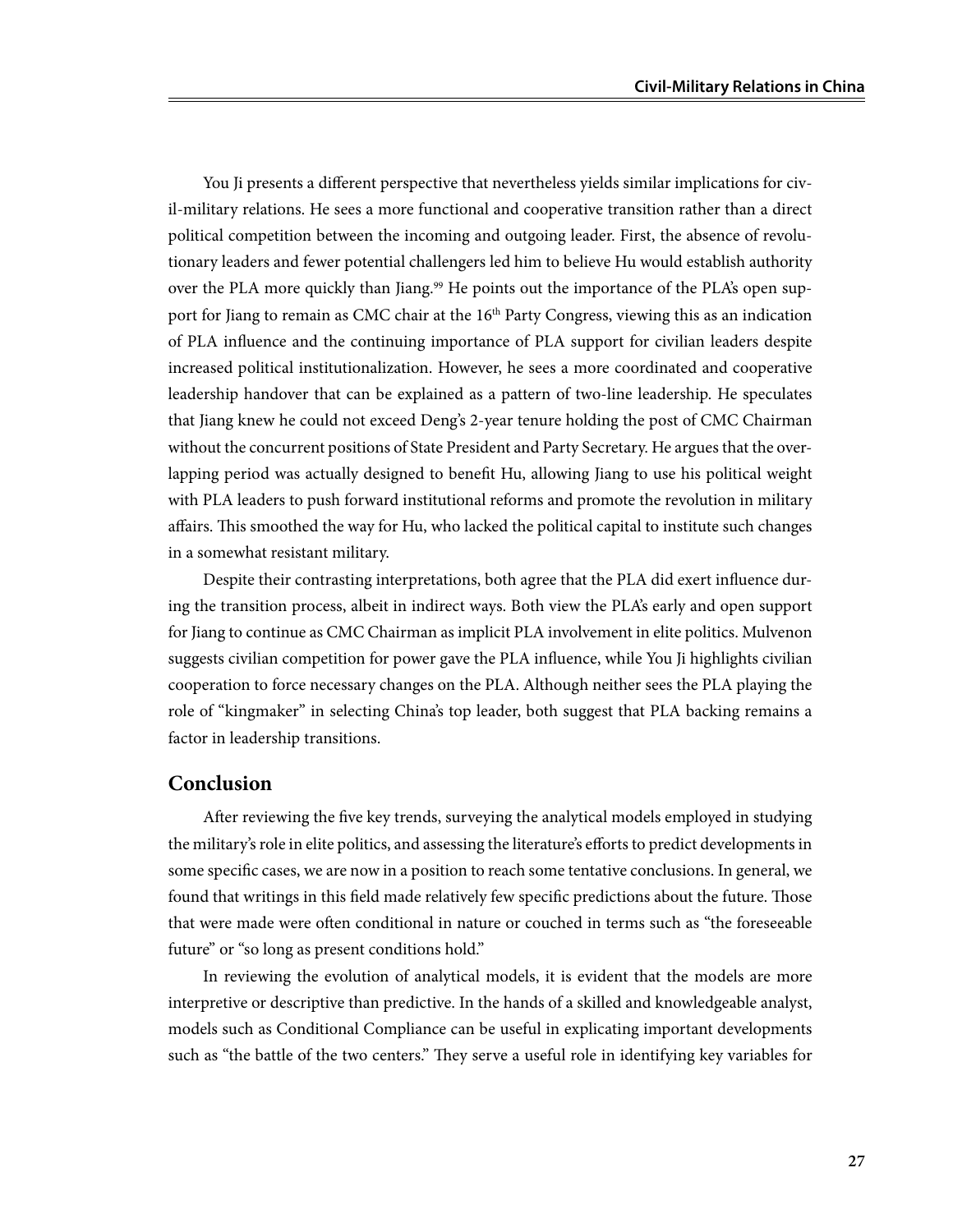You Ji presents a different perspective that nevertheless yields similar implications for civil-military relations. He sees a more functional and cooperative transition rather than a direct political competition between the incoming and outgoing leader. First, the absence of revolutionary leaders and fewer potential challengers led him to believe Hu would establish authority over the PLA more quickly than Jiang.[99] He points out the importance of the PLA's open support for Jiang to remain as CMC chair at the 16th Party Congress, viewing this as an indication of PLA influence and the continuing importance of PLA support for civilian leaders despite increased political institutionalization. However, he sees a more coordinated and cooperative leadership handover that can be explained as a pattern of two-line leadership. He speculates that Jiang knew he could not exceed Deng's 2-year tenure holding the post of CMC Chairman without the concurrent positions of State President and Party Secretary. He argues that the overlapping period was actually designed to benefit Hu, allowing Jiang to use his political weight with PLA leaders to push forward institutional reforms and promote the revolution in military affairs. This smoothed the way for Hu, who lacked the political capital to institute such changes in a somewhat resistant military.

Despite their contrasting interpretations, both agree that the PLA did exert influence during the transition process, albeit in indirect ways. Both view the PLA's early and open support for Jiang to continue as CMC Chairman as implicit PLA involvement in elite politics. Mulvenon suggests civilian competition for power gave the PLA influence, while You Ji highlights civilian cooperation to force necessary changes on the PLA. Although neither sees the PLA playing the role of "kingmaker" in selecting China's top leader, both suggest that PLA backing remains a factor in leadership transitions.

## Conclusion

After reviewing the five key trends, surveying the analytical models employed in studying the military's role in elite politics, and assessing the literature's efforts to predict developments in some specific cases, we are now in a position to reach some tentative conclusions. In general, we found that writings in this field made relatively few specific predictions about the future. Those that were made were often conditional in nature or couched in terms such as "the foreseeable future" or "so long as present conditions hold."

In reviewing the evolution of analytical models, it is evident that the models are more interpretive or descriptive than predictive. In the hands of a skilled and knowledgeable analyst, models such as Conditional Compliance can be useful in explicating important developments such as "the battle of the two centers." They serve a useful role in identifying key variables for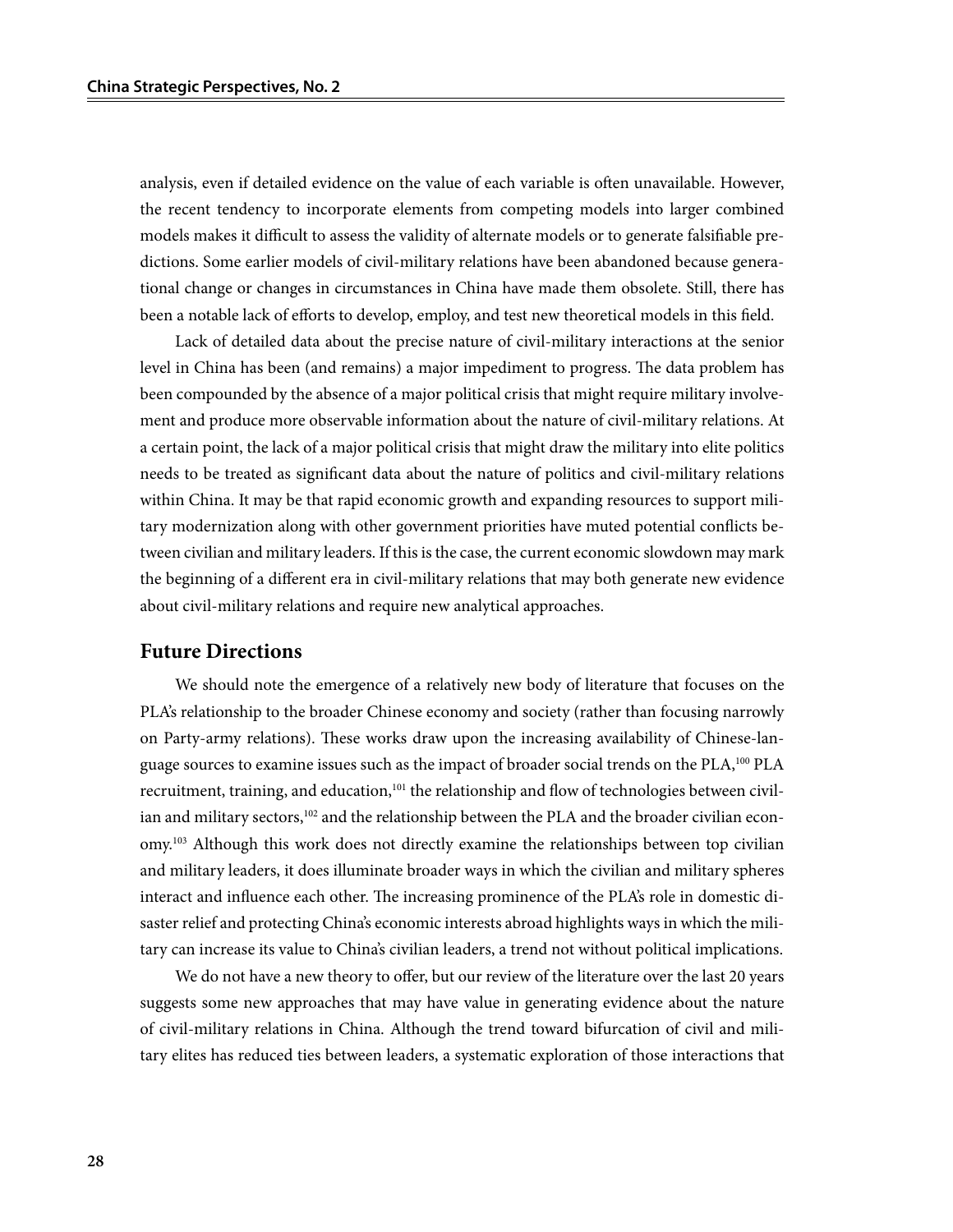analysis, even if detailed evidence on the value of each variable is often unavailable. However, the recent tendency to incorporate elements from competing models into larger combined models makes it difficult to assess the validity of alternate models or to generate falsifiable predictions. Some earlier models of civil-military relations have been abandoned because generational change or changes in circumstances in China have made them obsolete. Still, there has been a notable lack of efforts to develop, employ, and test new theoretical models in this field.

Lack of detailed data about the precise nature of civil-military interactions at the senior level in China has been (and remains) a major impediment to progress. The data problem has been compounded by the absence of a major political crisis that might require military involvement and produce more observable information about the nature of civil-military relations. At a certain point, the lack of a major political crisis that might draw the military into elite politics needs to be treated as significant data about the nature of politics and civil-military relations within China. It may be that rapid economic growth and expanding resources to support military modernization along with other government priorities have muted potential conflicts between civilian and military leaders. If this is the case, the current economic slowdown may mark the beginning of a different era in civil-military relations that may both generate new evidence about civil-military relations and require new analytical approaches.

## Future Directions

We should note the emergence of a relatively new body of literature that focuses on the PLA's relationship to the broader Chinese economy and society (rather than focusing narrowly on Party-army relations). These works draw upon the increasing availability of Chinese-language sources to examine issues such as the impact of broader social trends on the PLA,[100] PLA recruitment, training, and education,[101] the relationship and flow of technologies between civilian and military sectors,[102] and the relationship between the PLA and the broader civilian economy.[103] Although this work does not directly examine the relationships between top civilian and military leaders, it does illuminate broader ways in which the civilian and military spheres interact and influence each other. The increasing prominence of the PLA's role in domestic disaster relief and protecting China's economic interests abroad highlights ways in which the military can increase its value to China's civilian leaders, a trend not without political implications.

We do not have a new theory to offer, but our review of the literature over the last 20 years suggests some new approaches that may have value in generating evidence about the nature of civil-military relations in China. Although the trend toward bifurcation of civil and military elites has reduced ties between leaders, a systematic exploration of those interactions that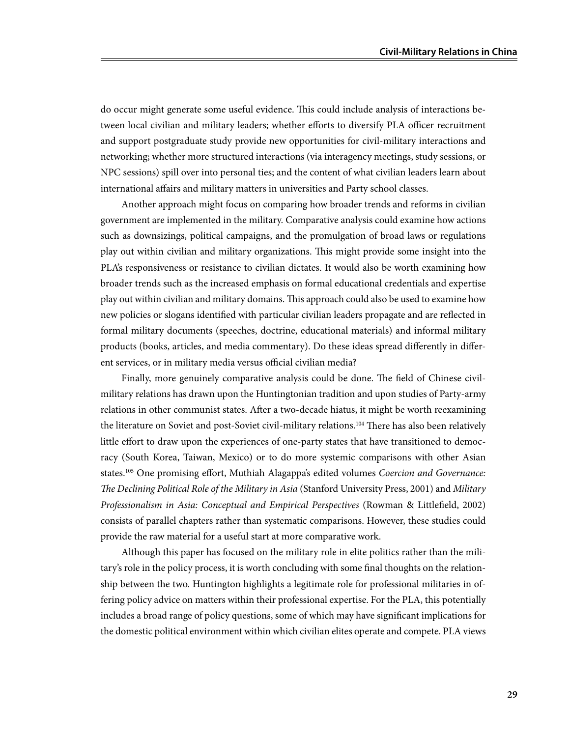do occur might generate some useful evidence. This could include analysis of interactions between local civilian and military leaders; whether efforts to diversify PLA officer recruitment and support postgraduate study provide new opportunities for civil-military interactions and networking; whether more structured interactions (via interagency meetings, study sessions, or NPC sessions) spill over into personal ties; and the content of what civilian leaders learn about international affairs and military matters in universities and Party school classes.

Another approach might focus on comparing how broader trends and reforms in civilian government are implemented in the military. Comparative analysis could examine how actions such as downsizings, political campaigns, and the promulgation of broad laws or regulations play out within civilian and military organizations. This might provide some insight into the PLA's responsiveness or resistance to civilian dictates. It would also be worth examining how broader trends such as the increased emphasis on formal educational credentials and expertise play out within civilian and military domains. This approach could also be used to examine how new policies or slogans identified with particular civilian leaders propagate and are reflected in formal military documents (speeches, doctrine, educational materials) and informal military products (books, articles, and media commentary). Do these ideas spread differently in different services, or in military media versus official civilian media?

Finally, more genuinely comparative analysis could be done. The field of Chinese civil-military relations has drawn upon the Huntingtonian tradition and upon studies of Party-army relations in other communist states. After a two-decade hiatus, it might be worth reexamining the literature on Soviet and post-Soviet civil-military relations.[104] There has also been relatively little effort to draw upon the experiences of one-party states that have transitioned to democracy (South Korea, Taiwan, Mexico) or to do more systemic comparisons with other Asian states.[105] One promising effort, Muthiah Alagappa's edited volumes *Coercion and Governance: The Declining Political Role of the Military in Asia* (Stanford University Press, 2001) and *Military Professionalism in Asia: Conceptual and Empirical Perspectives* (Rowman & Littlefield, 2002) consists of parallel chapters rather than systematic comparisons. However, these studies could provide the raw material for a useful start at more comparative work.

Although this paper has focused on the military role in elite politics rather than the military's role in the policy process, it is worth concluding with some final thoughts on the relationship between the two. Huntington highlights a legitimate role for professional militaries in offering policy advice on matters within their professional expertise. For the PLA, this potentially includes a broad range of policy questions, some of which may have significant implications for the domestic political environment within which civilian elites operate and compete. PLA views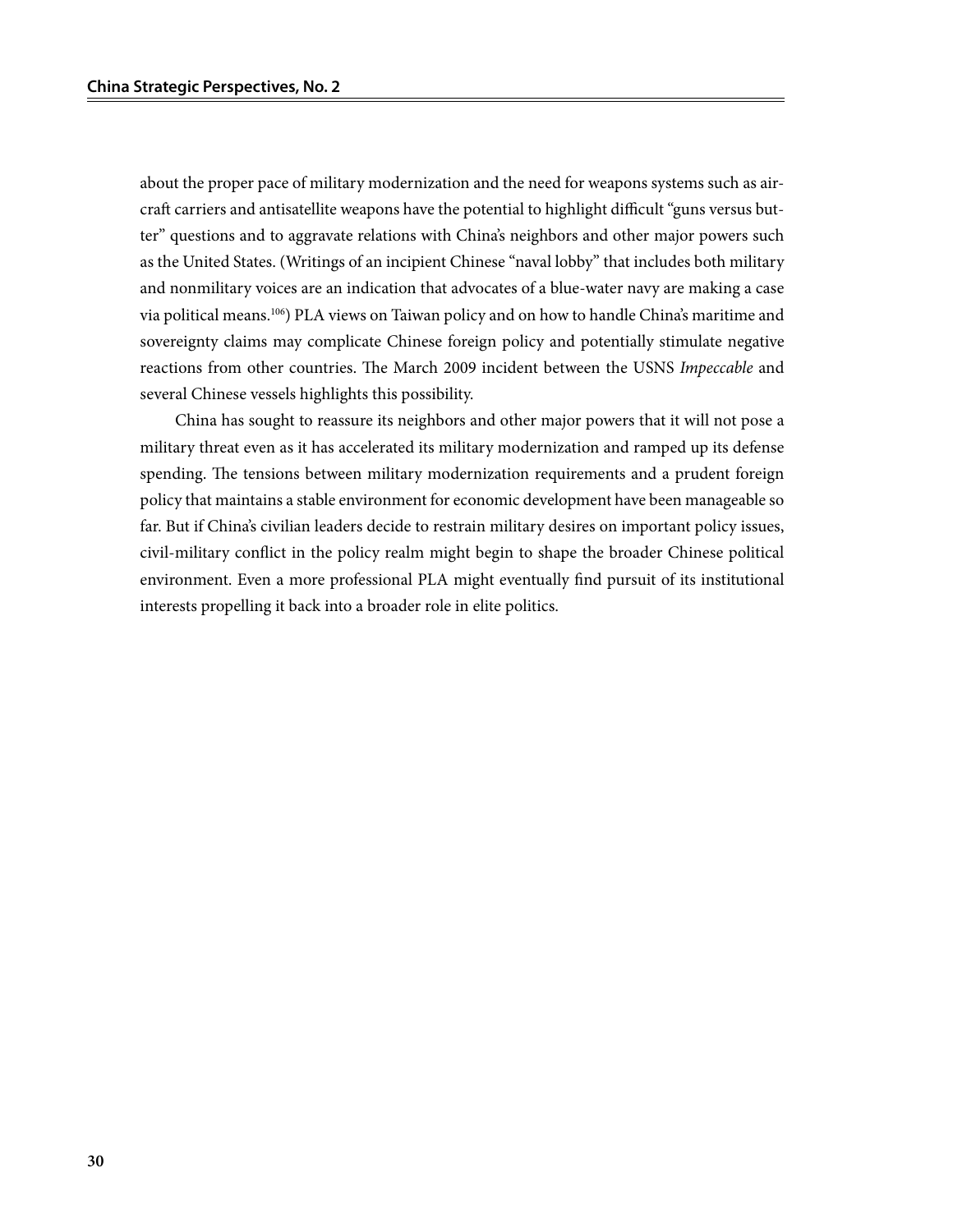about the proper pace of military modernization and the need for weapons systems such as aircraft carriers and antisatellite weapons have the potential to highlight difficult "guns versus butter" questions and to aggravate relations with China's neighbors and other major powers such as the United States. (Writings of an incipient Chinese "naval lobby" that includes both military and nonmilitary voices are an indication that advocates of a blue-water navy are making a case via political means.[106]) PLA views on Taiwan policy and on how to handle China's maritime and sovereignty claims may complicate Chinese foreign policy and potentially stimulate negative reactions from other countries. The March 2009 incident between the USNS *Impeccable* and several Chinese vessels highlights this possibility.

China has sought to reassure its neighbors and other major powers that it will not pose a military threat even as it has accelerated its military modernization and ramped up its defense spending. The tensions between military modernization requirements and a prudent foreign policy that maintains a stable environment for economic development have been manageable so far. But if China's civilian leaders decide to restrain military desires on important policy issues, civil-military conflict in the policy realm might begin to shape the broader Chinese political environment. Even a more professional PLA might eventually find pursuit of its institutional interests propelling it back into a broader role in elite politics.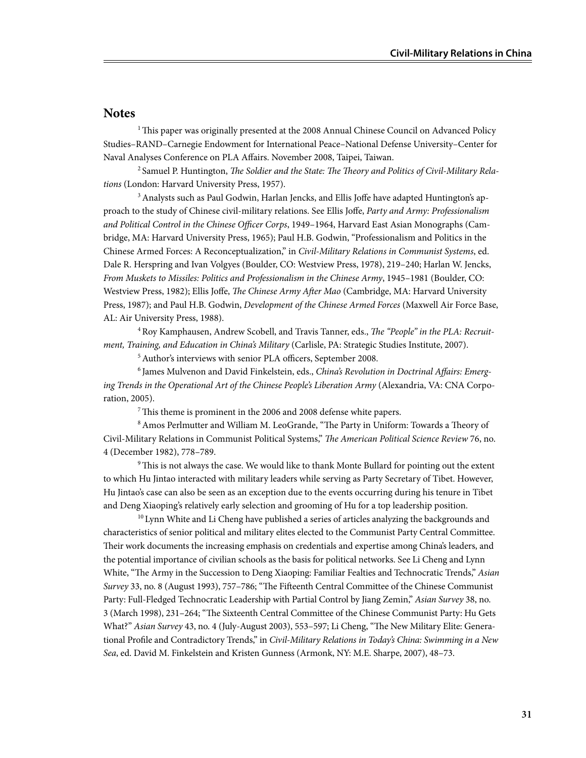## Notes

[1] This paper was originally presented at the 2008 Annual Chinese Council on Advanced Policy Studies–RAND–Carnegie Endowment for International Peace–National Defense University–Center for Naval Analyses Conference on PLA Affairs. November 2008, Taipei, Taiwan.

[2] Samuel P. Huntington, *The Soldier and the State: The Theory and Politics of Civil-Military Relations* (London: Harvard University Press, 1957).

[3] Analysts such as Paul Godwin, Harlan Jencks, and Ellis Joffe have adapted Huntington's approach to the study of Chinese civil-military relations. See Ellis Joffe, *Party and Army: Professionalism and Political Control in the Chinese Officer Corps*, 1949–1964, Harvard East Asian Monographs (Cambridge, MA: Harvard University Press, 1965); Paul H.B. Godwin, "Professionalism and Politics in the Chinese Armed Forces: A Reconceptualization," in *Civil-Military Relations in Communist Systems*, ed. Dale R. Herspring and Ivan Volgyes (Boulder, CO: Westview Press, 1978), 219–240; Harlan W. Jencks, *From Muskets to Missiles: Politics and Professionalism in the Chinese Army*, 1945–1981 (Boulder, CO: Westview Press, 1982); Ellis Joffe, *The Chinese Army After Mao* (Cambridge, MA: Harvard University Press, 1987); and Paul H.B. Godwin, *Development of the Chinese Armed Forces* (Maxwell Air Force Base, AL: Air University Press, 1988).

[4] Roy Kamphausen, Andrew Scobell, and Travis Tanner, eds., *The "People" in the PLA: Recruitment, Training, and Education in China's Military* (Carlisle, PA: Strategic Studies Institute, 2007).

[5] Author's interviews with senior PLA officers, September 2008.

[6] James Mulvenon and David Finkelstein, eds., *China's Revolution in Doctrinal Affairs: Emerging Trends in the Operational Art of the Chinese People's Liberation Army* (Alexandria, VA: CNA Corporation, 2005).

[7] This theme is prominent in the 2006 and 2008 defense white papers.

[8] Amos Perlmutter and William M. LeoGrande, "The Party in Uniform: Towards a Theory of Civil-Military Relations in Communist Political Systems," *The American Political Science Review* 76, no. 4 (December 1982), 778–789.

[9] This is not always the case. We would like to thank Monte Bullard for pointing out the extent to which Hu Jintao interacted with military leaders while serving as Party Secretary of Tibet. However, Hu Jintao's case can also be seen as an exception due to the events occurring during his tenure in Tibet and Deng Xiaoping's relatively early selection and grooming of Hu for a top leadership position.

[10] Lynn White and Li Cheng have published a series of articles analyzing the backgrounds and characteristics of senior political and military elites elected to the Communist Party Central Committee. Their work documents the increasing emphasis on credentials and expertise among China's leaders, and the potential importance of civilian schools as the basis for political networks. See Li Cheng and Lynn White, "The Army in the Succession to Deng Xiaoping: Familiar Fealties and Technocratic Trends," *Asian Survey* 33, no. 8 (August 1993), 757–786; "The Fifteenth Central Committee of the Chinese Communist Party: Full-Fledged Technocratic Leadership with Partial Control by Jiang Zemin," *Asian Survey* 38, no. 3 (March 1998), 231–264; "The Sixteenth Central Committee of the Chinese Communist Party: Hu Gets What?" *Asian Survey* 43, no. 4 (July-August 2003), 553–597; Li Cheng, "The New Military Elite: Generational Profile and Contradictory Trends," in *Civil-Military Relations in Today's China: Swimming in a New Sea*, ed. David M. Finkelstein and Kristen Gunness (Armonk, NY: M.E. Sharpe, 2007), 48–73.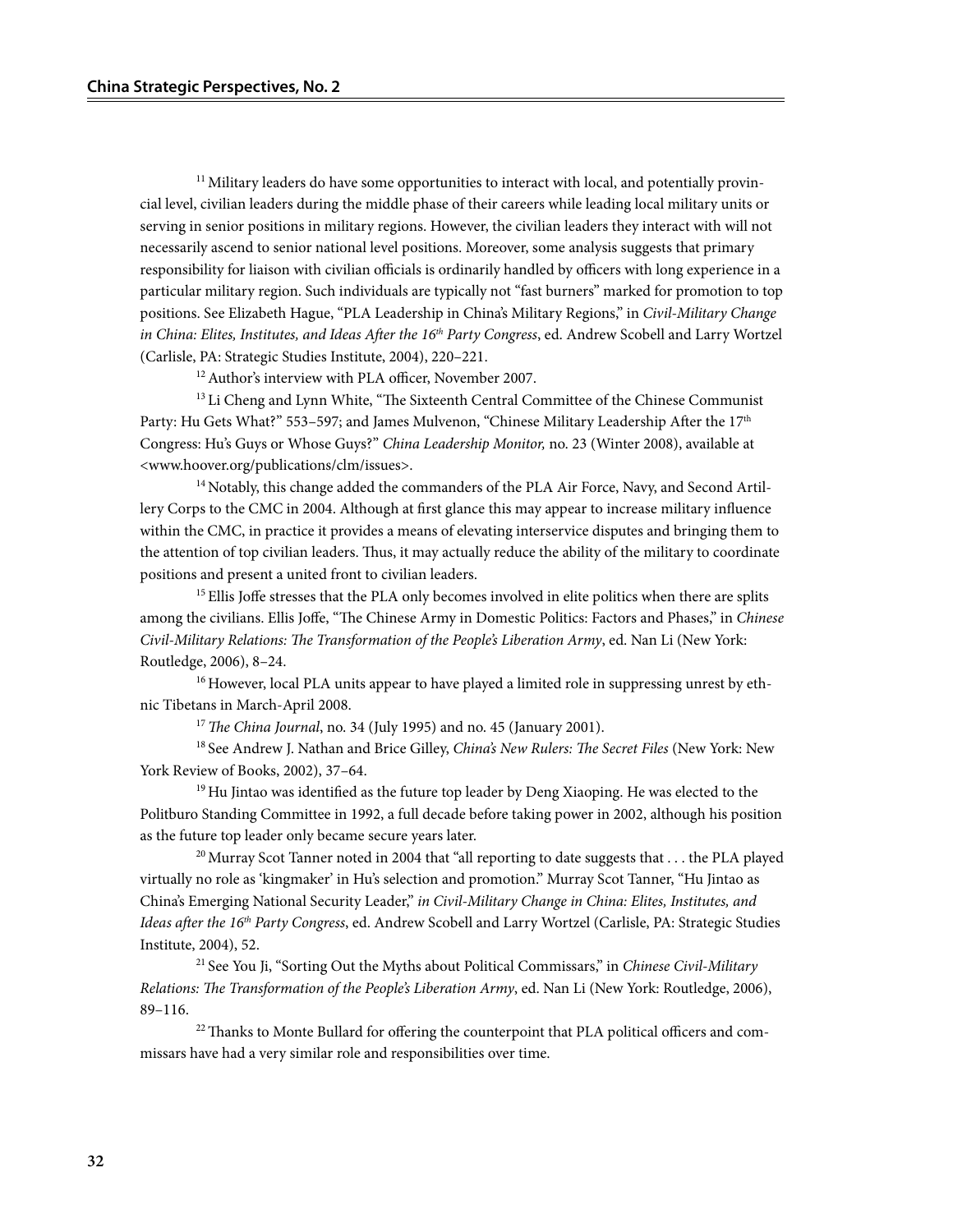[11] Military leaders do have some opportunities to interact with local, and potentially provincial level, civilian leaders during the middle phase of their careers while leading local military units or serving in senior positions in military regions. However, the civilian leaders they interact with will not necessarily ascend to senior national level positions. Moreover, some analysis suggests that primary responsibility for liaison with civilian officials is ordinarily handled by officers with long experience in a particular military region. Such individuals are typically not "fast burners" marked for promotion to top positions. See Elizabeth Hague, "PLA Leadership in China's Military Regions," in *Civil-Military Change in China: Elites, Institutes, and Ideas After the 16th Party Congress*, ed. Andrew Scobell and Larry Wortzel (Carlisle, PA: Strategic Studies Institute, 2004), 220–221.

[12] Author's interview with PLA officer, November 2007.

[13] Li Cheng and Lynn White, "The Sixteenth Central Committee of the Chinese Communist Party: Hu Gets What?" 553–597; and James Mulvenon, "Chinese Military Leadership After the 17th Congress: Hu's Guys or Whose Guys?" *China Leadership Monitor,* no. 23 (Winter 2008), available at <www.hoover.org/publications/clm/issues>.

[14] Notably, this change added the commanders of the PLA Air Force, Navy, and Second Artillery Corps to the CMC in 2004. Although at first glance this may appear to increase military influence within the CMC, in practice it provides a means of elevating interservice disputes and bringing them to the attention of top civilian leaders. Thus, it may actually reduce the ability of the military to coordinate positions and present a united front to civilian leaders.

[15] Ellis Joffe stresses that the PLA only becomes involved in elite politics when there are splits among the civilians. Ellis Joffe, "The Chinese Army in Domestic Politics: Factors and Phases," in *Chinese Civil-Military Relations: The Transformation of the People's Liberation Army*, ed. Nan Li (New York: Routledge, 2006), 8–24.

[16] However, local PLA units appear to have played a limited role in suppressing unrest by ethnic Tibetans in March-April 2008.

[17] *The China Journal*, no. 34 (July 1995) and no. 45 (January 2001).

[18] See Andrew J. Nathan and Brice Gilley, *China's New Rulers: The Secret Files* (New York: New York Review of Books, 2002), 37–64.

[19] Hu Jintao was identified as the future top leader by Deng Xiaoping. He was elected to the Politburo Standing Committee in 1992, a full decade before taking power in 2002, although his position as the future top leader only became secure years later.

[20] Murray Scot Tanner noted in 2004 that "all reporting to date suggests that . . . the PLA played virtually no role as 'kingmaker' in Hu's selection and promotion." Murray Scot Tanner, "Hu Jintao as China's Emerging National Security Leader," *in Civil-Military Change in China: Elites, Institutes, and Ideas after the 16th Party Congress*, ed. Andrew Scobell and Larry Wortzel (Carlisle, PA: Strategic Studies Institute, 2004), 52.

[21] See You Ji, "Sorting Out the Myths about Political Commissars," in *Chinese Civil-Military Relations: The Transformation of the People's Liberation Army*, ed. Nan Li (New York: Routledge, 2006), 89–116.

[22] Thanks to Monte Bullard for offering the counterpoint that PLA political officers and commissars have had a very similar role and responsibilities over time.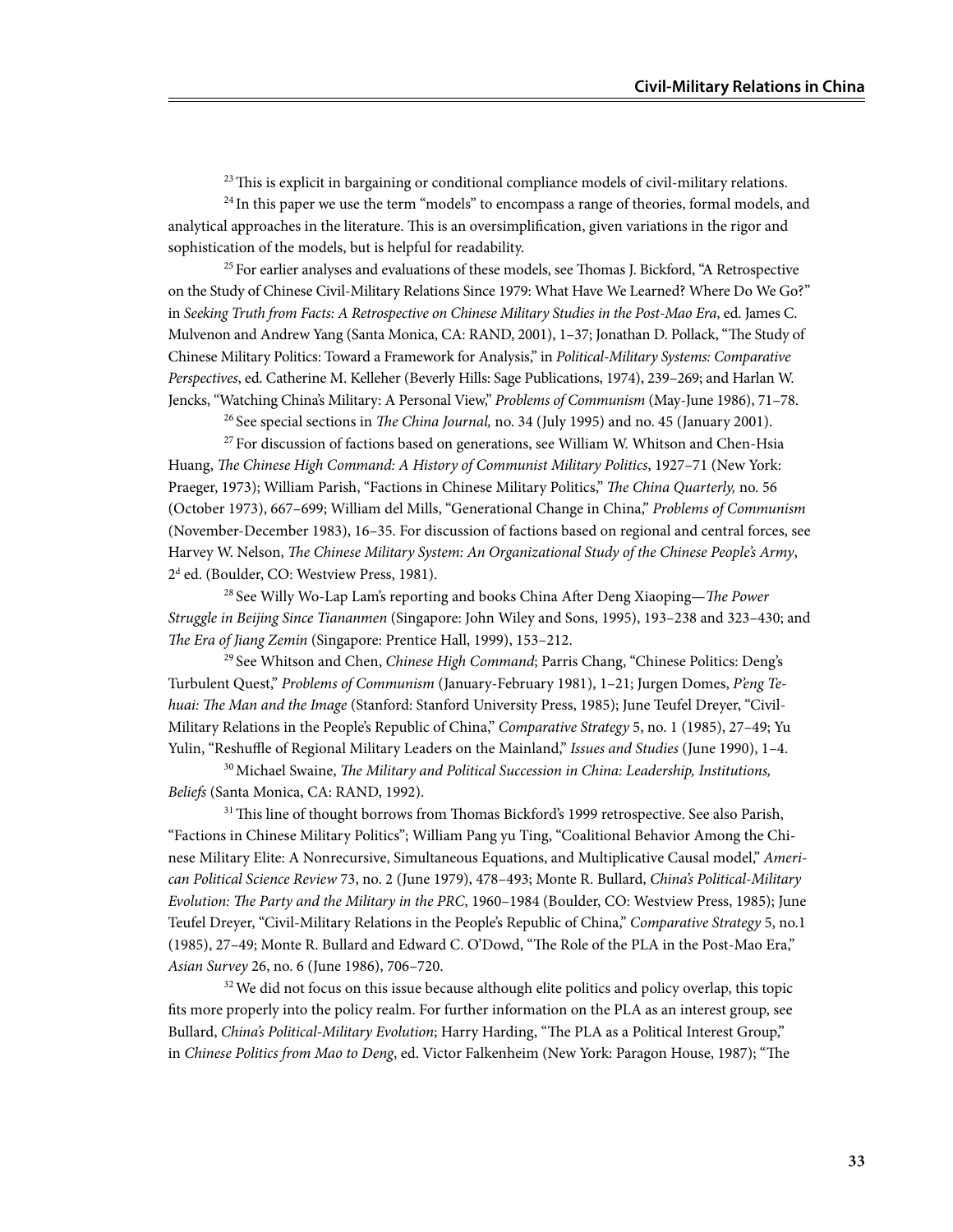[23] This is explicit in bargaining or conditional compliance models of civil-military relations.

[24] In this paper we use the term "models" to encompass a range of theories, formal models, and analytical approaches in the literature. This is an oversimplification, given variations in the rigor and sophistication of the models, but is helpful for readability.

[25] For earlier analyses and evaluations of these models, see Thomas J. Bickford, "A Retrospective on the Study of Chinese Civil-Military Relations Since 1979: What Have We Learned? Where Do We Go?" in *Seeking Truth from Facts: A Retrospective on Chinese Military Studies in the Post-Mao Era*, ed. James C. Mulvenon and Andrew Yang (Santa Monica, CA: RAND, 2001), 1–37; Jonathan D. Pollack, "The Study of Chinese Military Politics: Toward a Framework for Analysis," in *Political-Military Systems: Comparative Perspectives*, ed. Catherine M. Kelleher (Beverly Hills: Sage Publications, 1974), 239–269; and Harlan W. Jencks, "Watching China's Military: A Personal View," *Problems of Communism* (May-June 1986), 71–78.

[26] See special sections in *The China Journal,* no. 34 (July 1995) and no. 45 (January 2001).

[27] For discussion of factions based on generations, see William W. Whitson and Chen-Hsia Huang, *The Chinese High Command: A History of Communist Military Politics*, 1927–71 (New York: Praeger, 1973); William Parish, "Factions in Chinese Military Politics," *The China Quarterly,* no. 56 (October 1973), 667–699; William del Mills, "Generational Change in China," *Problems of Communism* (November-December 1983), 16–35. For discussion of factions based on regional and central forces, see Harvey W. Nelson, *The Chinese Military System: An Organizational Study of the Chinese People's Army*, 2d ed. (Boulder, CO: Westview Press, 1981).

[28] See Willy Wo-Lap Lam's reporting and books China After Deng Xiaoping—*The Power Struggle in Beijing Since Tiananmen* (Singapore: John Wiley and Sons, 1995), 193–238 and 323–430; and *The Era of Jiang Zemin* (Singapore: Prentice Hall, 1999), 153–212.

[29] See Whitson and Chen, *Chinese High Command*; Parris Chang, "Chinese Politics: Deng's Turbulent Quest," *Problems of Communism* (January-February 1981), 1–21; Jurgen Domes, *P'eng Te-huai: The Man and the Image* (Stanford: Stanford University Press, 1985); June Teufel Dreyer, "Civil-Military Relations in the People's Republic of China," *Comparative Strategy* 5, no. 1 (1985), 27–49; Yu Yulin, "Reshuffle of Regional Military Leaders on the Mainland," *Issues and Studies* (June 1990), 1–4.

[30] Michael Swaine, *The Military and Political Succession in China: Leadership, Institutions, Beliefs* (Santa Monica, CA: RAND, 1992).

[31] This line of thought borrows from Thomas Bickford's 1999 retrospective. See also Parish, "Factions in Chinese Military Politics"; William Pang yu Ting, "Coalitional Behavior Among the Chinese Military Elite: A Nonrecursive, Simultaneous Equations, and Multiplicative Causal model," *American Political Science Review* 73, no. 2 (June 1979), 478–493; Monte R. Bullard, *China's Political-Military Evolution: The Party and the Military in the PRC*, 1960–1984 (Boulder, CO: Westview Press, 1985); June Teufel Dreyer, "Civil-Military Relations in the People's Republic of China," *Comparative Strategy* 5, no.1 (1985), 27–49; Monte R. Bullard and Edward C. O'Dowd, "The Role of the PLA in the Post-Mao Era," *Asian Survey* 26, no. 6 (June 1986), 706–720.

[32] We did not focus on this issue because although elite politics and policy overlap, this topic fits more properly into the policy realm. For further information on the PLA as an interest group, see Bullard, *China's Political-Military Evolution*; Harry Harding, "The PLA as a Political Interest Group," in *Chinese Politics from Mao to Deng*, ed. Victor Falkenheim (New York: Paragon House, 1987); "The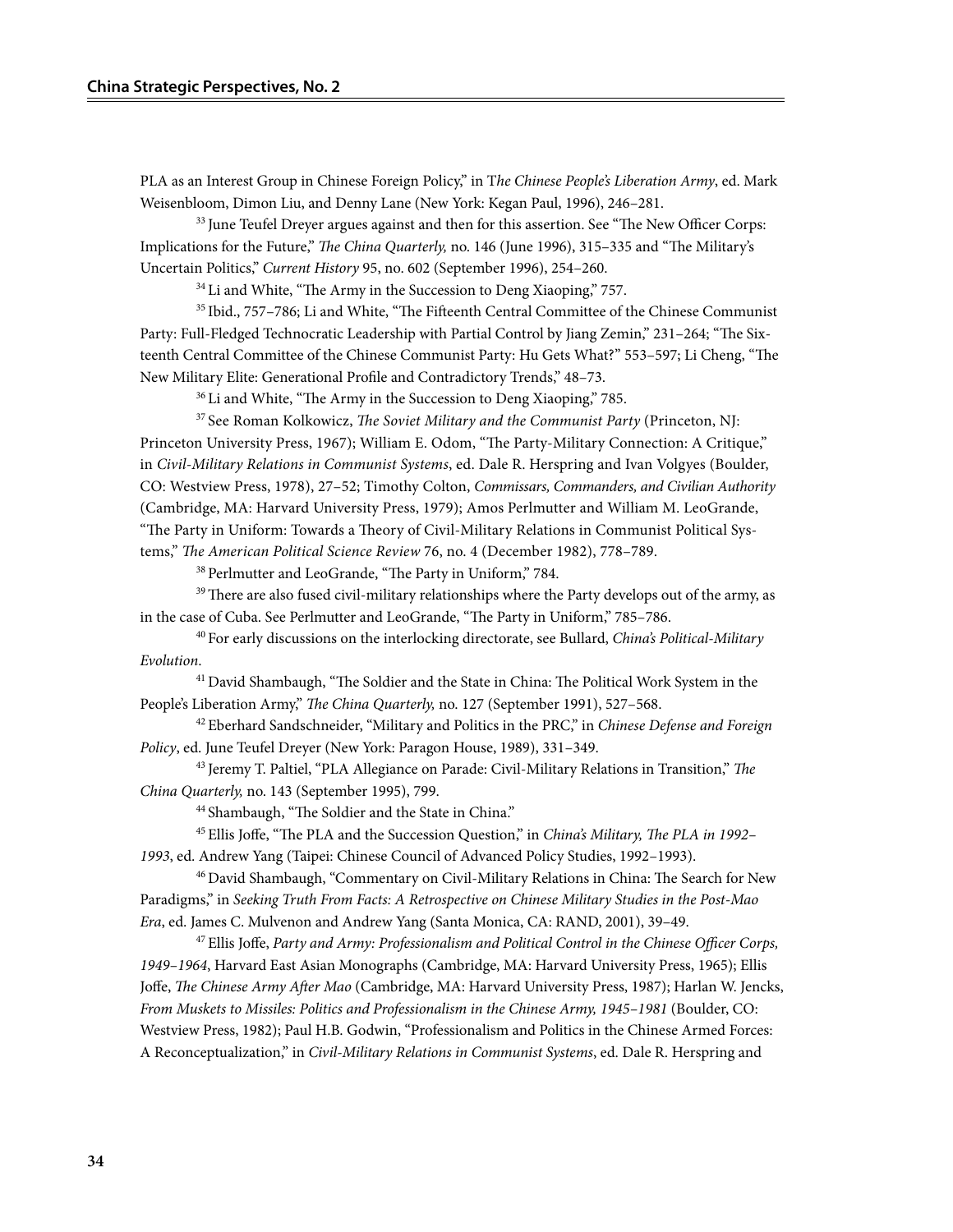PLA as an Interest Group in Chinese Foreign Policy," in T*he Chinese People's Liberation Army*, ed. Mark Weisenbloom, Dimon Liu, and Denny Lane (New York: Kegan Paul, 1996), 246–281.

[33] June Teufel Dreyer argues against and then for this assertion. See "The New Officer Corps: Implications for the Future," *The China Quarterly,* no. 146 (June 1996), 315–335 and "The Military's Uncertain Politics," *Current History* 95, no. 602 (September 1996), 254–260.

[34] Li and White, "The Army in the Succession to Deng Xiaoping," 757.

[35] Ibid., 757–786; Li and White, "The Fifteenth Central Committee of the Chinese Communist Party: Full-Fledged Technocratic Leadership with Partial Control by Jiang Zemin," 231–264; "The Sixteenth Central Committee of the Chinese Communist Party: Hu Gets What?" 553–597; Li Cheng, "The New Military Elite: Generational Profile and Contradictory Trends," 48–73.

[36] Li and White, "The Army in the Succession to Deng Xiaoping," 785.

[37] See Roman Kolkowicz, *The Soviet Military and the Communist Party* (Princeton, NJ: Princeton University Press, 1967); William E. Odom, "The Party-Military Connection: A Critique," in *Civil-Military Relations in Communist Systems*, ed. Dale R. Herspring and Ivan Volgyes (Boulder, CO: Westview Press, 1978), 27–52; Timothy Colton, *Commissars, Commanders, and Civilian Authority* (Cambridge, MA: Harvard University Press, 1979); Amos Perlmutter and William M. LeoGrande, "The Party in Uniform: Towards a Theory of Civil-Military Relations in Communist Political Systems," *The American Political Science Review* 76, no. 4 (December 1982), 778–789.

[38] Perlmutter and LeoGrande, "The Party in Uniform," 784.

[39] There are also fused civil-military relationships where the Party develops out of the army, as in the case of Cuba. See Perlmutter and LeoGrande, "The Party in Uniform," 785–786.

[40] For early discussions on the interlocking directorate, see Bullard, *China's Political-Military Evolution*.

[41] David Shambaugh, "The Soldier and the State in China: The Political Work System in the People's Liberation Army," *The China Quarterly,* no. 127 (September 1991), 527–568.

[42] Eberhard Sandschneider, "Military and Politics in the PRC," in *Chinese Defense and Foreign Policy*, ed. June Teufel Dreyer (New York: Paragon House, 1989), 331–349.

[43] Jeremy T. Paltiel, "PLA Allegiance on Parade: Civil-Military Relations in Transition," *The China Quarterly,* no. 143 (September 1995), 799.

[44] Shambaugh, "The Soldier and the State in China."

[45] Ellis Joffe, "The PLA and the Succession Question," in *China's Military, The PLA in 1992–1993*, ed. Andrew Yang (Taipei: Chinese Council of Advanced Policy Studies, 1992–1993).

[46] David Shambaugh, "Commentary on Civil-Military Relations in China: The Search for New Paradigms," in *Seeking Truth From Facts: A Retrospective on Chinese Military Studies in the Post-Mao Era*, ed. James C. Mulvenon and Andrew Yang (Santa Monica, CA: RAND, 2001), 39–49.

[47] Ellis Joffe, *Party and Army: Professionalism and Political Control in the Chinese Officer Corps, 1949–1964*, Harvard East Asian Monographs (Cambridge, MA: Harvard University Press, 1965); Ellis Joffe, *The Chinese Army After Mao* (Cambridge, MA: Harvard University Press, 1987); Harlan W. Jencks, *From Muskets to Missiles: Politics and Professionalism in the Chinese Army, 1945–1981* (Boulder, CO: Westview Press, 1982); Paul H.B. Godwin, "Professionalism and Politics in the Chinese Armed Forces: A Reconceptualization," in *Civil-Military Relations in Communist Systems*, ed. Dale R. Herspring and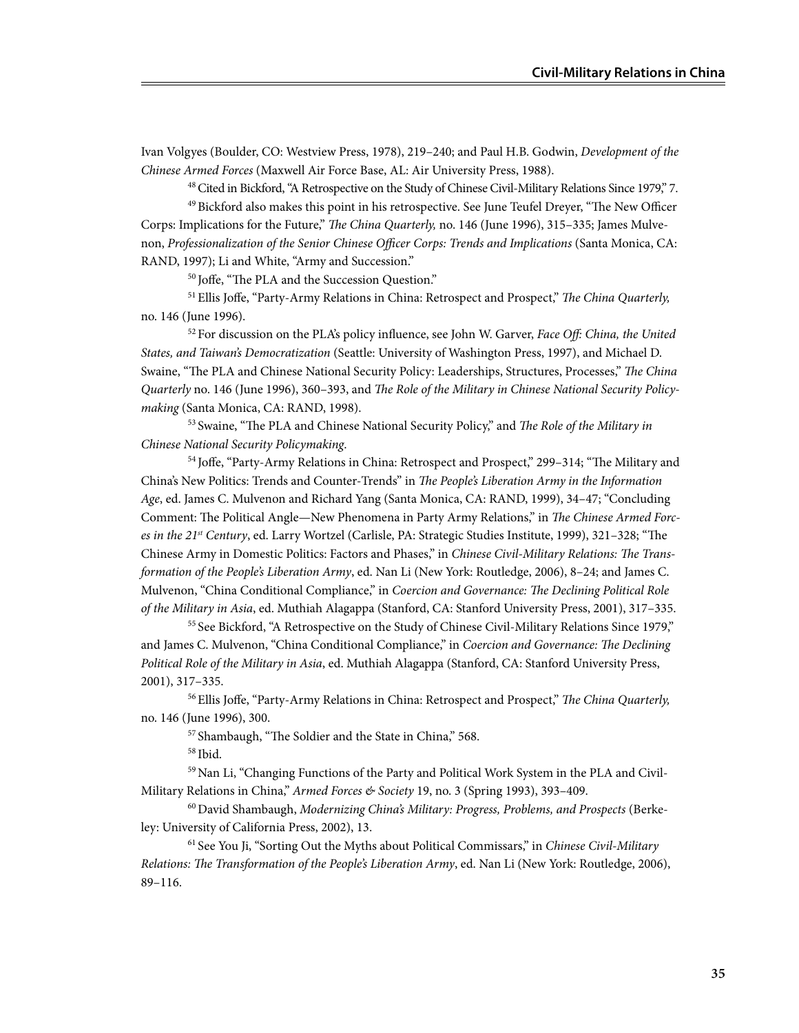Ivan Volgyes (Boulder, CO: Westview Press, 1978), 219–240; and Paul H.B. Godwin, *Development of the Chinese Armed Forces* (Maxwell Air Force Base, AL: Air University Press, 1988).

[48] Cited in Bickford, "A Retrospective on the Study of Chinese Civil-Military Relations Since 1979," 7.

[49] Bickford also makes this point in his retrospective. See June Teufel Dreyer, "The New Officer Corps: Implications for the Future," *The China Quarterly,* no. 146 (June 1996), 315–335; James Mulvenon, *Professionalization of the Senior Chinese Officer Corps: Trends and Implications* (Santa Monica, CA: RAND, 1997); Li and White, "Army and Succession."

[50] Joffe, "The PLA and the Succession Question."

[51] Ellis Joffe, "Party-Army Relations in China: Retrospect and Prospect," *The China Quarterly,* no. 146 (June 1996).

[52] For discussion on the PLA's policy influence, see John W. Garver, *Face Off: China, the United States, and Taiwan's Democratization* (Seattle: University of Washington Press, 1997), and Michael D. Swaine, "The PLA and Chinese National Security Policy: Leaderships, Structures, Processes," *The China Quarterly* no. 146 (June 1996), 360–393, and *The Role of the Military in Chinese National Security Policymaking* (Santa Monica, CA: RAND, 1998).

[53] Swaine, "The PLA and Chinese National Security Policy," and *The Role of the Military in Chinese National Security Policymaking*.

[54] Joffe, "Party-Army Relations in China: Retrospect and Prospect," 299–314; "The Military and China's New Politics: Trends and Counter-Trends" in *The People's Liberation Army in the Information Age*, ed. James C. Mulvenon and Richard Yang (Santa Monica, CA: RAND, 1999), 34–47; "Concluding Comment: The Political Angle—New Phenomena in Party Army Relations," in *The Chinese Armed Forces in the 21st Century*, ed. Larry Wortzel (Carlisle, PA: Strategic Studies Institute, 1999), 321–328; "The Chinese Army in Domestic Politics: Factors and Phases," in *Chinese Civil-Military Relations: The Transformation of the People's Liberation Army*, ed. Nan Li (New York: Routledge, 2006), 8–24; and James C. Mulvenon, "China Conditional Compliance," in *Coercion and Governance: The Declining Political Role of the Military in Asia*, ed. Muthiah Alagappa (Stanford, CA: Stanford University Press, 2001), 317–335.

[55] See Bickford, "A Retrospective on the Study of Chinese Civil-Military Relations Since 1979," and James C. Mulvenon, "China Conditional Compliance," in *Coercion and Governance: The Declining Political Role of the Military in Asia*, ed. Muthiah Alagappa (Stanford, CA: Stanford University Press, 2001), 317–335.

[56] Ellis Joffe, "Party-Army Relations in China: Retrospect and Prospect," *The China Quarterly,* no. 146 (June 1996), 300.

[57] Shambaugh, "The Soldier and the State in China," 568.

[58] Ibid.

[59] Nan Li, "Changing Functions of the Party and Political Work System in the PLA and Civil-Military Relations in China," *Armed Forces & Society* 19, no. 3 (Spring 1993), 393–409.

[60] David Shambaugh, *Modernizing China's Military: Progress, Problems, and Prospects* (Berkeley: University of California Press, 2002), 13.

[61] See You Ji, "Sorting Out the Myths about Political Commissars," in *Chinese Civil-Military Relations: The Transformation of the People's Liberation Army*, ed. Nan Li (New York: Routledge, 2006), 89–116.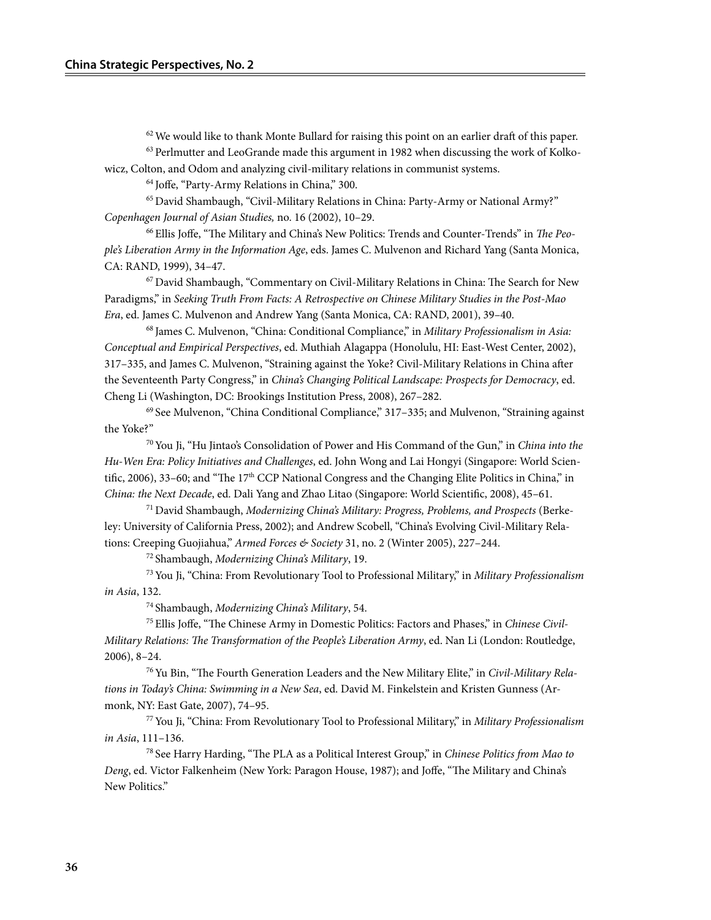[62] We would like to thank Monte Bullard for raising this point on an earlier draft of this paper.

[63] Perlmutter and LeoGrande made this argument in 1982 when discussing the work of Kolkowicz, Colton, and Odom and analyzing civil-military relations in communist systems.

[64] Joffe, "Party-Army Relations in China," 300.

[65] David Shambaugh, "Civil-Military Relations in China: Party-Army or National Army?" *Copenhagen Journal of Asian Studies,* no. 16 (2002), 10–29.

[66] Ellis Joffe, "The Military and China's New Politics: Trends and Counter-Trends" in *The People's Liberation Army in the Information Age*, eds. James C. Mulvenon and Richard Yang (Santa Monica, CA: RAND, 1999), 34–47.

[67] David Shambaugh, "Commentary on Civil-Military Relations in China: The Search for New Paradigms," in *Seeking Truth From Facts: A Retrospective on Chinese Military Studies in the Post-Mao Era*, ed. James C. Mulvenon and Andrew Yang (Santa Monica, CA: RAND, 2001), 39–40.

[68] James C. Mulvenon, "China: Conditional Compliance," in *Military Professionalism in Asia: Conceptual and Empirical Perspectives*, ed. Muthiah Alagappa (Honolulu, HI: East-West Center, 2002), 317–335, and James C. Mulvenon, "Straining against the Yoke? Civil-Military Relations in China after the Seventeenth Party Congress," in *China's Changing Political Landscape: Prospects for Democracy*, ed. Cheng Li (Washington, DC: Brookings Institution Press, 2008), 267–282.

[69] See Mulvenon, "China Conditional Compliance," 317–335; and Mulvenon, "Straining against the Yoke?"

[70] You Ji, "Hu Jintao's Consolidation of Power and His Command of the Gun," in *China into the Hu-Wen Era: Policy Initiatives and Challenges*, ed. John Wong and Lai Hongyi (Singapore: World Scientific, 2006), 33–60; and "The 17th CCP National Congress and the Changing Elite Politics in China," in *China: the Next Decade*, ed. Dali Yang and Zhao Litao (Singapore: World Scientific, 2008), 45–61.

[71] David Shambaugh, *Modernizing China's Military: Progress, Problems, and Prospects* (Berkeley: University of California Press, 2002); and Andrew Scobell, "China's Evolving Civil-Military Relations: Creeping Guojiahua," *Armed Forces & Society* 31, no. 2 (Winter 2005), 227–244.

[72] Shambaugh, *Modernizing China's Military*, 19.

[73] You Ji, "China: From Revolutionary Tool to Professional Military," in *Military Professionalism in Asia*, 132.

[74] Shambaugh, *Modernizing China's Military*, 54.

[75] Ellis Joffe, "The Chinese Army in Domestic Politics: Factors and Phases," in *Chinese Civil-Military Relations: The Transformation of the People's Liberation Army*, ed. Nan Li (London: Routledge, 2006), 8–24.

[76] Yu Bin, "The Fourth Generation Leaders and the New Military Elite," in *Civil-Military Relations in Today's China: Swimming in a New Sea*, ed. David M. Finkelstein and Kristen Gunness (Armonk, NY: East Gate, 2007), 74–95.

[77] You Ji, "China: From Revolutionary Tool to Professional Military," in *Military Professionalism in Asia*, 111–136.

[78] See Harry Harding, "The PLA as a Political Interest Group," in *Chinese Politics from Mao to Deng*, ed. Victor Falkenheim (New York: Paragon House, 1987); and Joffe, "The Military and China's New Politics."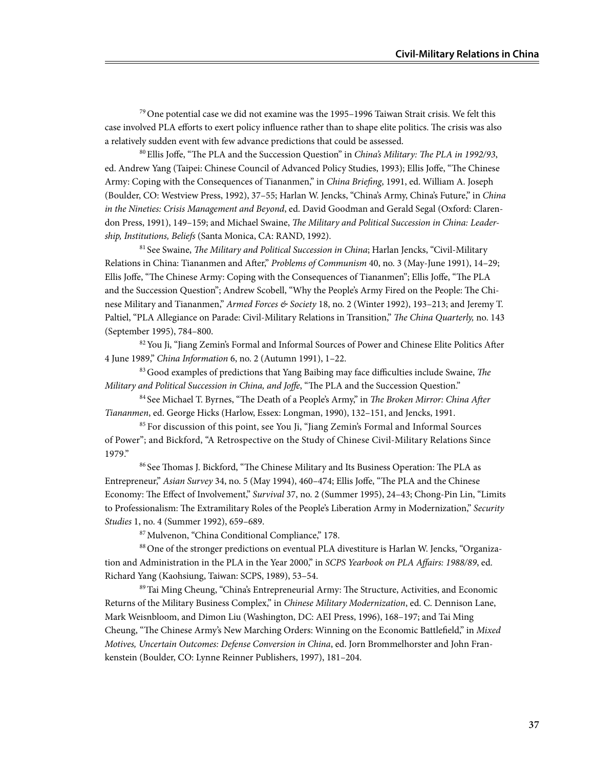[79] One potential case we did not examine was the 1995–1996 Taiwan Strait crisis. We felt this case involved PLA efforts to exert policy influence rather than to shape elite politics. The crisis was also a relatively sudden event with few advance predictions that could be assessed.

[80] Ellis Joffe, "The PLA and the Succession Question" in *China's Military: The PLA in 1992/93*, ed. Andrew Yang (Taipei: Chinese Council of Advanced Policy Studies, 1993); Ellis Joffe, "The Chinese Army: Coping with the Consequences of Tiananmen," in *China Briefing*, 1991, ed. William A. Joseph (Boulder, CO: Westview Press, 1992), 37–55; Harlan W. Jencks, "China's Army, China's Future," in *China in the Nineties: Crisis Management and Beyond*, ed. David Goodman and Gerald Segal (Oxford: Clarendon Press, 1991), 149–159; and Michael Swaine, *The Military and Political Succession in China: Leadership, Institutions, Beliefs* (Santa Monica, CA: RAND, 1992).

[81] See Swaine, *The Military and Political Succession in China*; Harlan Jencks, "Civil-Military Relations in China: Tiananmen and After," *Problems of Communism* 40, no. 3 (May-June 1991), 14–29; Ellis Joffe, "The Chinese Army: Coping with the Consequences of Tiananmen"; Ellis Joffe, "The PLA and the Succession Question"; Andrew Scobell, "Why the People's Army Fired on the People: The Chinese Military and Tiananmen," *Armed Forces & Society* 18, no. 2 (Winter 1992), 193–213; and Jeremy T. Paltiel, "PLA Allegiance on Parade: Civil-Military Relations in Transition," *The China Quarterly,* no. 143 (September 1995), 784–800.

[82] You Ji, "Jiang Zemin's Formal and Informal Sources of Power and Chinese Elite Politics After 4 June 1989," *China Information* 6, no. 2 (Autumn 1991), 1–22.

[83] Good examples of predictions that Yang Baibing may face difficulties include Swaine, *The Military and Political Succession in China, and Joffe*, "The PLA and the Succession Question."

[84] See Michael T. Byrnes, "The Death of a People's Army," in *The Broken Mirror: China After Tiananmen*, ed. George Hicks (Harlow, Essex: Longman, 1990), 132–151, and Jencks, 1991.

[85] For discussion of this point, see You Ji, "Jiang Zemin's Formal and Informal Sources of Power"; and Bickford, "A Retrospective on the Study of Chinese Civil-Military Relations Since 1979."

[86] See Thomas J. Bickford, "The Chinese Military and Its Business Operation: The PLA as Entrepreneur," *Asian Survey* 34, no. 5 (May 1994), 460–474; Ellis Joffe, "The PLA and the Chinese Economy: The Effect of Involvement," *Survival* 37, no. 2 (Summer 1995), 24–43; Chong-Pin Lin, "Limits to Professionalism: The Extramilitary Roles of the People's Liberation Army in Modernization," *Security Studies* 1, no. 4 (Summer 1992), 659–689.

[87] Mulvenon, "China Conditional Compliance," 178.

[88] One of the stronger predictions on eventual PLA divestiture is Harlan W. Jencks, "Organization and Administration in the PLA in the Year 2000," in *SCPS Yearbook on PLA Affairs: 1988/89*, ed. Richard Yang (Kaohsiung, Taiwan: SCPS, 1989), 53–54.

[89] Tai Ming Cheung, "China's Entrepreneurial Army: The Structure, Activities, and Economic Returns of the Military Business Complex," in *Chinese Military Modernization*, ed. C. Dennison Lane, Mark Weisnbloom, and Dimon Liu (Washington, DC: AEI Press, 1996), 168–197; and Tai Ming Cheung, "The Chinese Army's New Marching Orders: Winning on the Economic Battlefield," in *Mixed Motives, Uncertain Outcomes: Defense Conversion in China*, ed. Jorn Brommelhorster and John Frankenstein (Boulder, CO: Lynne Reinner Publishers, 1997), 181–204.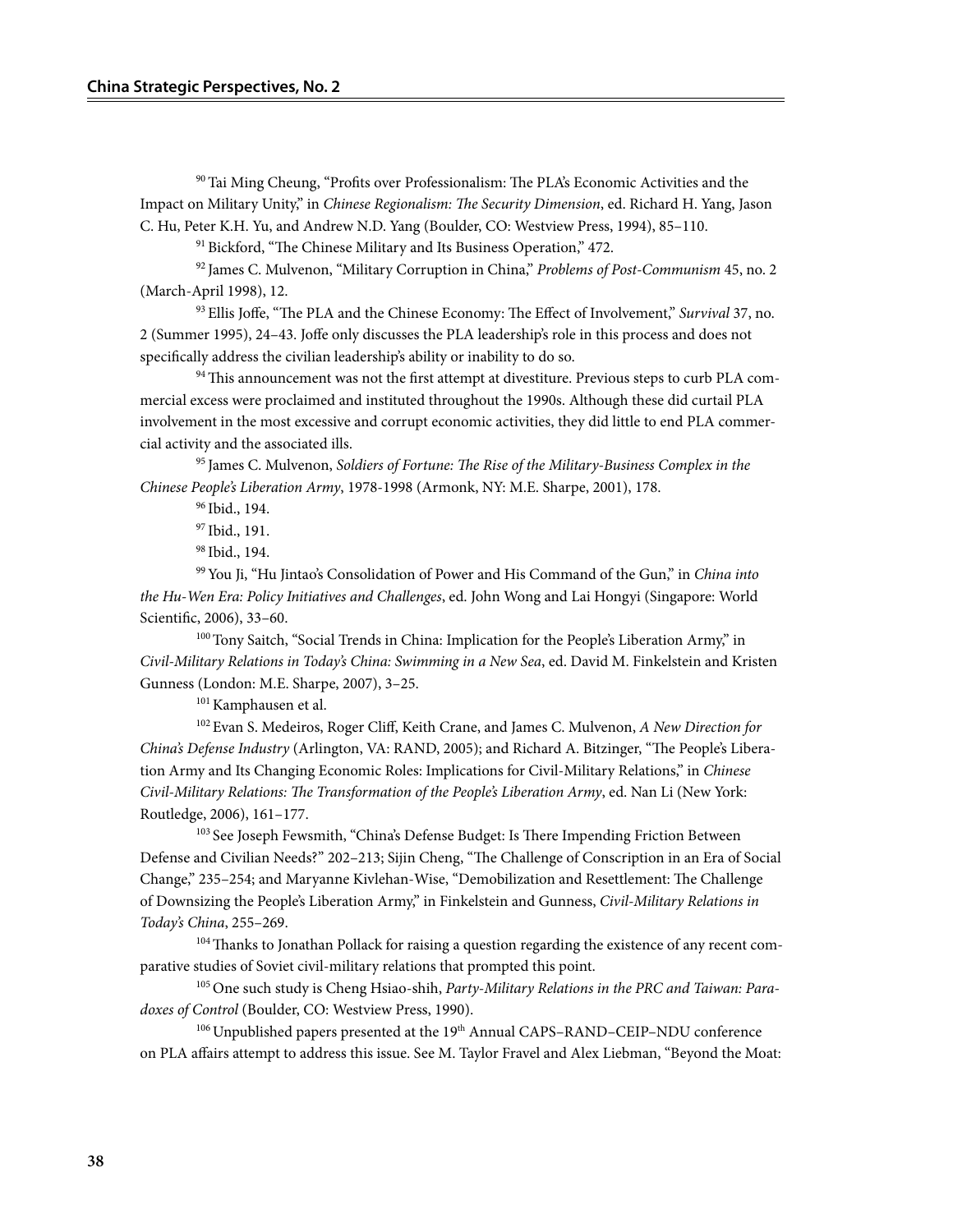[90] Tai Ming Cheung, "Profits over Professionalism: The PLA's Economic Activities and the Impact on Military Unity," in *Chinese Regionalism: The Security Dimension*, ed. Richard H. Yang, Jason C. Hu, Peter K.H. Yu, and Andrew N.D. Yang (Boulder, CO: Westview Press, 1994), 85–110.

[91] Bickford, "The Chinese Military and Its Business Operation," 472.

[92] James C. Mulvenon, "Military Corruption in China," *Problems of Post-Communism* 45, no. 2 (March-April 1998), 12.

[93] Ellis Joffe, "The PLA and the Chinese Economy: The Effect of Involvement," *Survival* 37, no. 2 (Summer 1995), 24–43. Joffe only discusses the PLA leadership's role in this process and does not specifically address the civilian leadership's ability or inability to do so.

[94] This announcement was not the first attempt at divestiture. Previous steps to curb PLA commercial excess were proclaimed and instituted throughout the 1990s. Although these did curtail PLA involvement in the most excessive and corrupt economic activities, they did little to end PLA commercial activity and the associated ills.

[95] James C. Mulvenon, *Soldiers of Fortune: The Rise of the Military-Business Complex in the Chinese People's Liberation Army*, 1978-1998 (Armonk, NY: M.E. Sharpe, 2001), 178.

[96] Ibid., 194.

[97] Ibid., 191.

[98] Ibid., 194.

[99] You Ji, "Hu Jintao's Consolidation of Power and His Command of the Gun," in *China into the Hu-Wen Era: Policy Initiatives and Challenges*, ed. John Wong and Lai Hongyi (Singapore: World Scientific, 2006), 33–60.

[100] Tony Saitch, "Social Trends in China: Implication for the People's Liberation Army," in *Civil-Military Relations in Today's China: Swimming in a New Sea*, ed. David M. Finkelstein and Kristen Gunness (London: M.E. Sharpe, 2007), 3–25.

[101] Kamphausen et al.

[102] Evan S. Medeiros, Roger Cliff, Keith Crane, and James C. Mulvenon, *A New Direction for China's Defense Industry* (Arlington, VA: RAND, 2005); and Richard A. Bitzinger, "The People's Liberation Army and Its Changing Economic Roles: Implications for Civil-Military Relations," in *Chinese Civil-Military Relations: The Transformation of the People's Liberation Army*, ed. Nan Li (New York: Routledge, 2006), 161–177.

[103] See Joseph Fewsmith, "China's Defense Budget: Is There Impending Friction Between Defense and Civilian Needs?" 202–213; Sijin Cheng, "The Challenge of Conscription in an Era of Social Change," 235–254; and Maryanne Kivlehan-Wise, "Demobilization and Resettlement: The Challenge of Downsizing the People's Liberation Army," in Finkelstein and Gunness, *Civil-Military Relations in Today's China*, 255–269.

[104] Thanks to Jonathan Pollack for raising a question regarding the existence of any recent comparative studies of Soviet civil-military relations that prompted this point.

[105] One such study is Cheng Hsiao-shih, *Party-Military Relations in the PRC and Taiwan: Paradoxes of Control* (Boulder, CO: Westview Press, 1990).

[106] Unpublished papers presented at the 19th Annual CAPS–RAND–CEIP–NDU conference on PLA affairs attempt to address this issue. See M. Taylor Fravel and Alex Liebman, "Beyond the Moat: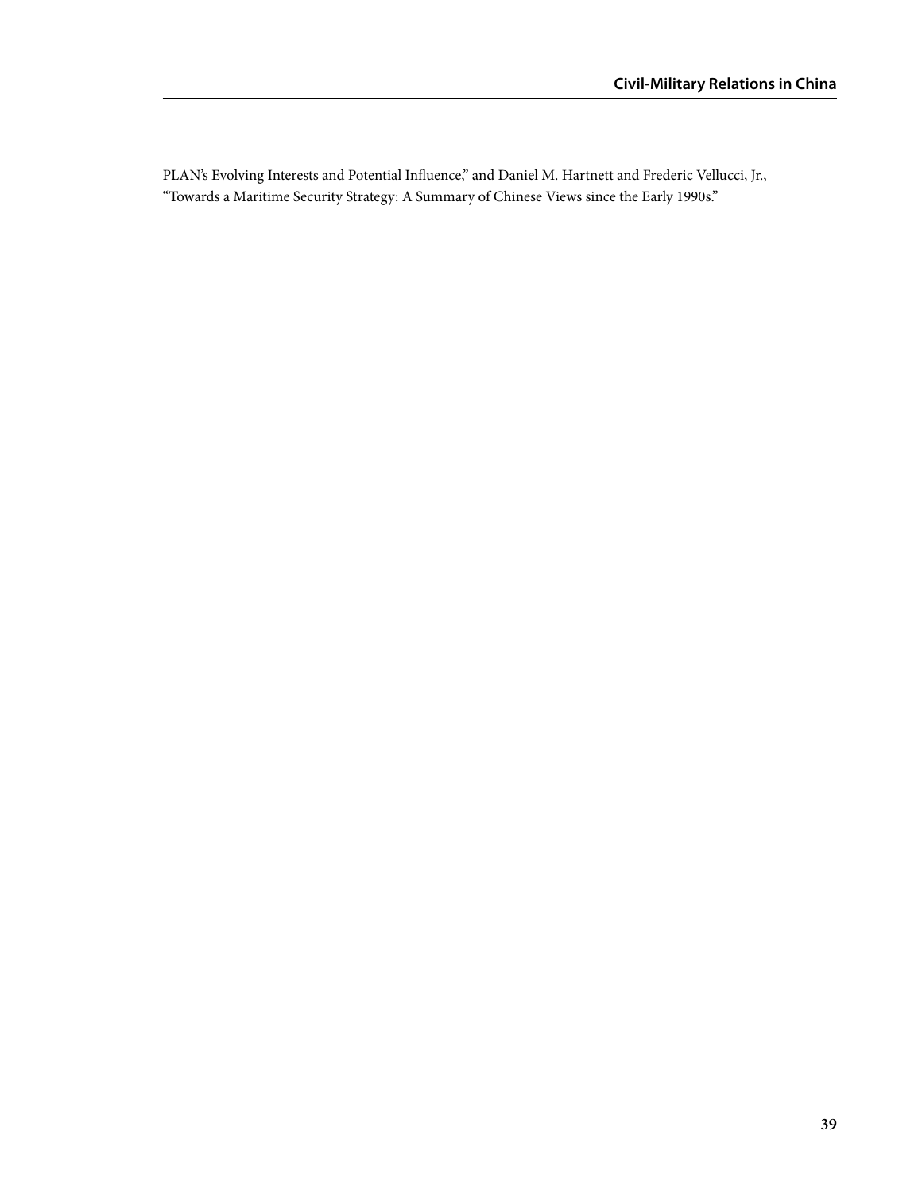PLAN's Evolving Interests and Potential Influence," and Daniel M. Hartnett and Frederic Vellucci, Jr., "Towards a Maritime Security Strategy: A Summary of Chinese Views since the Early 1990s."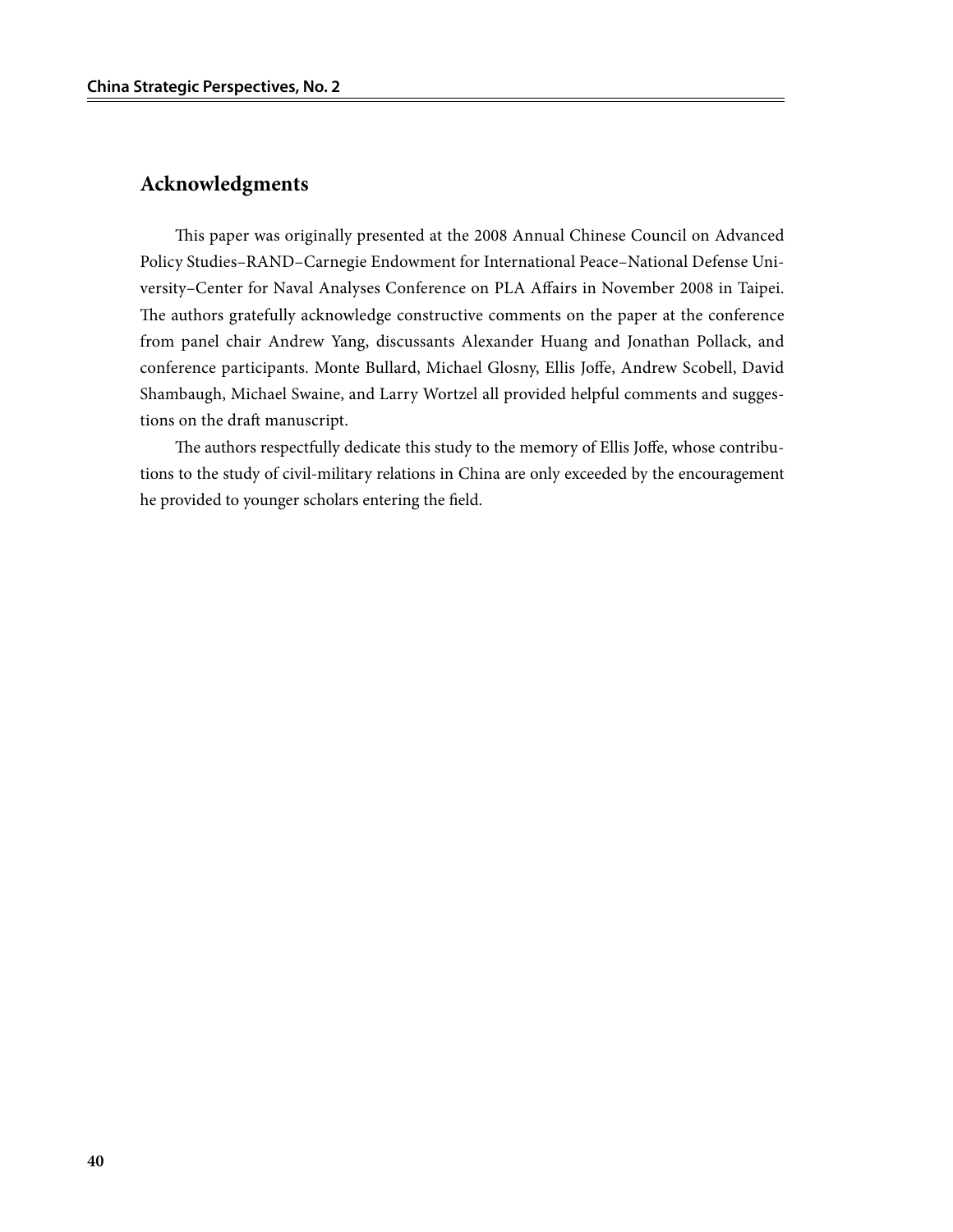## Acknowledgments

This paper was originally presented at the 2008 Annual Chinese Council on Advanced Policy Studies–RAND–Carnegie Endowment for International Peace–National Defense University–Center for Naval Analyses Conference on PLA Affairs in November 2008 in Taipei. The authors gratefully acknowledge constructive comments on the paper at the conference from panel chair Andrew Yang, discussants Alexander Huang and Jonathan Pollack, and conference participants. Monte Bullard, Michael Glosny, Ellis Joffe, Andrew Scobell, David Shambaugh, Michael Swaine, and Larry Wortzel all provided helpful comments and suggestions on the draft manuscript.

The authors respectfully dedicate this study to the memory of Ellis Joffe, whose contributions to the study of civil-military relations in China are only exceeded by the encouragement he provided to younger scholars entering the field.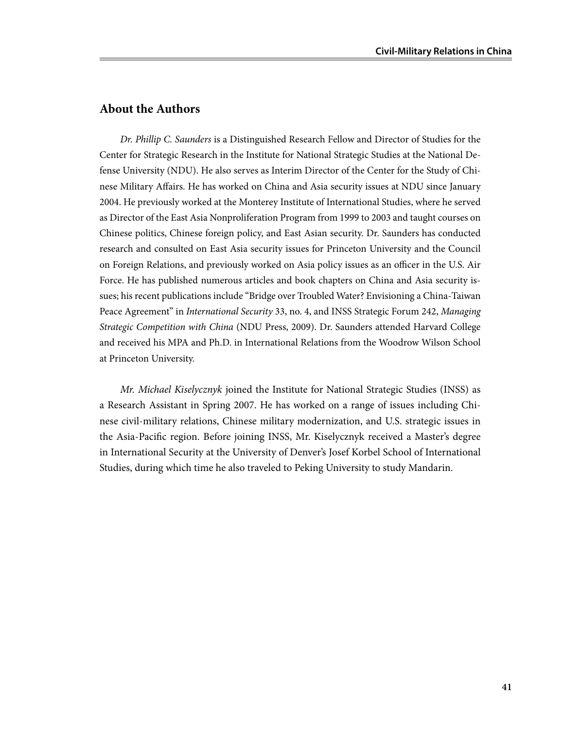## About the Authors

*Dr. Phillip C. Saunders* is a Distinguished Research Fellow and Director of Studies for the Center for Strategic Research in the Institute for National Strategic Studies at the National Defense University (NDU). He also serves as Interim Director of the Center for the Study of Chinese Military Affairs. He has worked on China and Asia security issues at NDU since January 2004. He previously worked at the Monterey Institute of International Studies, where he served as Director of the East Asia Nonproliferation Program from 1999 to 2003 and taught courses on Chinese politics, Chinese foreign policy, and East Asian security. Dr. Saunders has conducted research and consulted on East Asia security issues for Princeton University and the Council on Foreign Relations, and previously worked on Asia policy issues as an officer in the U.S. Air Force. He has published numerous articles and book chapters on China and Asia security issues; his recent publications include "Bridge over Troubled Water? Envisioning a China-Taiwan Peace Agreement" in *International Security* 33, no. 4, and INSS Strategic Forum 242, *Managing Strategic Competition with China* (NDU Press, 2009). Dr. Saunders attended Harvard College and received his MPA and Ph.D. in International Relations from the Woodrow Wilson School at Princeton University.

*Mr. Michael Kiselycznyk* joined the Institute for National Strategic Studies (INSS) as a Research Assistant in Spring 2007. He has worked on a range of issues including Chinese civil-military relations, Chinese military modernization, and U.S. strategic issues in the Asia-Pacific region. Before joining INSS, Mr. Kiselycznyk received a Master's degree in International Security at the University of Denver's Josef Korbel School of International Studies, during which time he also traveled to Peking University to study Mandarin.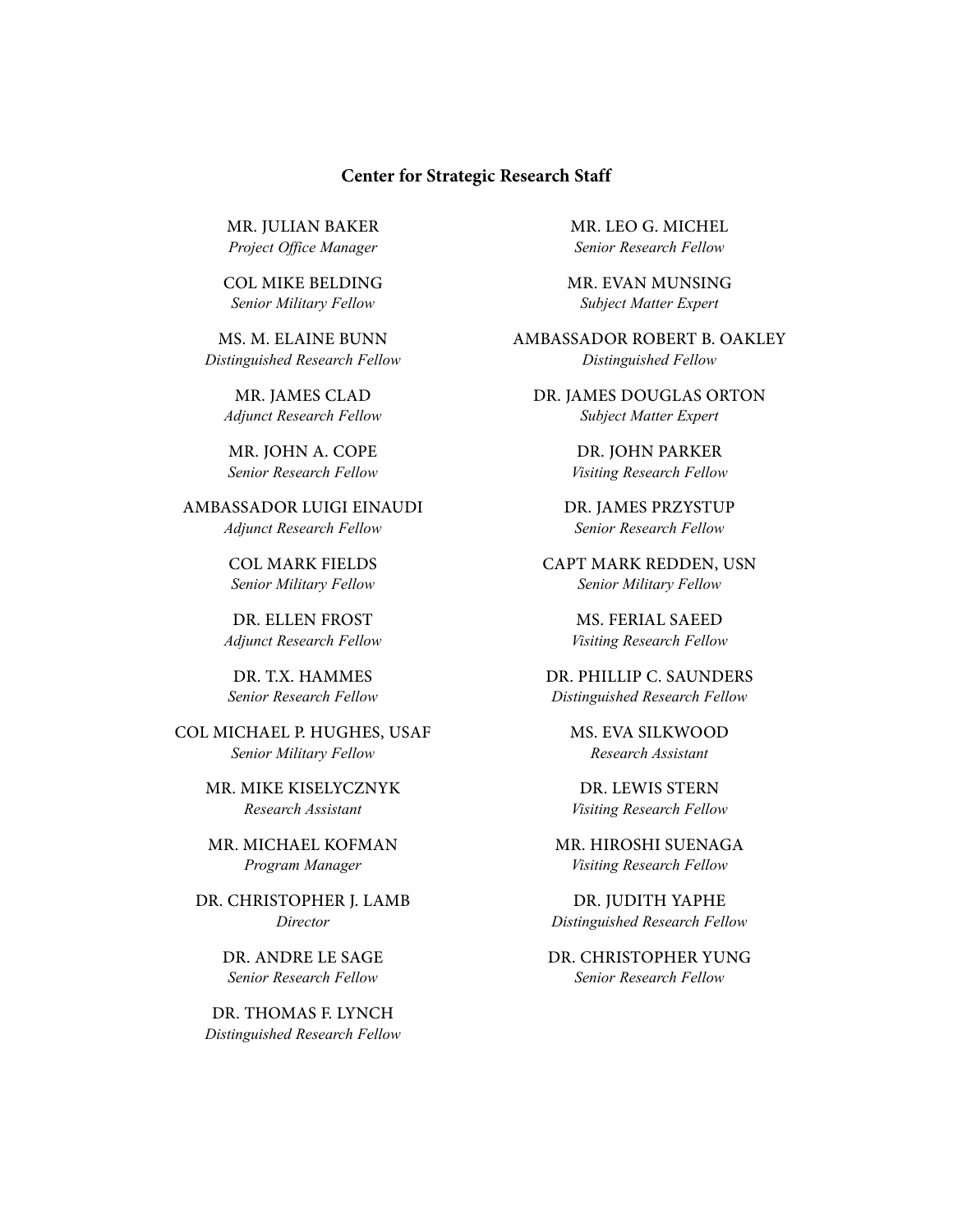**Center for Strategic Research Staff**

MR. JULIAN BAKER
*Project Office Manager*

COL MIKE BELDING
*Senior Military Fellow*

MS. M. ELAINE BUNN
*Distinguished Research Fellow*

MR. JAMES CLAD
*Adjunct Research Fellow*

MR. JOHN A. COPE
*Senior Research Fellow*

AMBASSADOR LUIGI EINAUDI
*Adjunct Research Fellow*

COL MARK FIELDS
*Senior Military Fellow*

DR. ELLEN FROST
*Adjunct Research Fellow*

DR. T.X. HAMMES
*Senior Research Fellow*

COL MICHAEL P. HUGHES, USAF
*Senior Military Fellow*

MR. MIKE KISELYCZNYK
*Research Assistant*

MR. MICHAEL KOFMAN
*Program Manager*

DR. CHRISTOPHER J. LAMB
*Director*

DR. ANDRE LE SAGE
*Senior Research Fellow*

DR. THOMAS F. LYNCH
*Distinguished Research Fellow*

MR. LEO G. MICHEL
*Senior Research Fellow*

MR. EVAN MUNSING
*Subject Matter Expert*

AMBASSADOR ROBERT B. OAKLEY
*Distinguished Fellow*

DR. JAMES DOUGLAS ORTON
*Subject Matter Expert*

DR. JOHN PARKER
*Visiting Research Fellow*

DR. JAMES PRZYSTUP
*Senior Research Fellow*

CAPT MARK REDDEN, USN
*Senior Military Fellow*

MS. FERIAL SAEED
*Visiting Research Fellow*

DR. PHILLIP C. SAUNDERS
*Distinguished Research Fellow*

MS. EVA SILKWOOD
*Research Assistant*

DR. LEWIS STERN
*Visiting Research Fellow*

MR. HIROSHI SUENAGA
*Visiting Research Fellow*

DR. JUDITH YAPHE
*Distinguished Research Fellow*

DR. CHRISTOPHER YUNG
*Senior Research Fellow*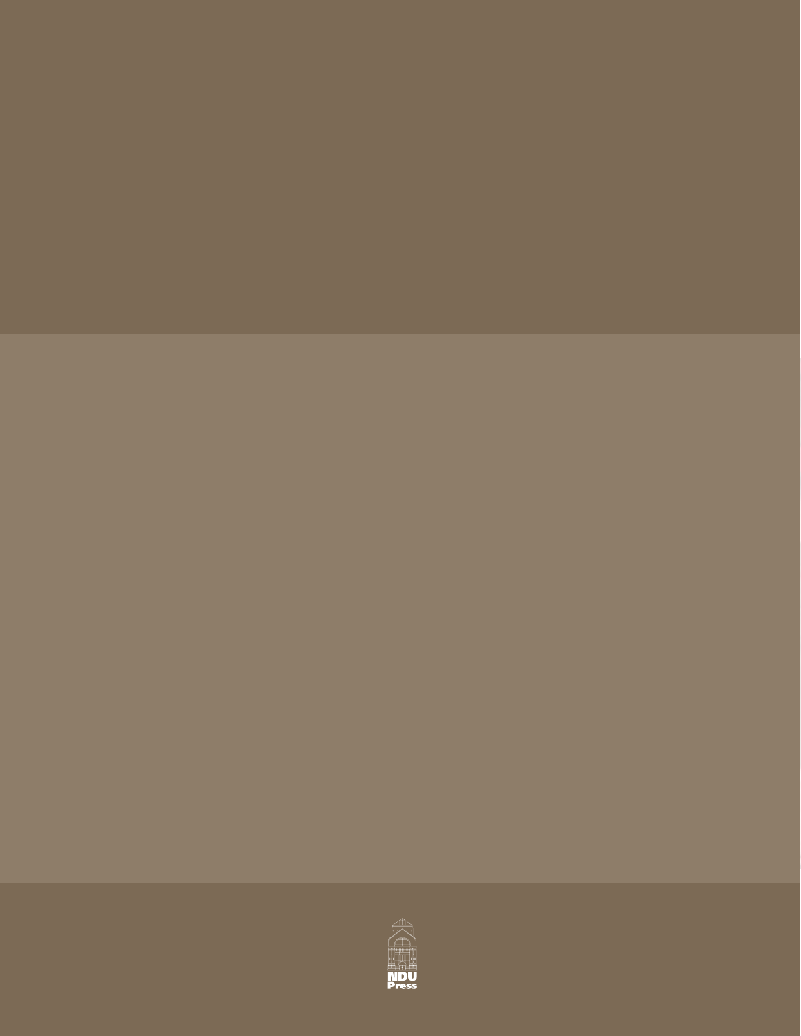NDU Press